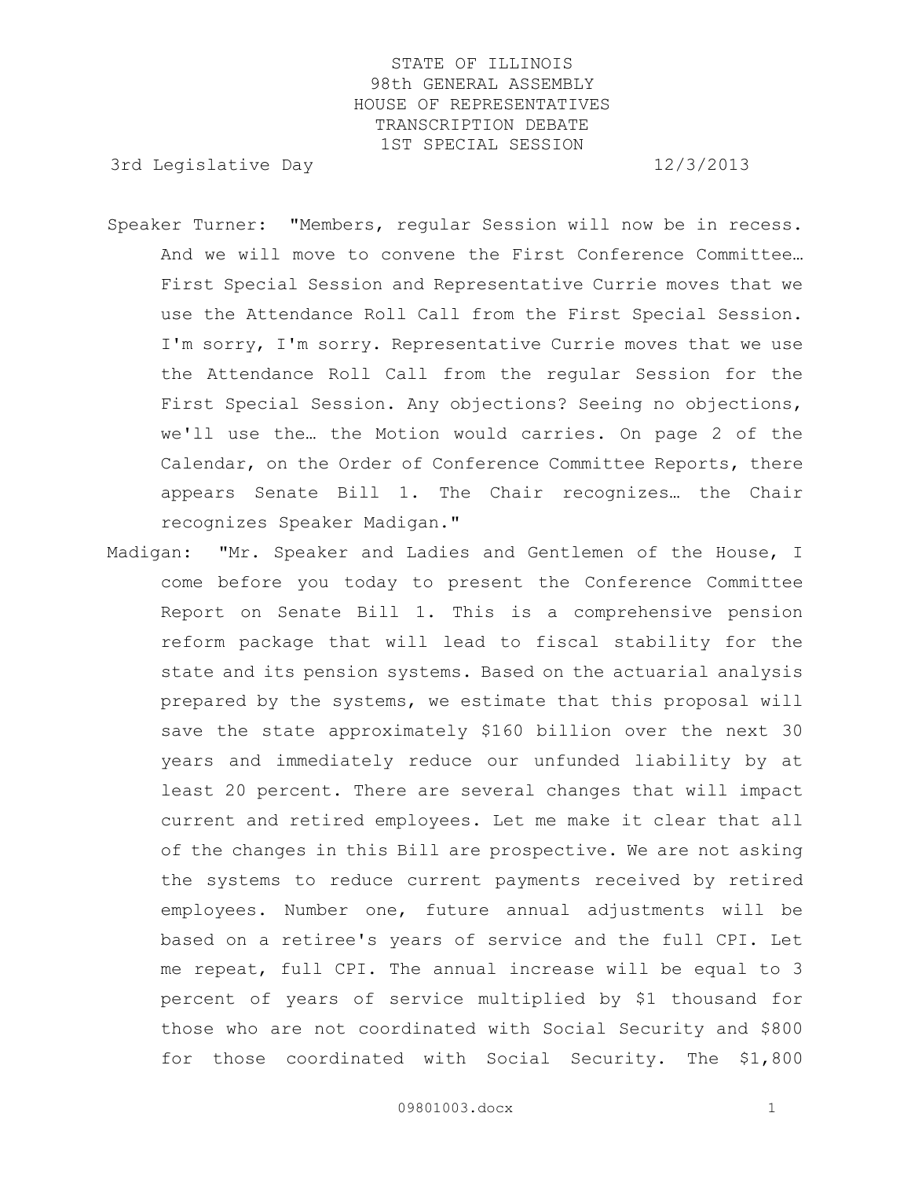STATE OF ILLINOIS
98th GENERAL ASSEMBLY
HOUSE OF REPRESENTATIVES
TRANSCRIPTION DEBATE
1ST SPECIAL SESSION

3rd Legislative Day 12/3/2013

Speaker Turner: "Members, regular Session will now be in recess. And we will move to convene the First Conference Committee… First Special Session and Representative Currie moves that we use the Attendance Roll Call from the First Special Session. I'm sorry, I'm sorry. Representative Currie moves that we use the Attendance Roll Call from the regular Session for the First Special Session. Any objections? Seeing no objections, we'll use the… the Motion would carries. On page 2 of the Calendar, on the Order of Conference Committee Reports, there appears Senate Bill 1. The Chair recognizes… the Chair recognizes Speaker Madigan."

Madigan: "Mr. Speaker and Ladies and Gentlemen of the House, I come before you today to present the Conference Committee Report on Senate Bill 1. This is a comprehensive pension reform package that will lead to fiscal stability for the state and its pension systems. Based on the actuarial analysis prepared by the systems, we estimate that this proposal will save the state approximately $160 billion over the next 30 years and immediately reduce our unfunded liability by at least 20 percent. There are several changes that will impact current and retired employees. Let me make it clear that all of the changes in this Bill are prospective. We are not asking the systems to reduce current payments received by retired employees. Number one, future annual adjustments will be based on a retiree's years of service and the full CPI. Let me repeat, full CPI. The annual increase will be equal to 3 percent of years of service multiplied by $1 thousand for those who are not coordinated with Social Security and $800 for those coordinated with Social Security. The $1,800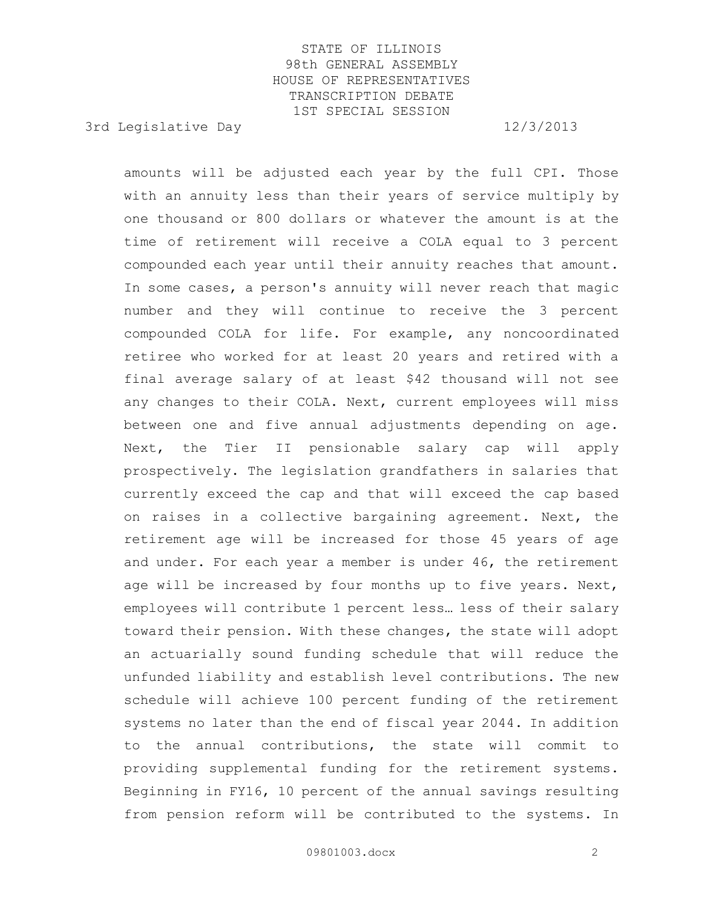amounts will be adjusted each year by the full CPI. Those with an annuity less than their years of service multiply by one thousand or 800 dollars or whatever the amount is at the time of retirement will receive a COLA equal to 3 percent compounded each year until their annuity reaches that amount. In some cases, a person's annuity will never reach that magic number and they will continue to receive the 3 percent compounded COLA for life. For example, any noncoordinated retiree who worked for at least 20 years and retired with a final average salary of at least $42 thousand will not see any changes to their COLA. Next, current employees will miss between one and five annual adjustments depending on age. Next, the Tier II pensionable salary cap will apply prospectively. The legislation grandfathers in salaries that currently exceed the cap and that will exceed the cap based on raises in a collective bargaining agreement. Next, the retirement age will be increased for those 45 years of age and under. For each year a member is under 46, the retirement age will be increased by four months up to five years. Next, employees will contribute 1 percent less… less of their salary toward their pension. With these changes, the state will adopt an actuarially sound funding schedule that will reduce the unfunded liability and establish level contributions. The new schedule will achieve 100 percent funding of the retirement systems no later than the end of fiscal year 2044. In addition to the annual contributions, the state will commit to providing supplemental funding for the retirement systems. Beginning in FY16, 10 percent of the annual savings resulting from pension reform will be contributed to the systems. In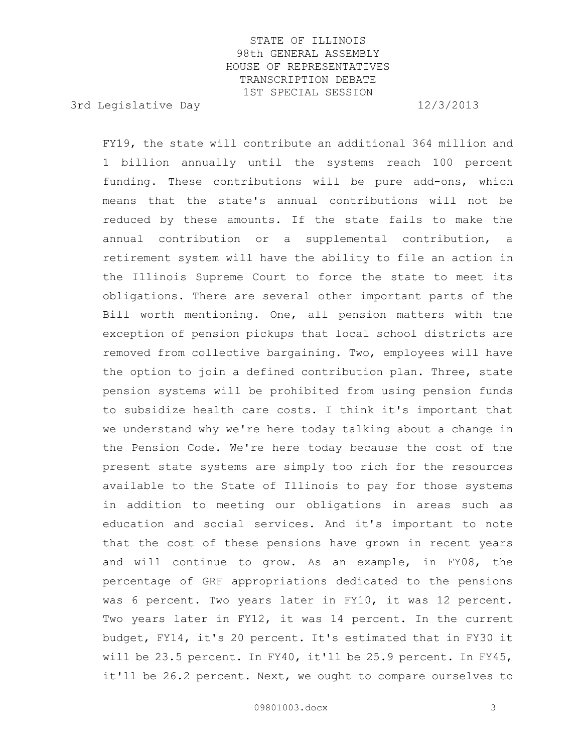FY19, the state will contribute an additional 364 million and 1 billion annually until the systems reach 100 percent funding. These contributions will be pure add-ons, which means that the state's annual contributions will not be reduced by these amounts. If the state fails to make the annual contribution or a supplemental contribution, a retirement system will have the ability to file an action in the Illinois Supreme Court to force the state to meet its obligations. There are several other important parts of the Bill worth mentioning. One, all pension matters with the exception of pension pickups that local school districts are removed from collective bargaining. Two, employees will have the option to join a defined contribution plan. Three, state pension systems will be prohibited from using pension funds to subsidize health care costs. I think it's important that we understand why we're here today talking about a change in the Pension Code. We're here today because the cost of the present state systems are simply too rich for the resources available to the State of Illinois to pay for those systems in addition to meeting our obligations in areas such as education and social services. And it's important to note that the cost of these pensions have grown in recent years and will continue to grow. As an example, in FY08, the percentage of GRF appropriations dedicated to the pensions was 6 percent. Two years later in FY10, it was 12 percent. Two years later in FY12, it was 14 percent. In the current budget, FY14, it's 20 percent. It's estimated that in FY30 it will be 23.5 percent. In FY40, it'll be 25.9 percent. In FY45, it'll be 26.2 percent. Next, we ought to compare ourselves to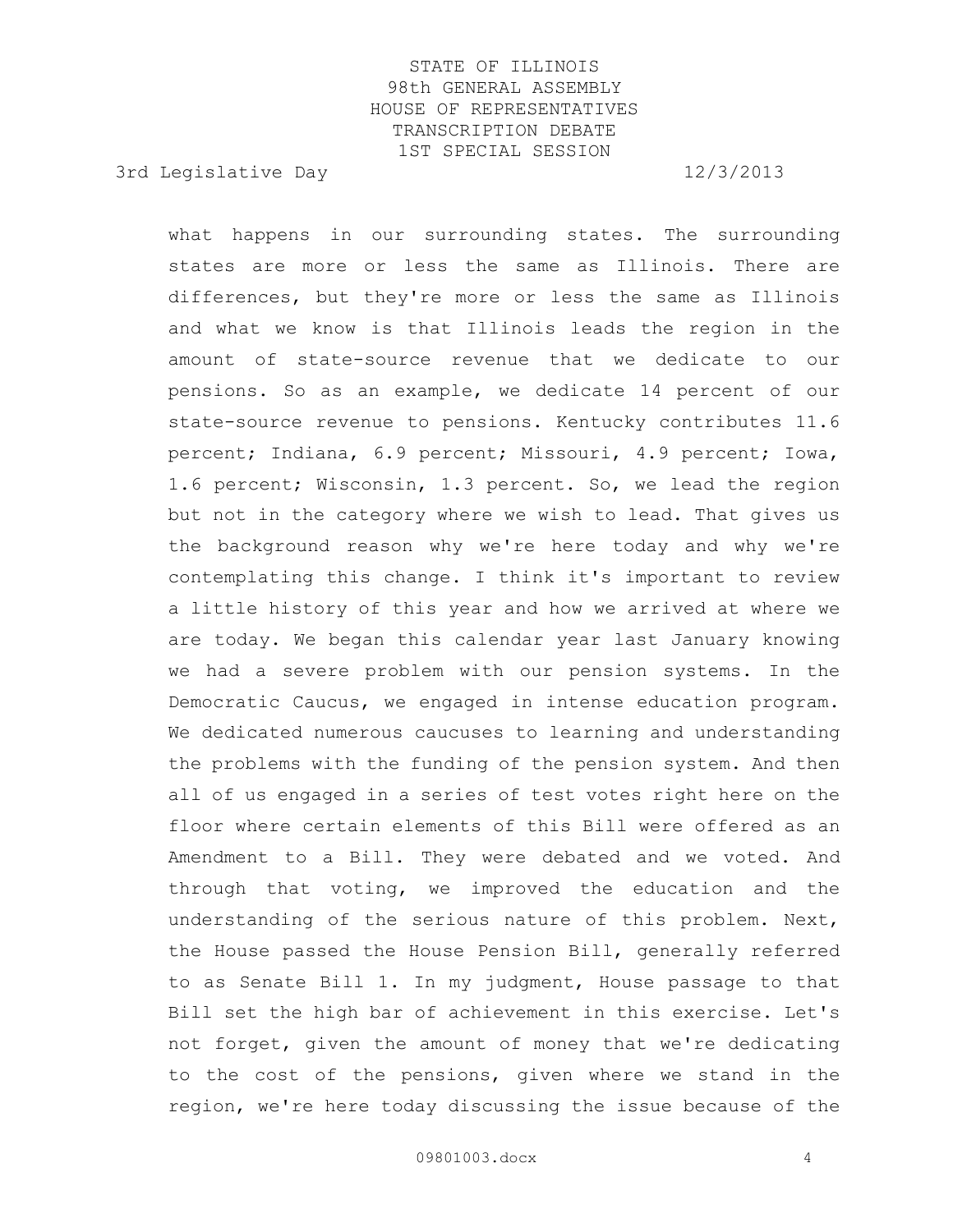what happens in our surrounding states. The surrounding states are more or less the same as Illinois. There are differences, but they're more or less the same as Illinois and what we know is that Illinois leads the region in the amount of state-source revenue that we dedicate to our pensions. So as an example, we dedicate 14 percent of our state-source revenue to pensions. Kentucky contributes 11.6 percent; Indiana, 6.9 percent; Missouri, 4.9 percent; Iowa, 1.6 percent; Wisconsin, 1.3 percent. So, we lead the region but not in the category where we wish to lead. That gives us the background reason why we're here today and why we're contemplating this change. I think it's important to review a little history of this year and how we arrived at where we are today. We began this calendar year last January knowing we had a severe problem with our pension systems. In the Democratic Caucus, we engaged in intense education program. We dedicated numerous caucuses to learning and understanding the problems with the funding of the pension system. And then all of us engaged in a series of test votes right here on the floor where certain elements of this Bill were offered as an Amendment to a Bill. They were debated and we voted. And through that voting, we improved the education and the understanding of the serious nature of this problem. Next, the House passed the House Pension Bill, generally referred to as Senate Bill 1. In my judgment, House passage to that Bill set the high bar of achievement in this exercise. Let's not forget, given the amount of money that we're dedicating to the cost of the pensions, given where we stand in the region, we're here today discussing the issue because of the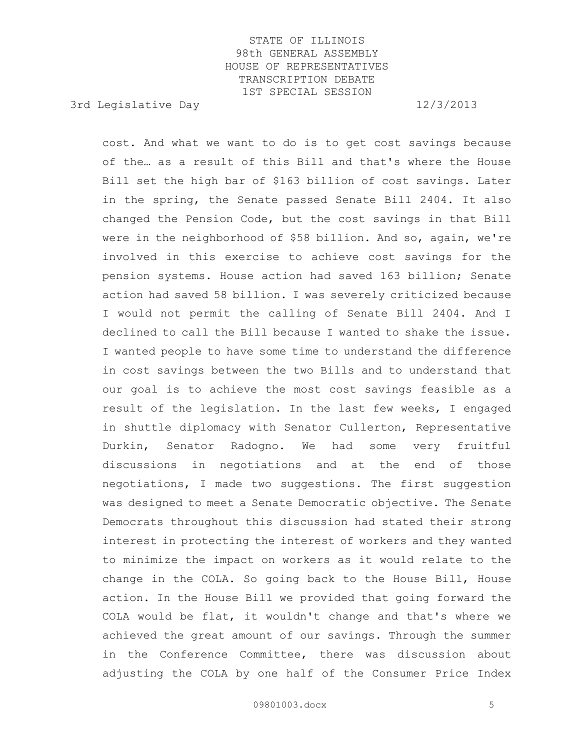cost. And what we want to do is to get cost savings because of the… as a result of this Bill and that's where the House Bill set the high bar of $163 billion of cost savings. Later in the spring, the Senate passed Senate Bill 2404. It also changed the Pension Code, but the cost savings in that Bill were in the neighborhood of $58 billion. And so, again, we're involved in this exercise to achieve cost savings for the pension systems. House action had saved 163 billion; Senate action had saved 58 billion. I was severely criticized because I would not permit the calling of Senate Bill 2404. And I declined to call the Bill because I wanted to shake the issue. I wanted people to have some time to understand the difference in cost savings between the two Bills and to understand that our goal is to achieve the most cost savings feasible as a result of the legislation. In the last few weeks, I engaged in shuttle diplomacy with Senator Cullerton, Representative Durkin, Senator Radogno. We had some very fruitful discussions in negotiations and at the end of those negotiations, I made two suggestions. The first suggestion was designed to meet a Senate Democratic objective. The Senate Democrats throughout this discussion had stated their strong interest in protecting the interest of workers and they wanted to minimize the impact on workers as it would relate to the change in the COLA. So going back to the House Bill, House action. In the House Bill we provided that going forward the COLA would be flat, it wouldn't change and that's where we achieved the great amount of our savings. Through the summer in the Conference Committee, there was discussion about adjusting the COLA by one half of the Consumer Price Index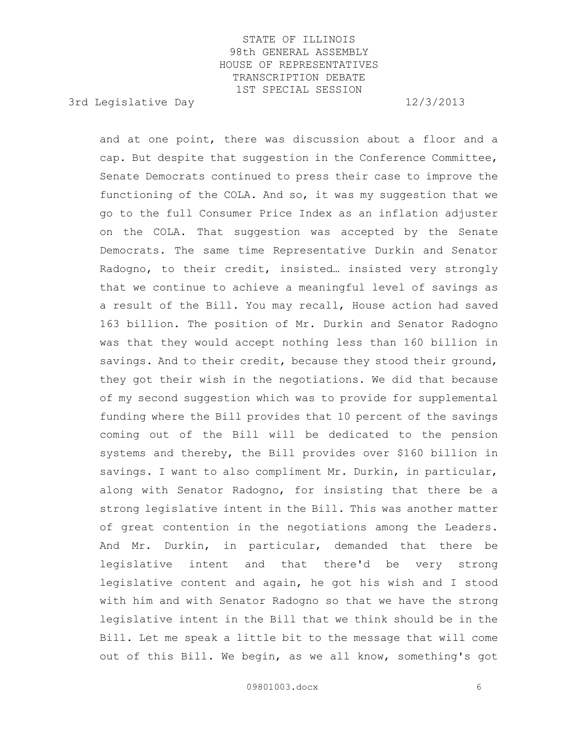and at one point, there was discussion about a floor and a cap. But despite that suggestion in the Conference Committee, Senate Democrats continued to press their case to improve the functioning of the COLA. And so, it was my suggestion that we go to the full Consumer Price Index as an inflation adjuster on the COLA. That suggestion was accepted by the Senate Democrats. The same time Representative Durkin and Senator Radogno, to their credit, insisted… insisted very strongly that we continue to achieve a meaningful level of savings as a result of the Bill. You may recall, House action had saved 163 billion. The position of Mr. Durkin and Senator Radogno was that they would accept nothing less than 160 billion in savings. And to their credit, because they stood their ground, they got their wish in the negotiations. We did that because of my second suggestion which was to provide for supplemental funding where the Bill provides that 10 percent of the savings coming out of the Bill will be dedicated to the pension systems and thereby, the Bill provides over $160 billion in savings. I want to also compliment Mr. Durkin, in particular, along with Senator Radogno, for insisting that there be a strong legislative intent in the Bill. This was another matter of great contention in the negotiations among the Leaders. And Mr. Durkin, in particular, demanded that there be legislative intent and that there'd be very strong legislative content and again, he got his wish and I stood with him and with Senator Radogno so that we have the strong legislative intent in the Bill that we think should be in the Bill. Let me speak a little bit to the message that will come out of this Bill. We begin, as we all know, something's got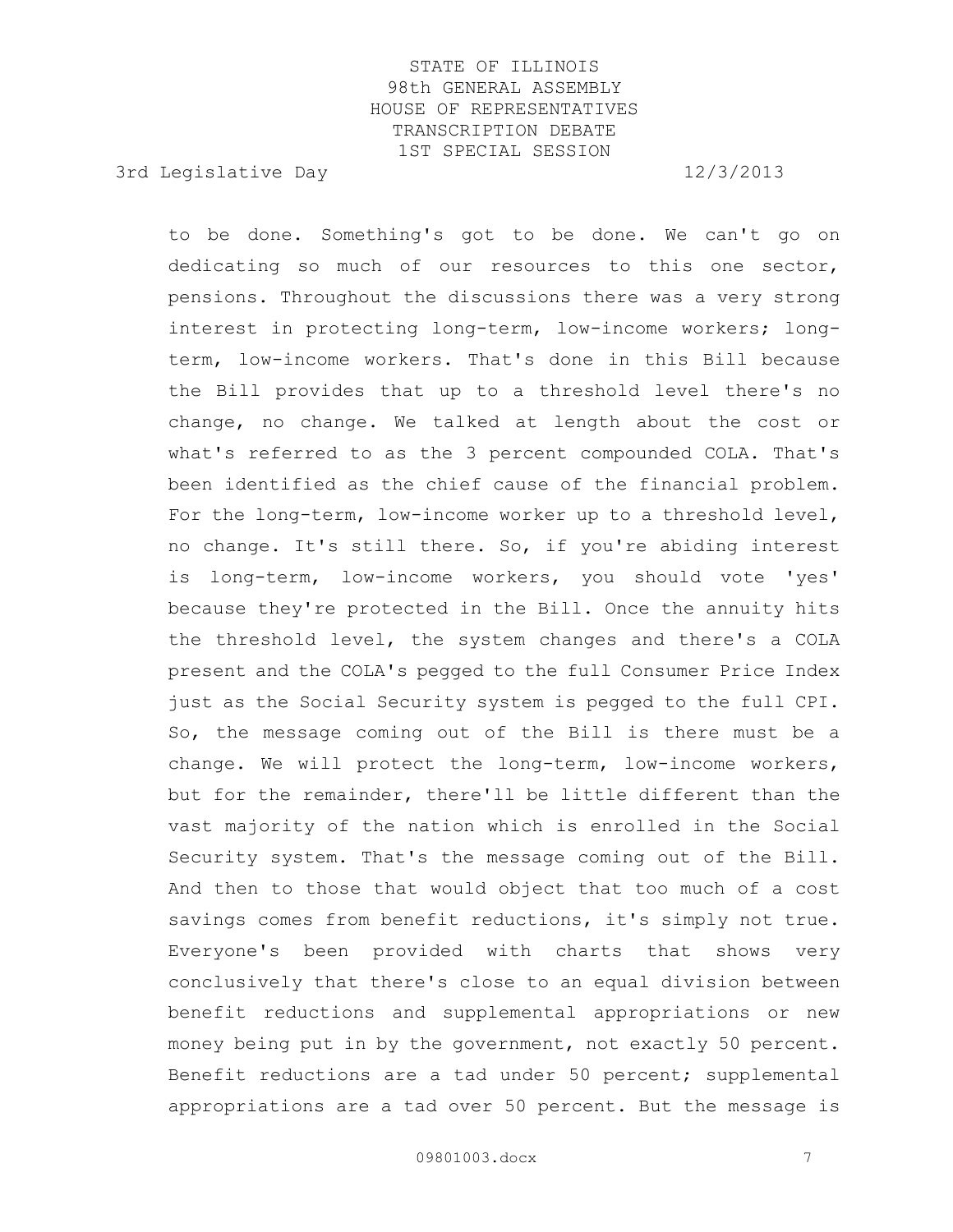to be done. Something's got to be done. We can't go on dedicating so much of our resources to this one sector, pensions. Throughout the discussions there was a very strong interest in protecting long-term, low-income workers; long-term, low-income workers. That's done in this Bill because the Bill provides that up to a threshold level there's no change, no change. We talked at length about the cost or what's referred to as the 3 percent compounded COLA. That's been identified as the chief cause of the financial problem. For the long-term, low-income worker up to a threshold level, no change. It's still there. So, if you're abiding interest is long-term, low-income workers, you should vote 'yes' because they're protected in the Bill. Once the annuity hits the threshold level, the system changes and there's a COLA present and the COLA's pegged to the full Consumer Price Index just as the Social Security system is pegged to the full CPI. So, the message coming out of the Bill is there must be a change. We will protect the long-term, low-income workers, but for the remainder, there'll be little different than the vast majority of the nation which is enrolled in the Social Security system. That's the message coming out of the Bill. And then to those that would object that too much of a cost savings comes from benefit reductions, it's simply not true. Everyone's been provided with charts that shows very conclusively that there's close to an equal division between benefit reductions and supplemental appropriations or new money being put in by the government, not exactly 50 percent. Benefit reductions are a tad under 50 percent; supplemental appropriations are a tad over 50 percent. But the message is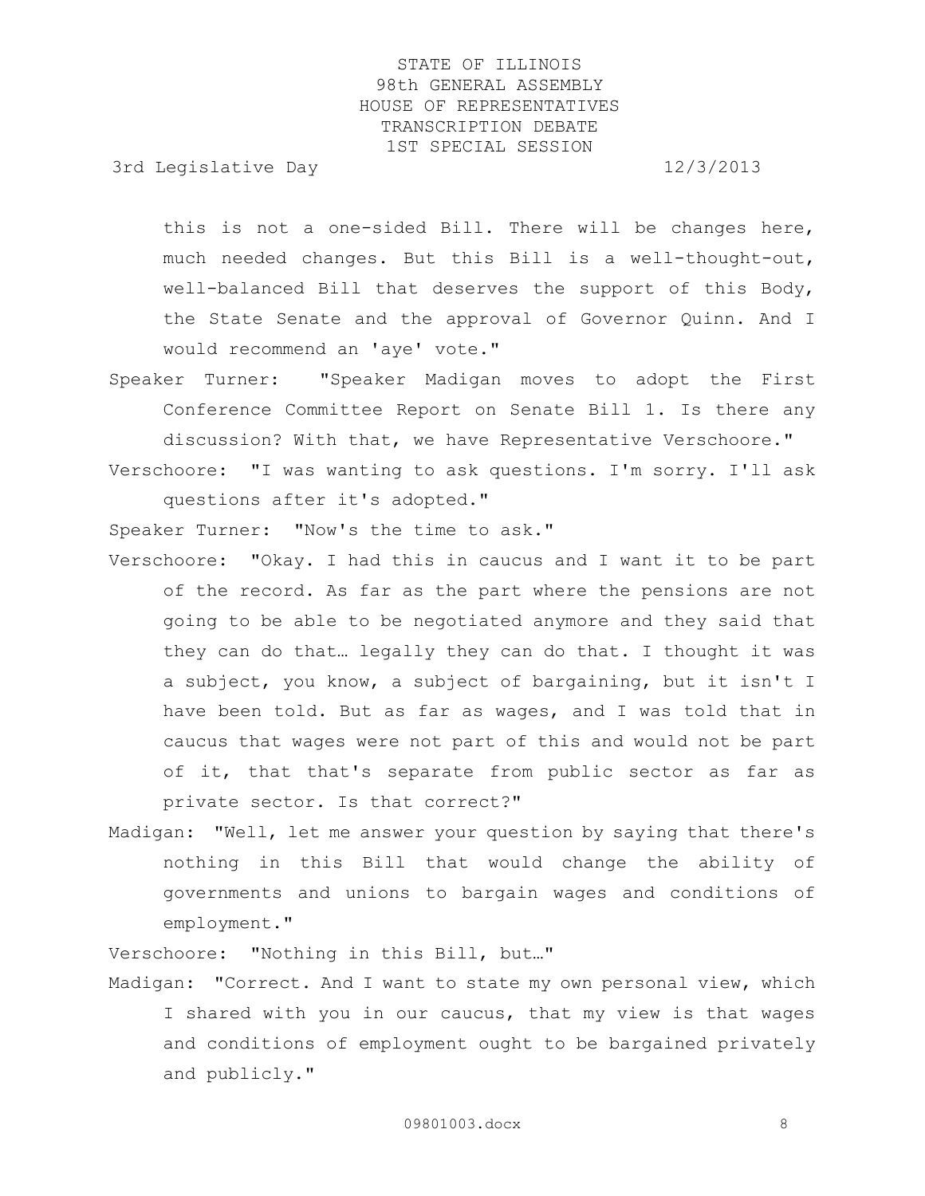this is not a one-sided Bill. There will be changes here, much needed changes. But this Bill is a well-thought-out, well-balanced Bill that deserves the support of this Body, the State Senate and the approval of Governor Quinn. And I would recommend an 'aye' vote."

Speaker Turner: "Speaker Madigan moves to adopt the First Conference Committee Report on Senate Bill 1. Is there any discussion? With that, we have Representative Verschoore."

Verschoore: "I was wanting to ask questions. I'm sorry. I'll ask questions after it's adopted."

Speaker Turner: "Now's the time to ask."

Verschoore: "Okay. I had this in caucus and I want it to be part of the record. As far as the part where the pensions are not going to be able to be negotiated anymore and they said that they can do that… legally they can do that. I thought it was a subject, you know, a subject of bargaining, but it isn't I have been told. But as far as wages, and I was told that in caucus that wages were not part of this and would not be part of it, that that's separate from public sector as far as private sector. Is that correct?"

Madigan: "Well, let me answer your question by saying that there's nothing in this Bill that would change the ability of governments and unions to bargain wages and conditions of employment."

Verschoore: "Nothing in this Bill, but…"

Madigan: "Correct. And I want to state my own personal view, which I shared with you in our caucus, that my view is that wages and conditions of employment ought to be bargained privately and publicly."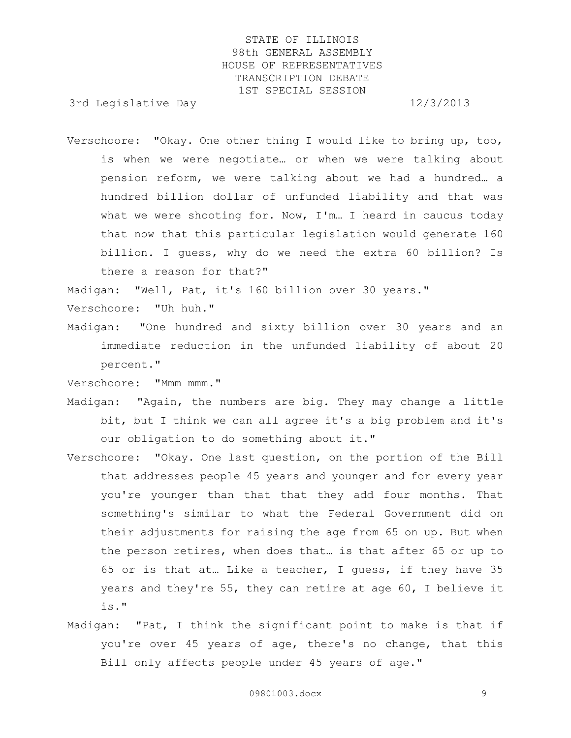Verschoore: "Okay. One other thing I would like to bring up, too, is when we were negotiate… or when we were talking about pension reform, we were talking about we had a hundred… a hundred billion dollar of unfunded liability and that was what we were shooting for. Now, I'm… I heard in caucus today that now that this particular legislation would generate 160 billion. I guess, why do we need the extra 60 billion? Is there a reason for that?"

Madigan: "Well, Pat, it's 160 billion over 30 years."

Verschoore: "Uh huh."

Madigan: "One hundred and sixty billion over 30 years and an immediate reduction in the unfunded liability of about 20 percent."

Verschoore: "Mmm mmm."

Madigan: "Again, the numbers are big. They may change a little bit, but I think we can all agree it's a big problem and it's our obligation to do something about it."

Verschoore: "Okay. One last question, on the portion of the Bill that addresses people 45 years and younger and for every year you're younger than that that they add four months. That something's similar to what the Federal Government did on their adjustments for raising the age from 65 on up. But when the person retires, when does that… is that after 65 or up to 65 or is that at… Like a teacher, I guess, if they have 35 years and they're 55, they can retire at age 60, I believe it is."

Madigan: "Pat, I think the significant point to make is that if you're over 45 years of age, there's no change, that this Bill only affects people under 45 years of age."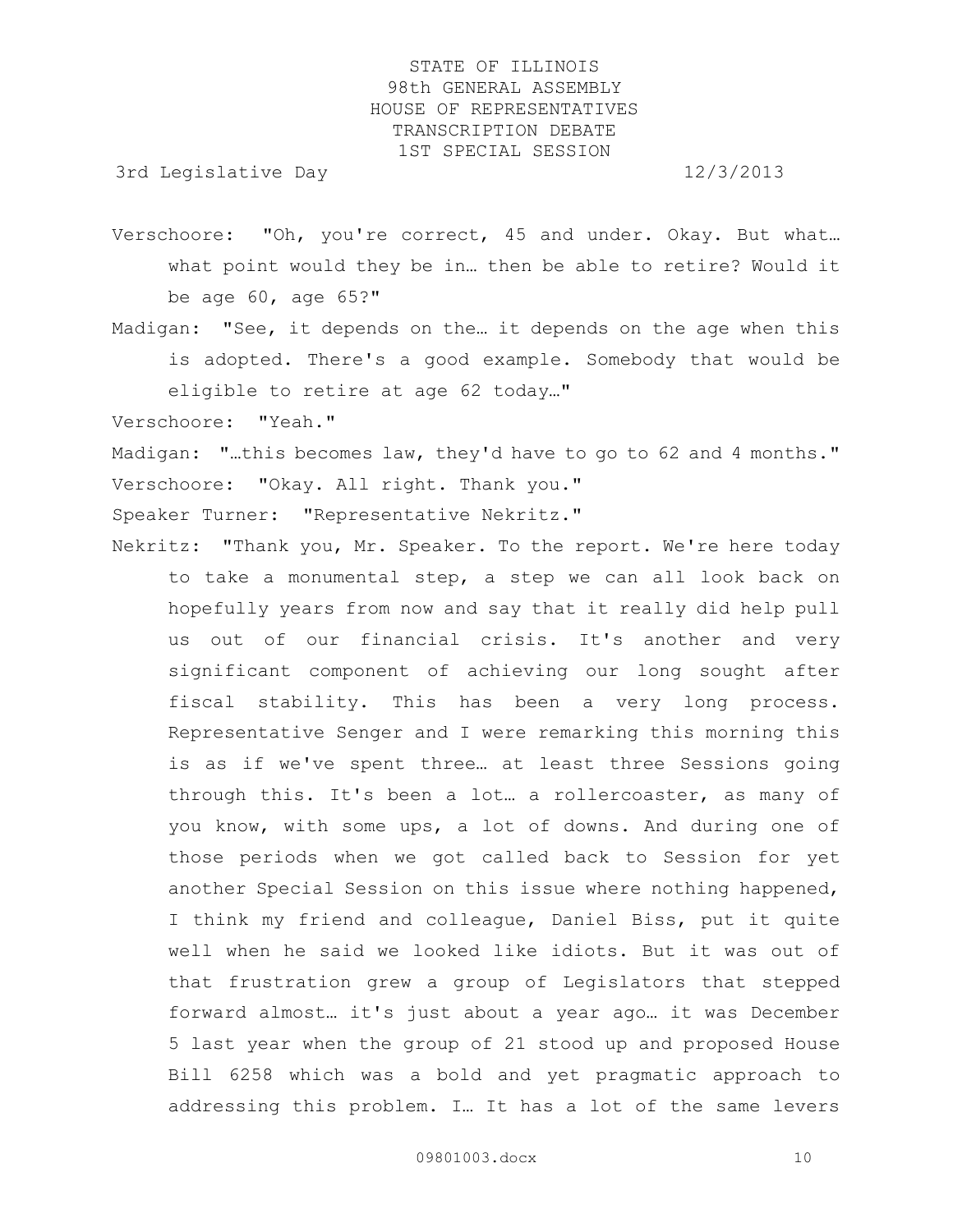Verschoore: "Oh, you're correct, 45 and under. Okay. But what… what point would they be in… then be able to retire? Would it be age 60, age 65?"

Madigan: "See, it depends on the… it depends on the age when this is adopted. There's a good example. Somebody that would be eligible to retire at age 62 today…"

Verschoore: "Yeah."

Madigan: "…this becomes law, they'd have to go to 62 and 4 months."

Verschoore: "Okay. All right. Thank you."

Speaker Turner: "Representative Nekritz."

Nekritz: "Thank you, Mr. Speaker. To the report. We're here today to take a monumental step, a step we can all look back on hopefully years from now and say that it really did help pull us out of our financial crisis. It's another and very significant component of achieving our long sought after fiscal stability. This has been a very long process. Representative Senger and I were remarking this morning this is as if we've spent three… at least three Sessions going through this. It's been a lot… a rollercoaster, as many of you know, with some ups, a lot of downs. And during one of those periods when we got called back to Session for yet another Special Session on this issue where nothing happened, I think my friend and colleague, Daniel Biss, put it quite well when he said we looked like idiots. But it was out of that frustration grew a group of Legislators that stepped forward almost… it's just about a year ago… it was December 5 last year when the group of 21 stood up and proposed House Bill 6258 which was a bold and yet pragmatic approach to addressing this problem. I… It has a lot of the same levers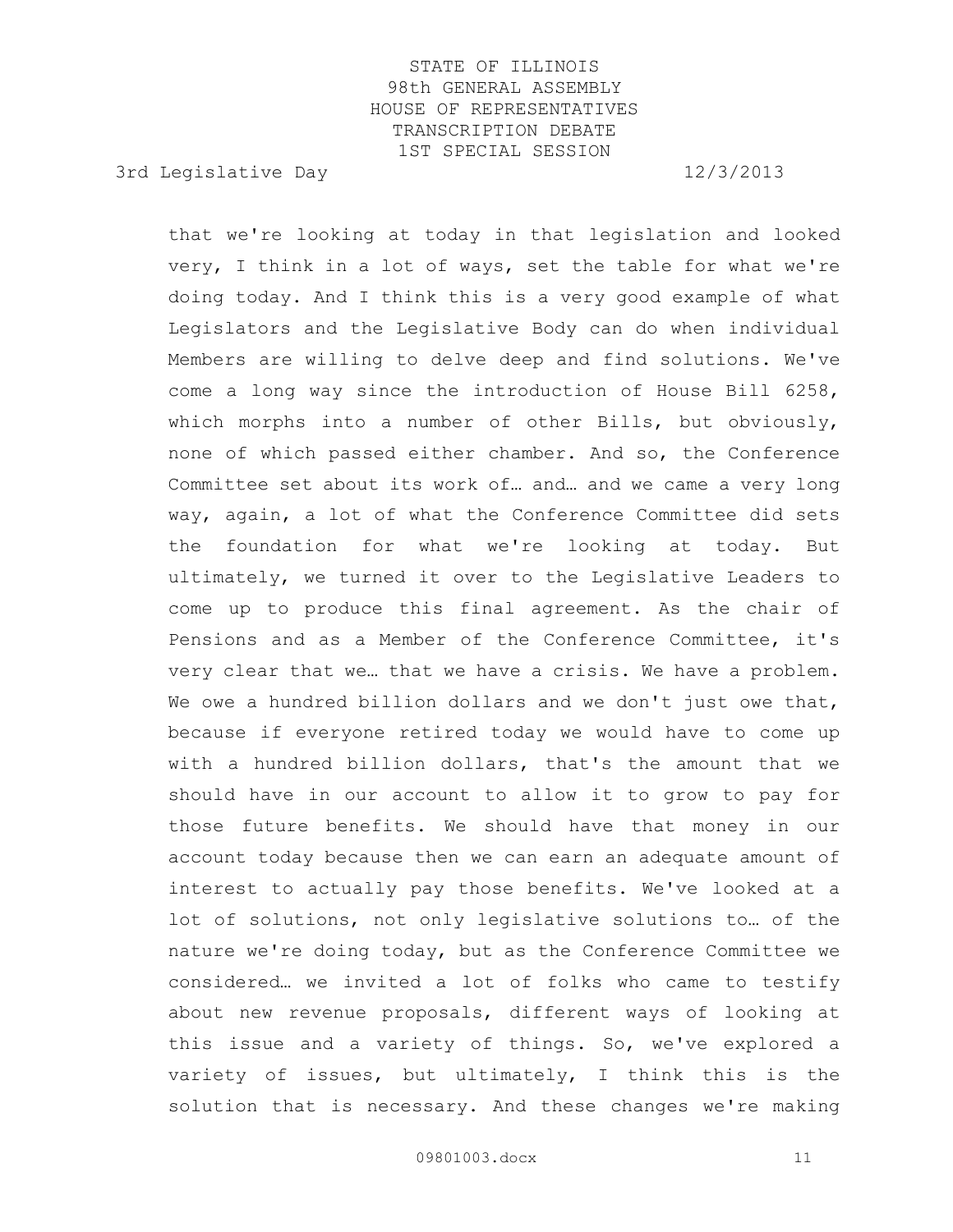that we're looking at today in that legislation and looked very, I think in a lot of ways, set the table for what we're doing today. And I think this is a very good example of what Legislators and the Legislative Body can do when individual Members are willing to delve deep and find solutions. We've come a long way since the introduction of House Bill 6258, which morphs into a number of other Bills, but obviously, none of which passed either chamber. And so, the Conference Committee set about its work of… and… and we came a very long way, again, a lot of what the Conference Committee did sets the foundation for what we're looking at today. But ultimately, we turned it over to the Legislative Leaders to come up to produce this final agreement. As the chair of Pensions and as a Member of the Conference Committee, it's very clear that we… that we have a crisis. We have a problem. We owe a hundred billion dollars and we don't just owe that, because if everyone retired today we would have to come up with a hundred billion dollars, that's the amount that we should have in our account to allow it to grow to pay for those future benefits. We should have that money in our account today because then we can earn an adequate amount of interest to actually pay those benefits. We've looked at a lot of solutions, not only legislative solutions to… of the nature we're doing today, but as the Conference Committee we considered… we invited a lot of folks who came to testify about new revenue proposals, different ways of looking at this issue and a variety of things. So, we've explored a variety of issues, but ultimately, I think this is the solution that is necessary. And these changes we're making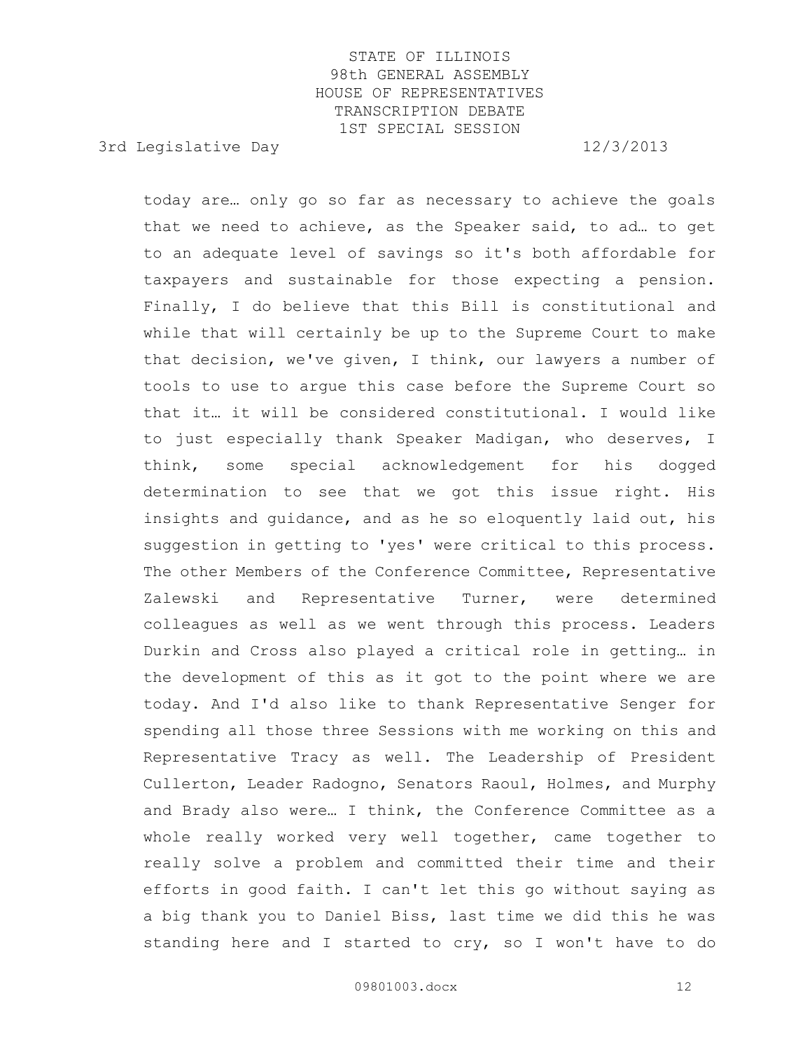today are… only go so far as necessary to achieve the goals that we need to achieve, as the Speaker said, to ad… to get to an adequate level of savings so it's both affordable for taxpayers and sustainable for those expecting a pension. Finally, I do believe that this Bill is constitutional and while that will certainly be up to the Supreme Court to make that decision, we've given, I think, our lawyers a number of tools to use to argue this case before the Supreme Court so that it… it will be considered constitutional. I would like to just especially thank Speaker Madigan, who deserves, I think, some special acknowledgement for his dogged determination to see that we got this issue right. His insights and guidance, and as he so eloquently laid out, his suggestion in getting to 'yes' were critical to this process. The other Members of the Conference Committee, Representative Zalewski and Representative Turner, were determined colleagues as well as we went through this process. Leaders Durkin and Cross also played a critical role in getting… in the development of this as it got to the point where we are today. And I'd also like to thank Representative Senger for spending all those three Sessions with me working on this and Representative Tracy as well. The Leadership of President Cullerton, Leader Radogno, Senators Raoul, Holmes, and Murphy and Brady also were… I think, the Conference Committee as a whole really worked very well together, came together to really solve a problem and committed their time and their efforts in good faith. I can't let this go without saying as a big thank you to Daniel Biss, last time we did this he was standing here and I started to cry, so I won't have to do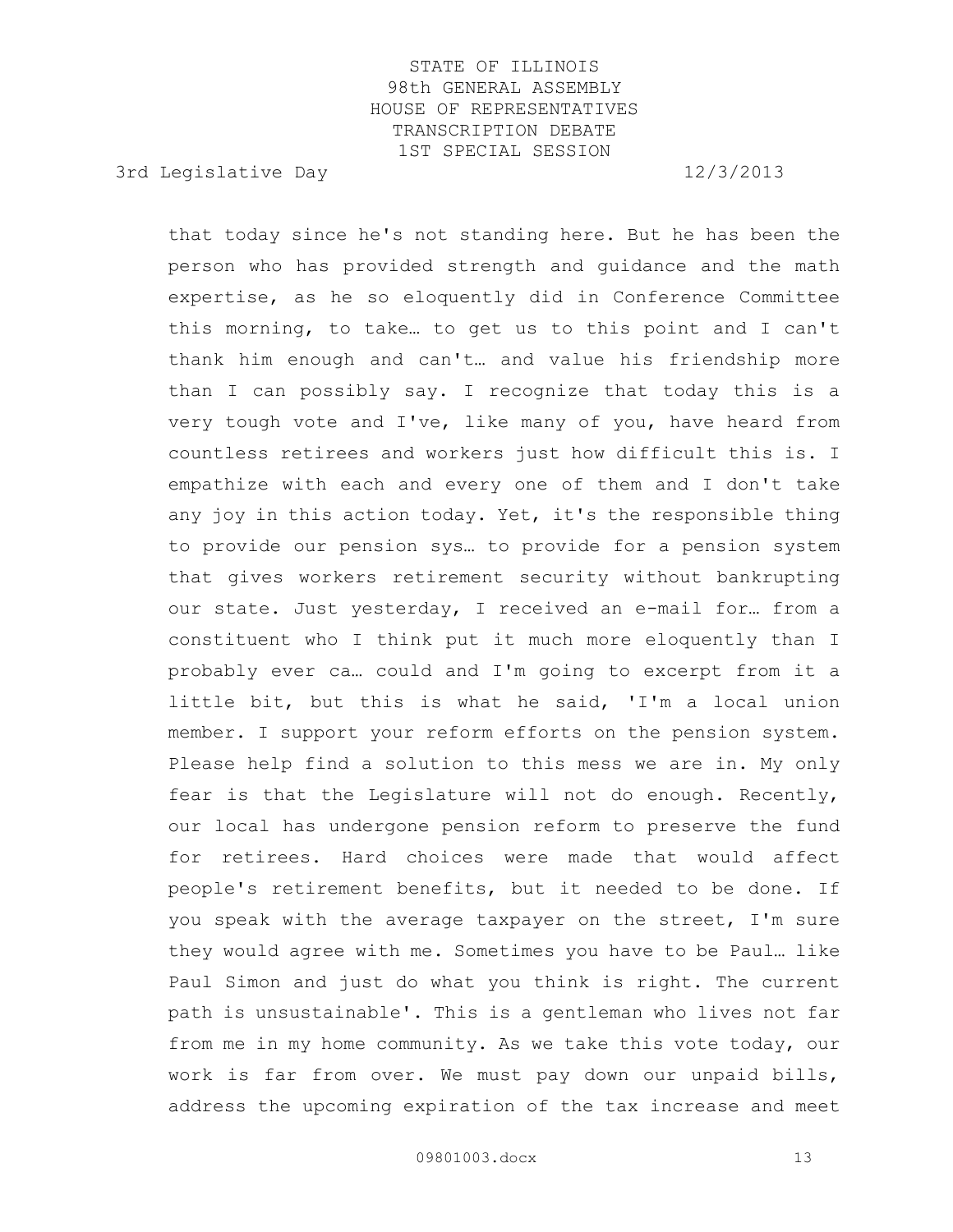that today since he's not standing here. But he has been the person who has provided strength and guidance and the math expertise, as he so eloquently did in Conference Committee this morning, to take… to get us to this point and I can't thank him enough and can't… and value his friendship more than I can possibly say. I recognize that today this is a very tough vote and I've, like many of you, have heard from countless retirees and workers just how difficult this is. I empathize with each and every one of them and I don't take any joy in this action today. Yet, it's the responsible thing to provide our pension sys… to provide for a pension system that gives workers retirement security without bankrupting our state. Just yesterday, I received an e-mail for… from a constituent who I think put it much more eloquently than I probably ever ca… could and I'm going to excerpt from it a little bit, but this is what he said, 'I'm a local union member. I support your reform efforts on the pension system. Please help find a solution to this mess we are in. My only fear is that the Legislature will not do enough. Recently, our local has undergone pension reform to preserve the fund for retirees. Hard choices were made that would affect people's retirement benefits, but it needed to be done. If you speak with the average taxpayer on the street, I'm sure they would agree with me. Sometimes you have to be Paul… like Paul Simon and just do what you think is right. The current path is unsustainable'. This is a gentleman who lives not far from me in my home community. As we take this vote today, our work is far from over. We must pay down our unpaid bills, address the upcoming expiration of the tax increase and meet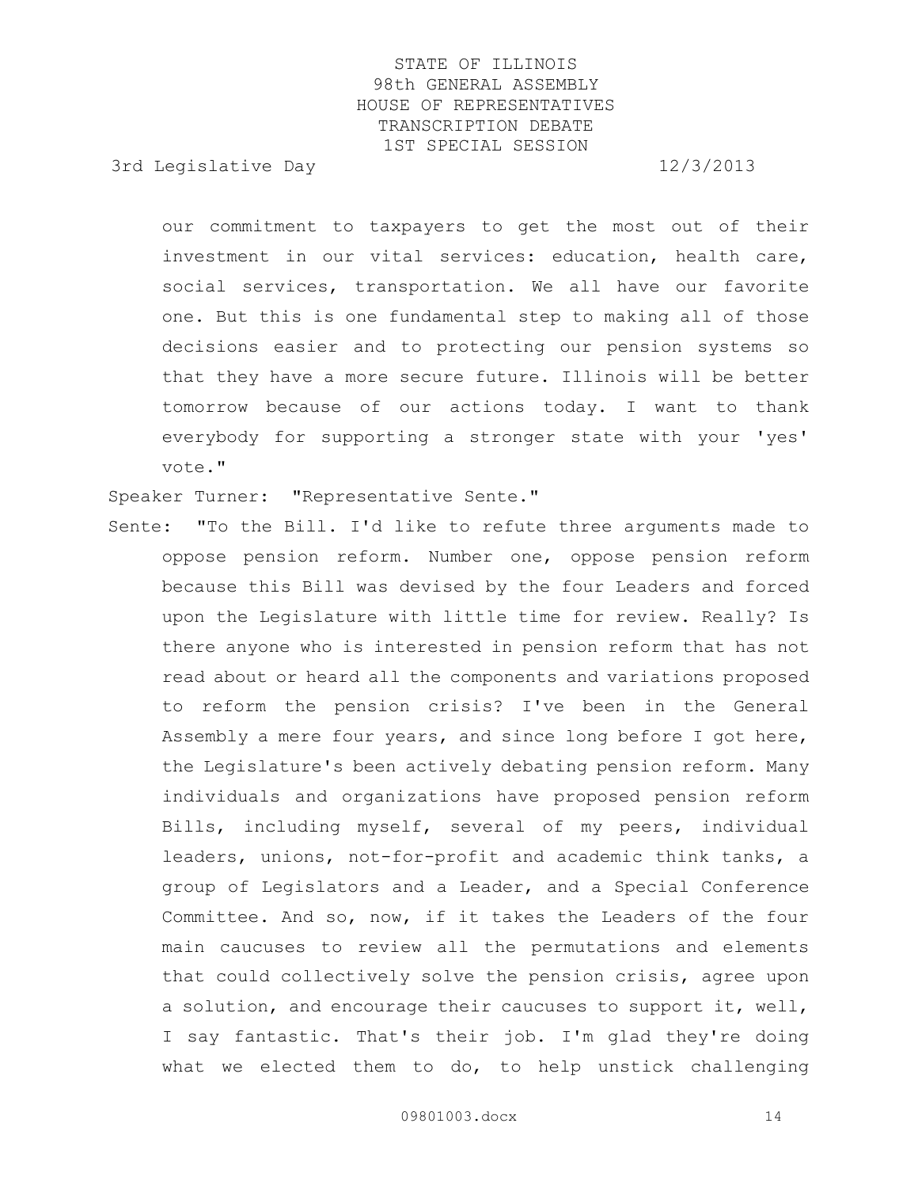our commitment to taxpayers to get the most out of their investment in our vital services: education, health care, social services, transportation. We all have our favorite one. But this is one fundamental step to making all of those decisions easier and to protecting our pension systems so that they have a more secure future. Illinois will be better tomorrow because of our actions today. I want to thank everybody for supporting a stronger state with your 'yes' vote."

Speaker Turner: "Representative Sente."

Sente: "To the Bill. I'd like to refute three arguments made to oppose pension reform. Number one, oppose pension reform because this Bill was devised by the four Leaders and forced upon the Legislature with little time for review. Really? Is there anyone who is interested in pension reform that has not read about or heard all the components and variations proposed to reform the pension crisis? I've been in the General Assembly a mere four years, and since long before I got here, the Legislature's been actively debating pension reform. Many individuals and organizations have proposed pension reform Bills, including myself, several of my peers, individual leaders, unions, not-for-profit and academic think tanks, a group of Legislators and a Leader, and a Special Conference Committee. And so, now, if it takes the Leaders of the four main caucuses to review all the permutations and elements that could collectively solve the pension crisis, agree upon a solution, and encourage their caucuses to support it, well, I say fantastic. That's their job. I'm glad they're doing what we elected them to do, to help unstick challenging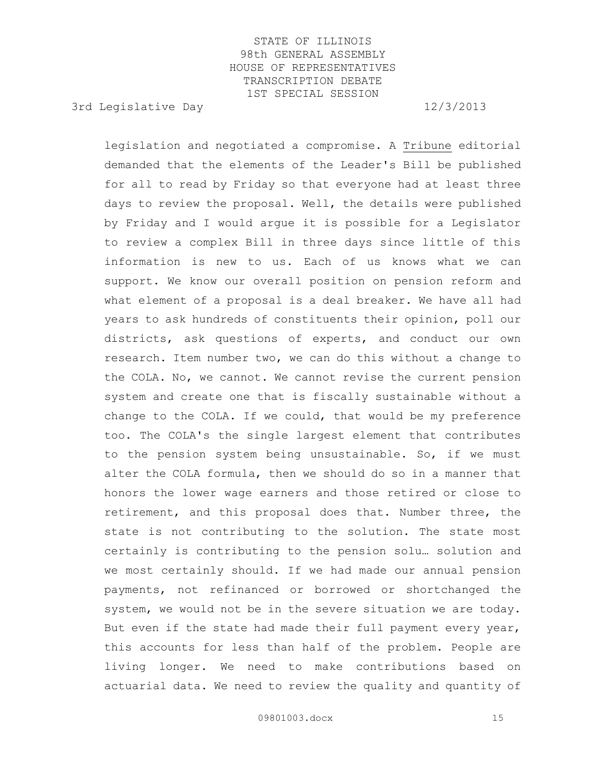legislation and negotiated a compromise. A Tribune editorial demanded that the elements of the Leader's Bill be published for all to read by Friday so that everyone had at least three days to review the proposal. Well, the details were published by Friday and I would argue it is possible for a Legislator to review a complex Bill in three days since little of this information is new to us. Each of us knows what we can support. We know our overall position on pension reform and what element of a proposal is a deal breaker. We have all had years to ask hundreds of constituents their opinion, poll our districts, ask questions of experts, and conduct our own research. Item number two, we can do this without a change to the COLA. No, we cannot. We cannot revise the current pension system and create one that is fiscally sustainable without a change to the COLA. If we could, that would be my preference too. The COLA's the single largest element that contributes to the pension system being unsustainable. So, if we must alter the COLA formula, then we should do so in a manner that honors the lower wage earners and those retired or close to retirement, and this proposal does that. Number three, the state is not contributing to the solution. The state most certainly is contributing to the pension solu… solution and we most certainly should. If we had made our annual pension payments, not refinanced or borrowed or shortchanged the system, we would not be in the severe situation we are today. But even if the state had made their full payment every year, this accounts for less than half of the problem. People are living longer. We need to make contributions based on actuarial data. We need to review the quality and quantity of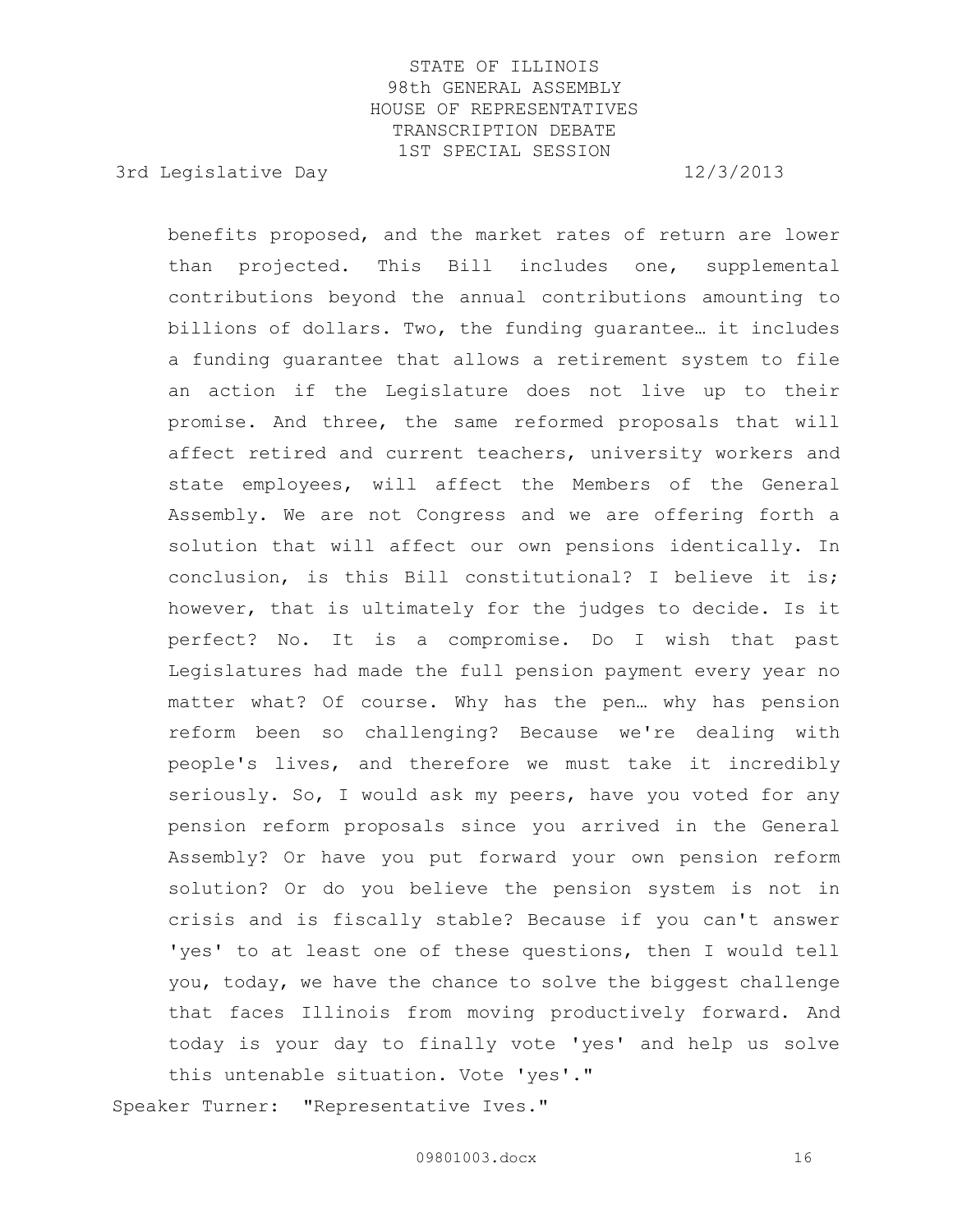benefits proposed, and the market rates of return are lower than projected. This Bill includes one, supplemental contributions beyond the annual contributions amounting to billions of dollars. Two, the funding guarantee… it includes a funding guarantee that allows a retirement system to file an action if the Legislature does not live up to their promise. And three, the same reformed proposals that will affect retired and current teachers, university workers and state employees, will affect the Members of the General Assembly. We are not Congress and we are offering forth a solution that will affect our own pensions identically. In conclusion, is this Bill constitutional? I believe it is; however, that is ultimately for the judges to decide. Is it perfect? No. It is a compromise. Do I wish that past Legislatures had made the full pension payment every year no matter what? Of course. Why has the pen… why has pension reform been so challenging? Because we're dealing with people's lives, and therefore we must take it incredibly seriously. So, I would ask my peers, have you voted for any pension reform proposals since you arrived in the General Assembly? Or have you put forward your own pension reform solution? Or do you believe the pension system is not in crisis and is fiscally stable? Because if you can't answer 'yes' to at least one of these questions, then I would tell you, today, we have the chance to solve the biggest challenge that faces Illinois from moving productively forward. And today is your day to finally vote 'yes' and help us solve this untenable situation. Vote 'yes'."

Speaker Turner: "Representative Ives."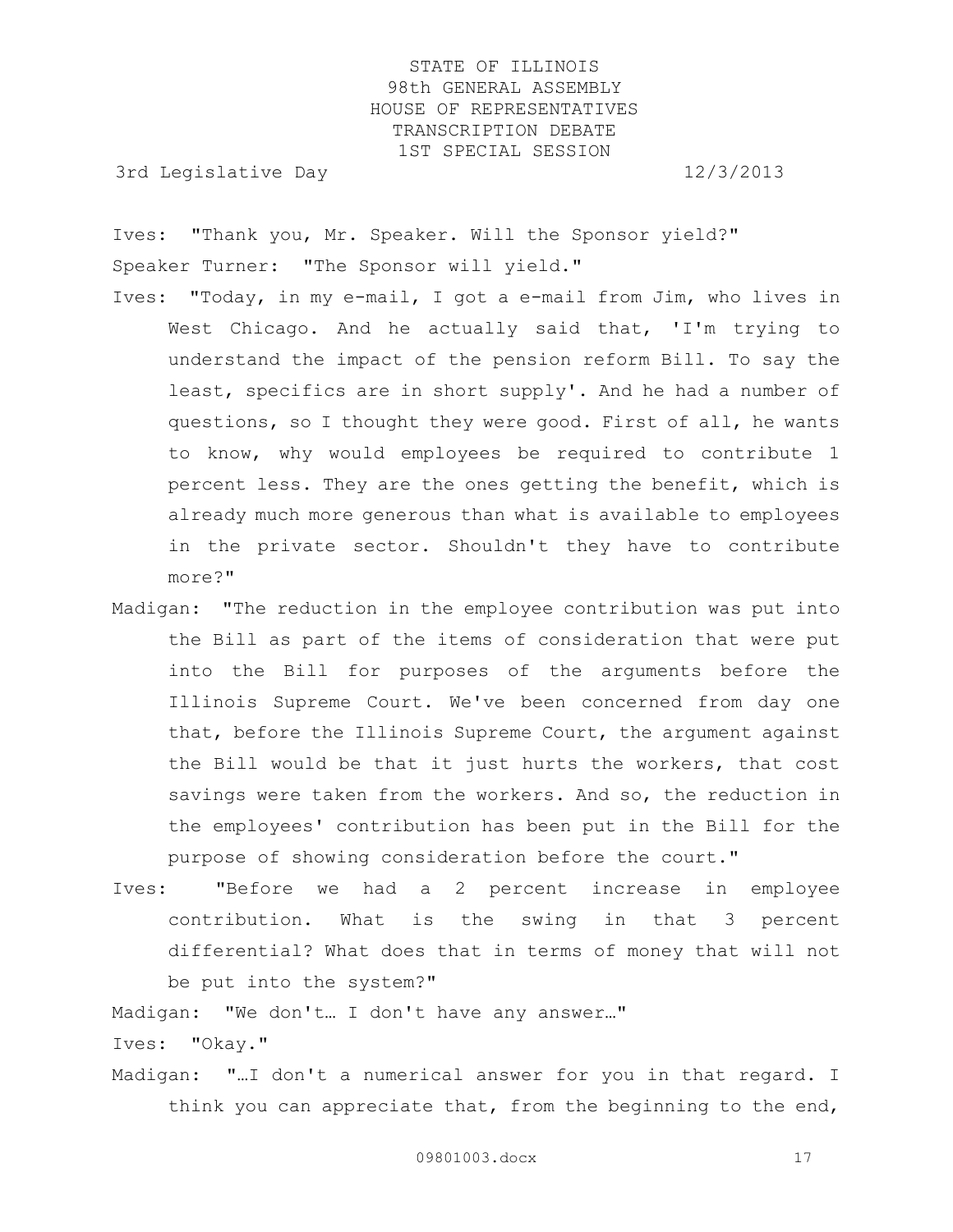Ives: "Thank you, Mr. Speaker. Will the Sponsor yield?"

Speaker Turner: "The Sponsor will yield."

Ives: "Today, in my e-mail, I got a e-mail from Jim, who lives in West Chicago. And he actually said that, 'I'm trying to understand the impact of the pension reform Bill. To say the least, specifics are in short supply'. And he had a number of questions, so I thought they were good. First of all, he wants to know, why would employees be required to contribute 1 percent less. They are the ones getting the benefit, which is already much more generous than what is available to employees in the private sector. Shouldn't they have to contribute more?"

Madigan: "The reduction in the employee contribution was put into the Bill as part of the items of consideration that were put into the Bill for purposes of the arguments before the Illinois Supreme Court. We've been concerned from day one that, before the Illinois Supreme Court, the argument against the Bill would be that it just hurts the workers, that cost savings were taken from the workers. And so, the reduction in the employees' contribution has been put in the Bill for the purpose of showing consideration before the court."

Ives: "Before we had a 2 percent increase in employee contribution. What is the swing in that 3 percent differential? What does that in terms of money that will not be put into the system?"

Madigan: "We don't… I don't have any answer…"

Ives: "Okay."

Madigan: "…I don't a numerical answer for you in that regard. I think you can appreciate that, from the beginning to the end,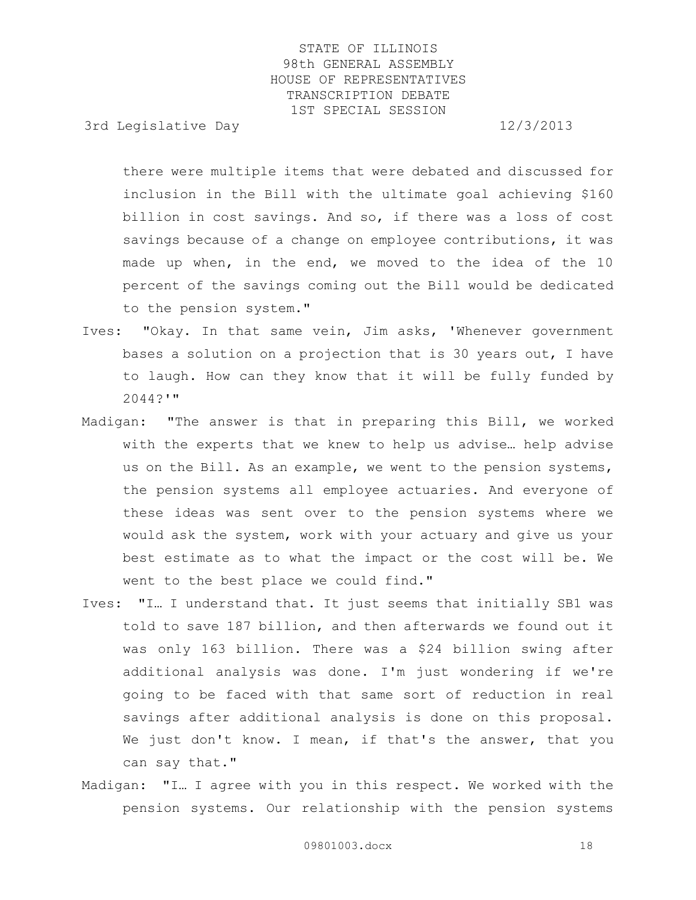there were multiple items that were debated and discussed for inclusion in the Bill with the ultimate goal achieving $160 billion in cost savings. And so, if there was a loss of cost savings because of a change on employee contributions, it was made up when, in the end, we moved to the idea of the 10 percent of the savings coming out the Bill would be dedicated to the pension system."

Ives: "Okay. In that same vein, Jim asks, 'Whenever government bases a solution on a projection that is 30 years out, I have to laugh. How can they know that it will be fully funded by 2044?'"

Madigan: "The answer is that in preparing this Bill, we worked with the experts that we knew to help us advise… help advise us on the Bill. As an example, we went to the pension systems, the pension systems all employee actuaries. And everyone of these ideas was sent over to the pension systems where we would ask the system, work with your actuary and give us your best estimate as to what the impact or the cost will be. We went to the best place we could find."

Ives: "I… I understand that. It just seems that initially SB1 was told to save 187 billion, and then afterwards we found out it was only 163 billion. There was a $24 billion swing after additional analysis was done. I'm just wondering if we're going to be faced with that same sort of reduction in real savings after additional analysis is done on this proposal. We just don't know. I mean, if that's the answer, that you can say that."

Madigan: "I… I agree with you in this respect. We worked with the pension systems. Our relationship with the pension systems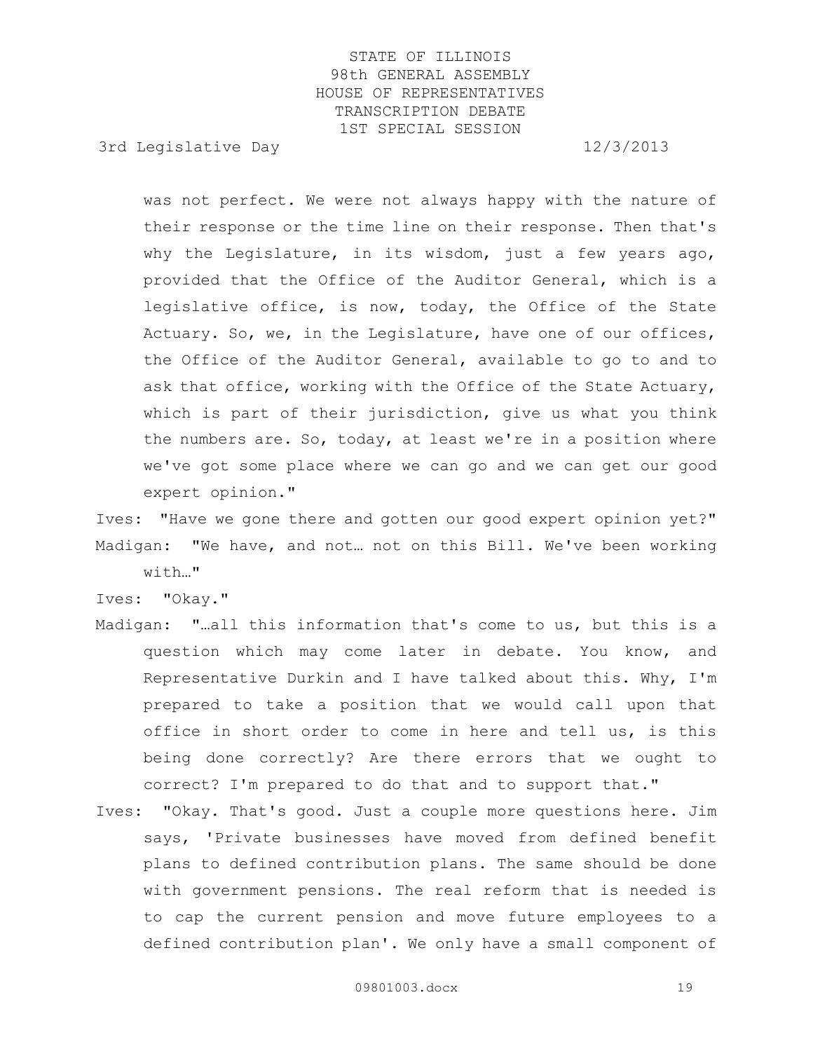was not perfect. We were not always happy with the nature of their response or the time line on their response. Then that's why the Legislature, in its wisdom, just a few years ago, provided that the Office of the Auditor General, which is a legislative office, is now, today, the Office of the State Actuary. So, we, in the Legislature, have one of our offices, the Office of the Auditor General, available to go to and to ask that office, working with the Office of the State Actuary, which is part of their jurisdiction, give us what you think the numbers are. So, today, at least we're in a position where we've got some place where we can go and we can get our good expert opinion."

Ives: "Have we gone there and gotten our good expert opinion yet?"

Madigan: "We have, and not… not on this Bill. We've been working with…"

Ives: "Okay."

Madigan: "…all this information that's come to us, but this is a question which may come later in debate. You know, and Representative Durkin and I have talked about this. Why, I'm prepared to take a position that we would call upon that office in short order to come in here and tell us, is this being done correctly? Are there errors that we ought to correct? I'm prepared to do that and to support that."

Ives: "Okay. That's good. Just a couple more questions here. Jim says, 'Private businesses have moved from defined benefit plans to defined contribution plans. The same should be done with government pensions. The real reform that is needed is to cap the current pension and move future employees to a defined contribution plan'. We only have a small component of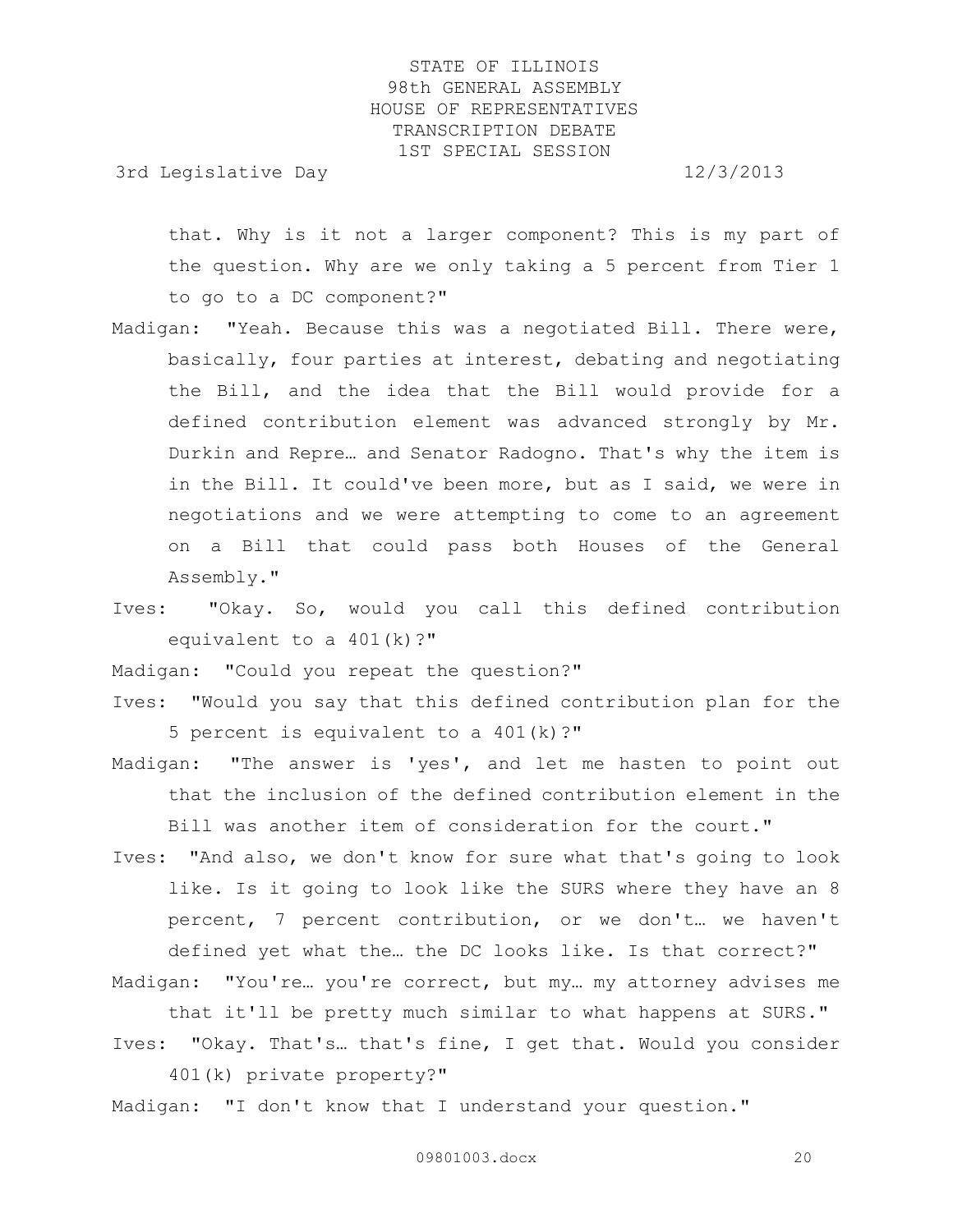that. Why is it not a larger component? This is my part of the question. Why are we only taking a 5 percent from Tier 1 to go to a DC component?"

Madigan: "Yeah. Because this was a negotiated Bill. There were, basically, four parties at interest, debating and negotiating the Bill, and the idea that the Bill would provide for a defined contribution element was advanced strongly by Mr. Durkin and Repre… and Senator Radogno. That's why the item is in the Bill. It could've been more, but as I said, we were in negotiations and we were attempting to come to an agreement on a Bill that could pass both Houses of the General Assembly."

Ives: "Okay. So, would you call this defined contribution equivalent to a 401(k)?"

Madigan: "Could you repeat the question?"

Ives: "Would you say that this defined contribution plan for the 5 percent is equivalent to a 401(k)?"

Madigan: "The answer is 'yes', and let me hasten to point out that the inclusion of the defined contribution element in the Bill was another item of consideration for the court."

Ives: "And also, we don't know for sure what that's going to look like. Is it going to look like the SURS where they have an 8 percent, 7 percent contribution, or we don't… we haven't defined yet what the… the DC looks like. Is that correct?"

Madigan: "You're… you're correct, but my… my attorney advises me that it'll be pretty much similar to what happens at SURS."

Ives: "Okay. That's… that's fine, I get that. Would you consider 401(k) private property?"

Madigan: "I don't know that I understand your question."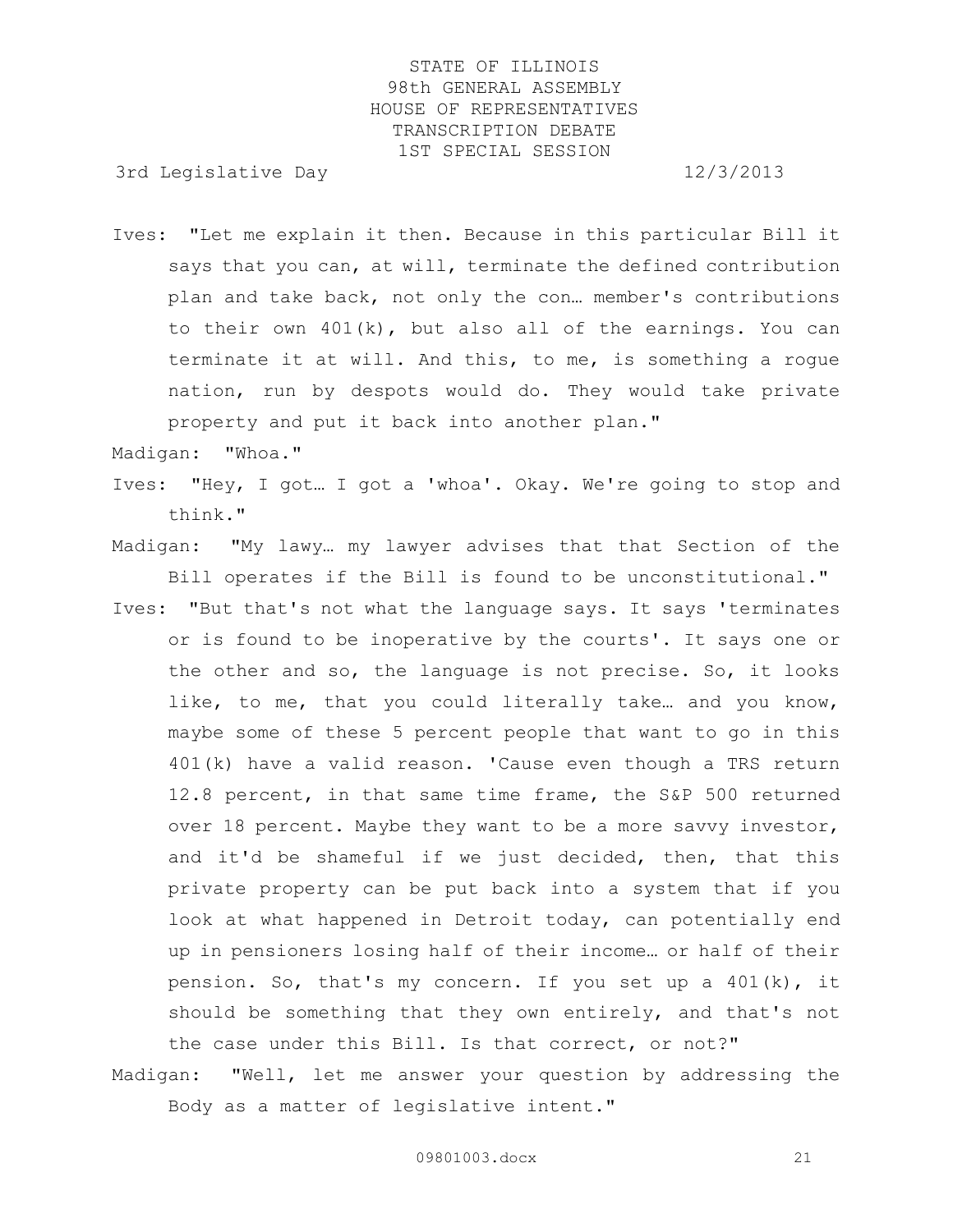Ives: "Let me explain it then. Because in this particular Bill it says that you can, at will, terminate the defined contribution plan and take back, not only the con… member's contributions to their own 401(k), but also all of the earnings. You can terminate it at will. And this, to me, is something a rogue nation, run by despots would do. They would take private property and put it back into another plan."

Madigan: "Whoa."

Ives: "Hey, I got… I got a 'whoa'. Okay. We're going to stop and think."

Madigan: "My lawy… my lawyer advises that that Section of the Bill operates if the Bill is found to be unconstitutional."

Ives: "But that's not what the language says. It says 'terminates or is found to be inoperative by the courts'. It says one or the other and so, the language is not precise. So, it looks like, to me, that you could literally take… and you know, maybe some of these 5 percent people that want to go in this 401(k) have a valid reason. 'Cause even though a TRS return 12.8 percent, in that same time frame, the S&P 500 returned over 18 percent. Maybe they want to be a more savvy investor, and it'd be shameful if we just decided, then, that this private property can be put back into a system that if you look at what happened in Detroit today, can potentially end up in pensioners losing half of their income… or half of their pension. So, that's my concern. If you set up a 401(k), it should be something that they own entirely, and that's not the case under this Bill. Is that correct, or not?"

Madigan: "Well, let me answer your question by addressing the Body as a matter of legislative intent."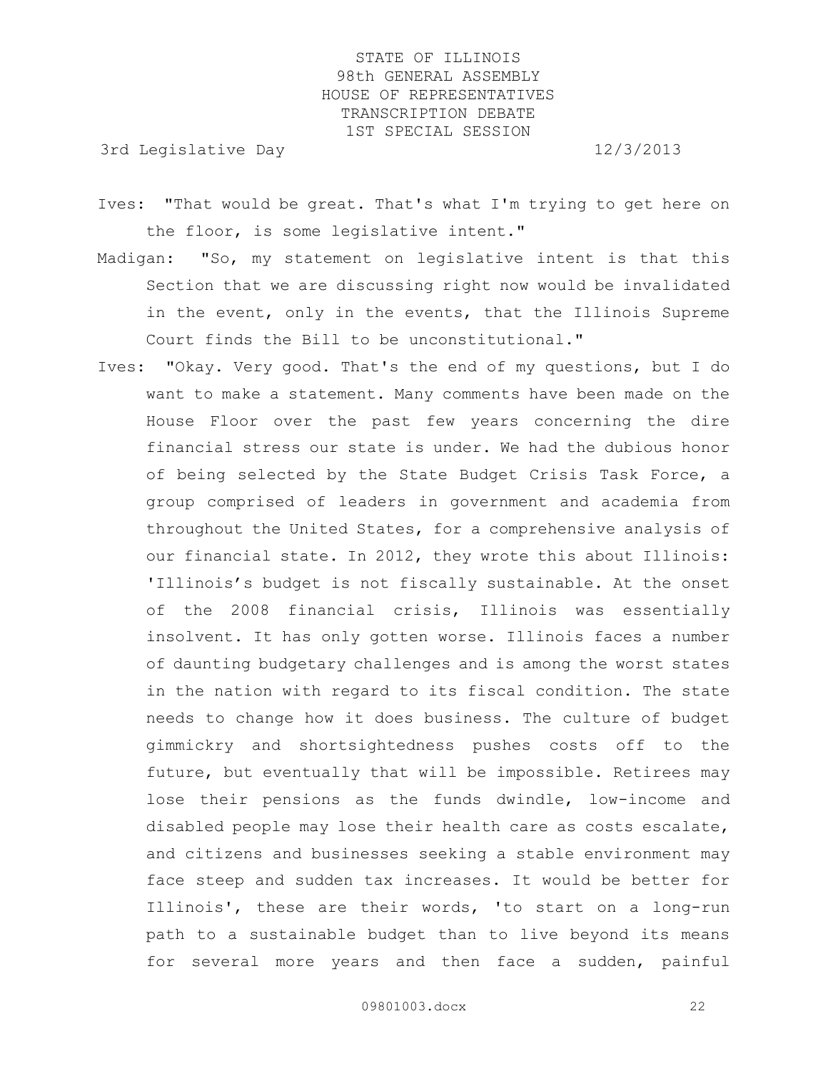Ives: "That would be great. That's what I'm trying to get here on the floor, is some legislative intent."

Madigan: "So, my statement on legislative intent is that this Section that we are discussing right now would be invalidated in the event, only in the events, that the Illinois Supreme Court finds the Bill to be unconstitutional."

Ives: "Okay. Very good. That's the end of my questions, but I do want to make a statement. Many comments have been made on the House Floor over the past few years concerning the dire financial stress our state is under. We had the dubious honor of being selected by the State Budget Crisis Task Force, a group comprised of leaders in government and academia from throughout the United States, for a comprehensive analysis of our financial state. In 2012, they wrote this about Illinois: 'Illinois's budget is not fiscally sustainable. At the onset of the 2008 financial crisis, Illinois was essentially insolvent. It has only gotten worse. Illinois faces a number of daunting budgetary challenges and is among the worst states in the nation with regard to its fiscal condition. The state needs to change how it does business. The culture of budget gimmickry and shortsightedness pushes costs off to the future, but eventually that will be impossible. Retirees may lose their pensions as the funds dwindle, low-income and disabled people may lose their health care as costs escalate, and citizens and businesses seeking a stable environment may face steep and sudden tax increases. It would be better for Illinois', these are their words, 'to start on a long-run path to a sustainable budget than to live beyond its means for several more years and then face a sudden, painful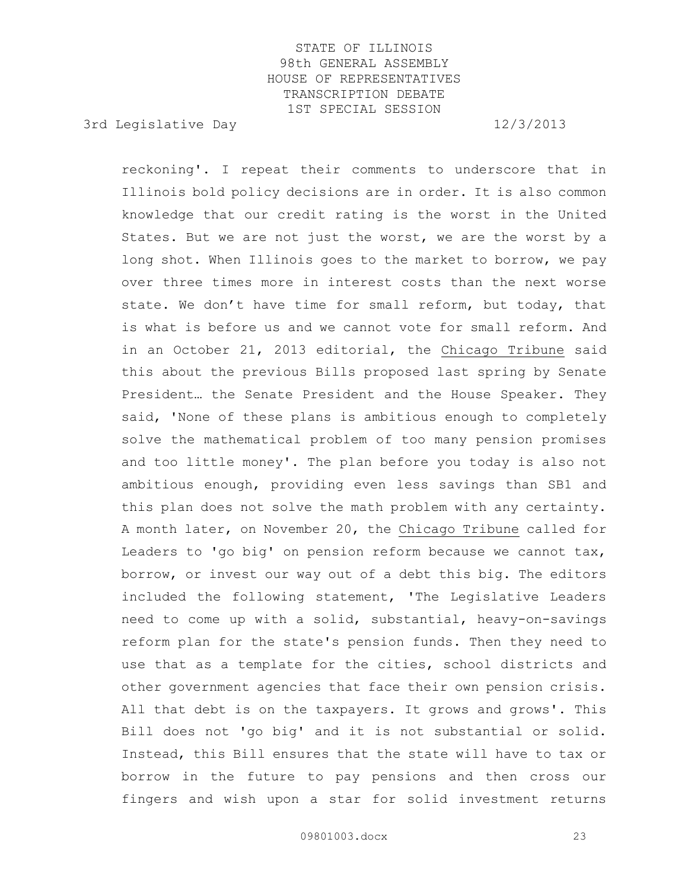reckoning'. I repeat their comments to underscore that in Illinois bold policy decisions are in order. It is also common knowledge that our credit rating is the worst in the United States. But we are not just the worst, we are the worst by a long shot. When Illinois goes to the market to borrow, we pay over three times more in interest costs than the next worse state. We don't have time for small reform, but today, that is what is before us and we cannot vote for small reform. And in an October 21, 2013 editorial, the Chicago Tribune said this about the previous Bills proposed last spring by Senate President… the Senate President and the House Speaker. They said, 'None of these plans is ambitious enough to completely solve the mathematical problem of too many pension promises and too little money'. The plan before you today is also not ambitious enough, providing even less savings than SB1 and this plan does not solve the math problem with any certainty. A month later, on November 20, the Chicago Tribune called for Leaders to 'go big' on pension reform because we cannot tax, borrow, or invest our way out of a debt this big. The editors included the following statement, 'The Legislative Leaders need to come up with a solid, substantial, heavy-on-savings reform plan for the state's pension funds. Then they need to use that as a template for the cities, school districts and other government agencies that face their own pension crisis. All that debt is on the taxpayers. It grows and grows'. This Bill does not 'go big' and it is not substantial or solid. Instead, this Bill ensures that the state will have to tax or borrow in the future to pay pensions and then cross our fingers and wish upon a star for solid investment returns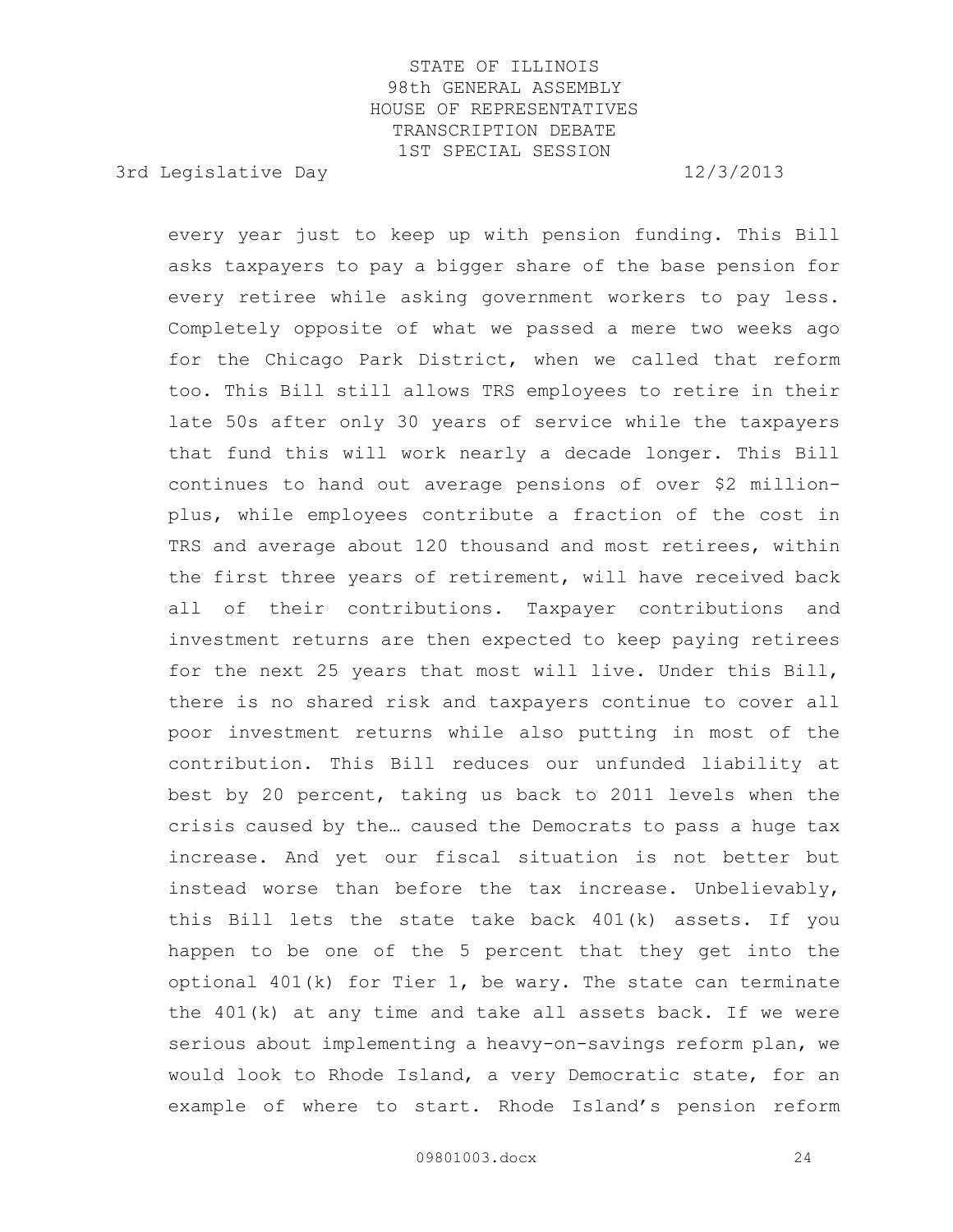every year just to keep up with pension funding. This Bill asks taxpayers to pay a bigger share of the base pension for every retiree while asking government workers to pay less. Completely opposite of what we passed a mere two weeks ago for the Chicago Park District, when we called that reform too. This Bill still allows TRS employees to retire in their late 50s after only 30 years of service while the taxpayers that fund this will work nearly a decade longer. This Bill continues to hand out average pensions of over $2 million-plus, while employees contribute a fraction of the cost in TRS and average about 120 thousand and most retirees, within the first three years of retirement, will have received back all of their contributions. Taxpayer contributions and investment returns are then expected to keep paying retirees for the next 25 years that most will live. Under this Bill, there is no shared risk and taxpayers continue to cover all poor investment returns while also putting in most of the contribution. This Bill reduces our unfunded liability at best by 20 percent, taking us back to 2011 levels when the crisis caused by the… caused the Democrats to pass a huge tax increase. And yet our fiscal situation is not better but instead worse than before the tax increase. Unbelievably, this Bill lets the state take back 401(k) assets. If you happen to be one of the 5 percent that they get into the optional 401(k) for Tier 1, be wary. The state can terminate the 401(k) at any time and take all assets back. If we were serious about implementing a heavy-on-savings reform plan, we would look to Rhode Island, a very Democratic state, for an example of where to start. Rhode Island's pension reform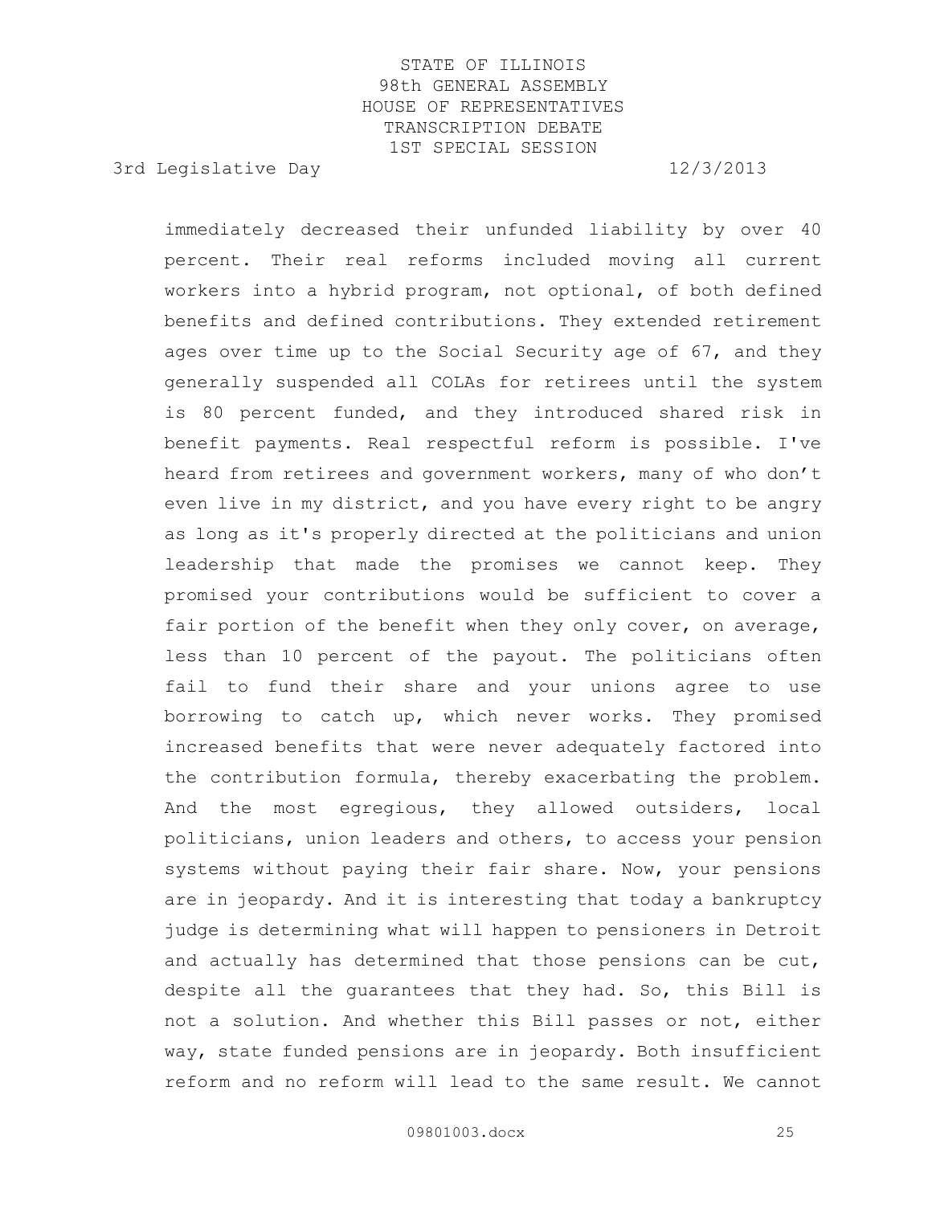immediately decreased their unfunded liability by over 40 percent. Their real reforms included moving all current workers into a hybrid program, not optional, of both defined benefits and defined contributions. They extended retirement ages over time up to the Social Security age of 67, and they generally suspended all COLAs for retirees until the system is 80 percent funded, and they introduced shared risk in benefit payments. Real respectful reform is possible. I've heard from retirees and government workers, many of who don't even live in my district, and you have every right to be angry as long as it's properly directed at the politicians and union leadership that made the promises we cannot keep. They promised your contributions would be sufficient to cover a fair portion of the benefit when they only cover, on average, less than 10 percent of the payout. The politicians often fail to fund their share and your unions agree to use borrowing to catch up, which never works. They promised increased benefits that were never adequately factored into the contribution formula, thereby exacerbating the problem. And the most egregious, they allowed outsiders, local politicians, union leaders and others, to access your pension systems without paying their fair share. Now, your pensions are in jeopardy. And it is interesting that today a bankruptcy judge is determining what will happen to pensioners in Detroit and actually has determined that those pensions can be cut, despite all the guarantees that they had. So, this Bill is not a solution. And whether this Bill passes or not, either way, state funded pensions are in jeopardy. Both insufficient reform and no reform will lead to the same result. We cannot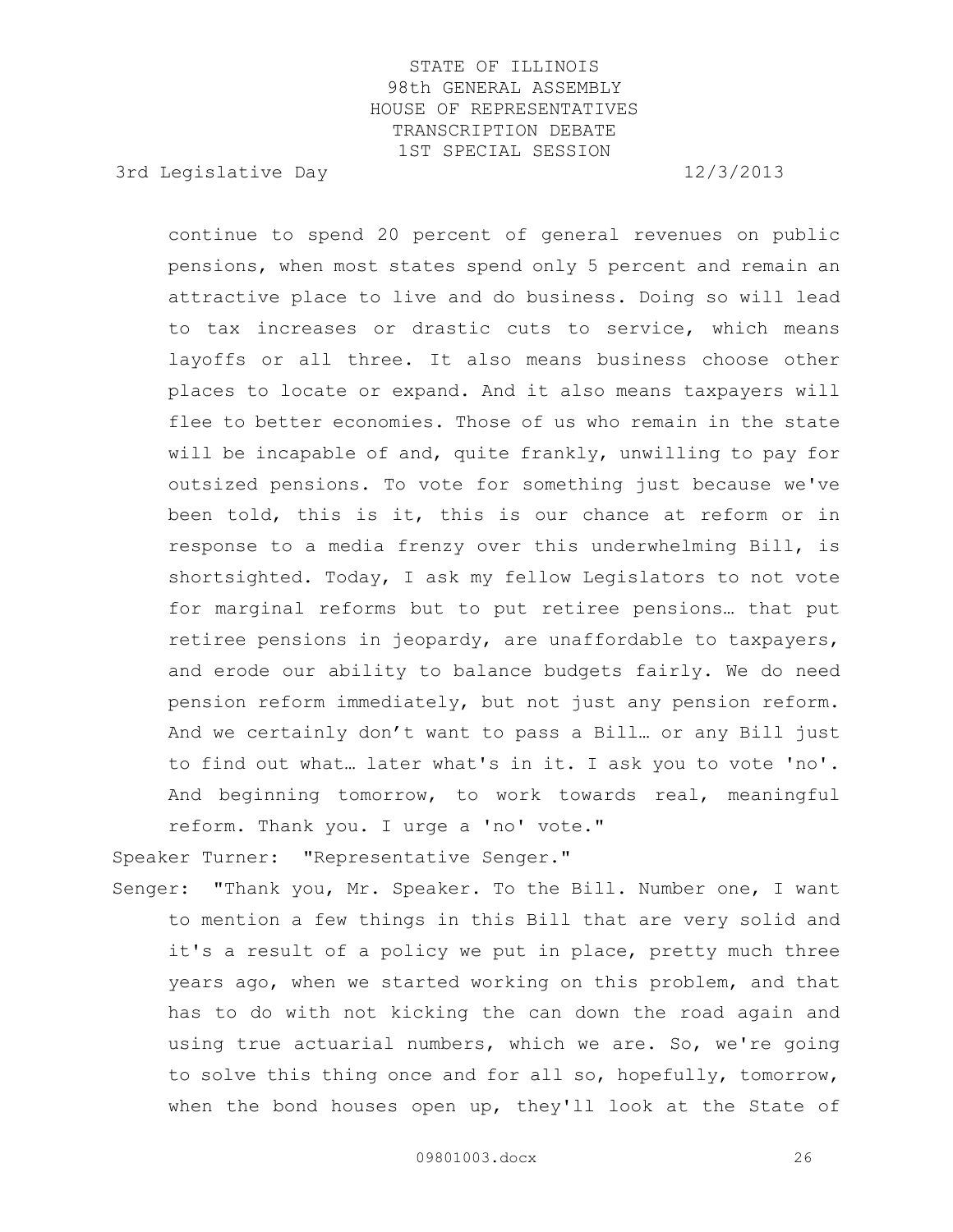continue to spend 20 percent of general revenues on public pensions, when most states spend only 5 percent and remain an attractive place to live and do business. Doing so will lead to tax increases or drastic cuts to service, which means layoffs or all three. It also means business choose other places to locate or expand. And it also means taxpayers will flee to better economies. Those of us who remain in the state will be incapable of and, quite frankly, unwilling to pay for outsized pensions. To vote for something just because we've been told, this is it, this is our chance at reform or in response to a media frenzy over this underwhelming Bill, is shortsighted. Today, I ask my fellow Legislators to not vote for marginal reforms but to put retiree pensions… that put retiree pensions in jeopardy, are unaffordable to taxpayers, and erode our ability to balance budgets fairly. We do need pension reform immediately, but not just any pension reform. And we certainly don't want to pass a Bill… or any Bill just to find out what… later what's in it. I ask you to vote 'no'. And beginning tomorrow, to work towards real, meaningful reform. Thank you. I urge a 'no' vote."

Speaker Turner: "Representative Senger."

Senger: "Thank you, Mr. Speaker. To the Bill. Number one, I want to mention a few things in this Bill that are very solid and it's a result of a policy we put in place, pretty much three years ago, when we started working on this problem, and that has to do with not kicking the can down the road again and using true actuarial numbers, which we are. So, we're going to solve this thing once and for all so, hopefully, tomorrow, when the bond houses open up, they'll look at the State of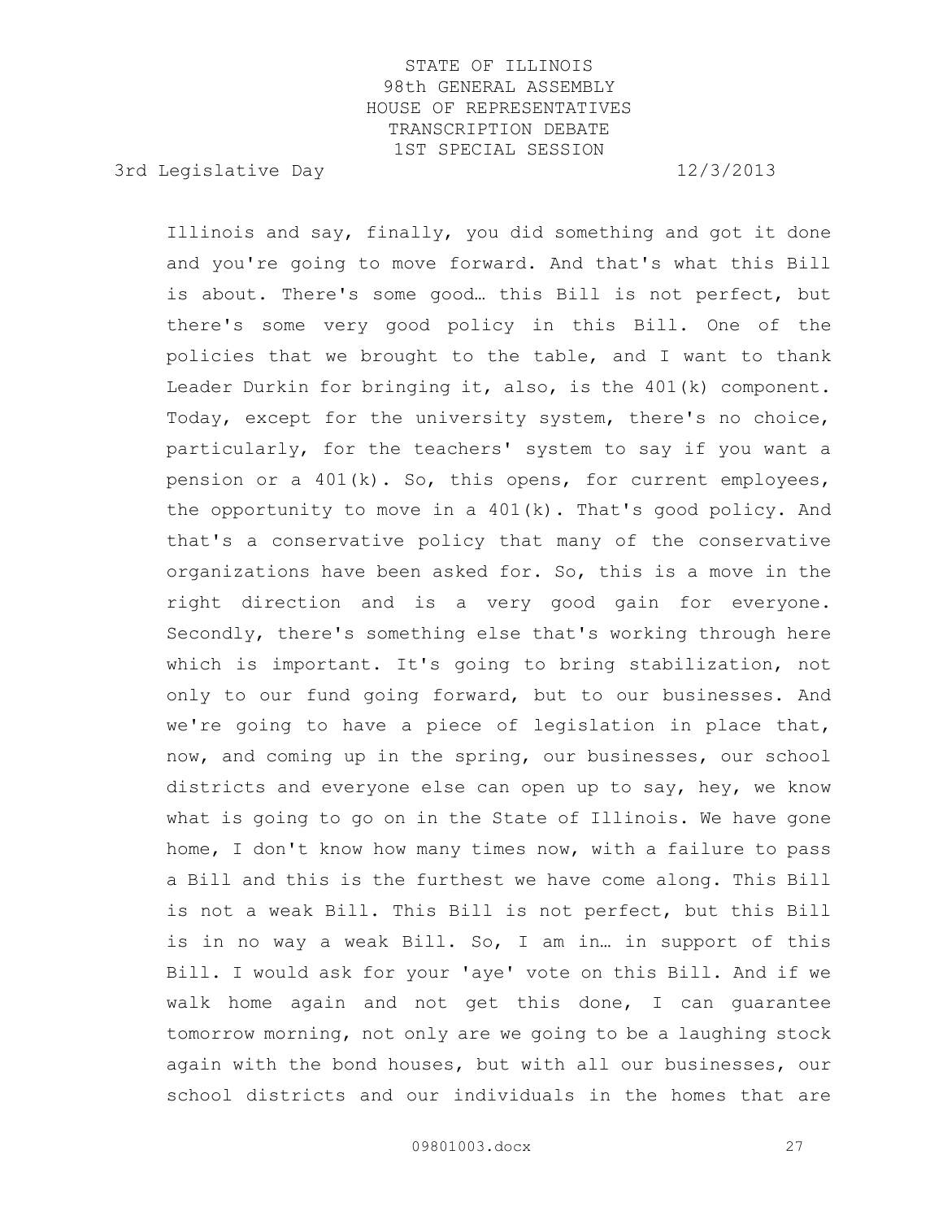Illinois and say, finally, you did something and got it done and you're going to move forward. And that's what this Bill is about. There's some good… this Bill is not perfect, but there's some very good policy in this Bill. One of the policies that we brought to the table, and I want to thank Leader Durkin for bringing it, also, is the 401(k) component. Today, except for the university system, there's no choice, particularly, for the teachers' system to say if you want a pension or a 401(k). So, this opens, for current employees, the opportunity to move in a 401(k). That's good policy. And that's a conservative policy that many of the conservative organizations have been asked for. So, this is a move in the right direction and is a very good gain for everyone. Secondly, there's something else that's working through here which is important. It's going to bring stabilization, not only to our fund going forward, but to our businesses. And we're going to have a piece of legislation in place that, now, and coming up in the spring, our businesses, our school districts and everyone else can open up to say, hey, we know what is going to go on in the State of Illinois. We have gone home, I don't know how many times now, with a failure to pass a Bill and this is the furthest we have come along. This Bill is not a weak Bill. This Bill is not perfect, but this Bill is in no way a weak Bill. So, I am in… in support of this Bill. I would ask for your 'aye' vote on this Bill. And if we walk home again and not get this done, I can guarantee tomorrow morning, not only are we going to be a laughing stock again with the bond houses, but with all our businesses, our school districts and our individuals in the homes that are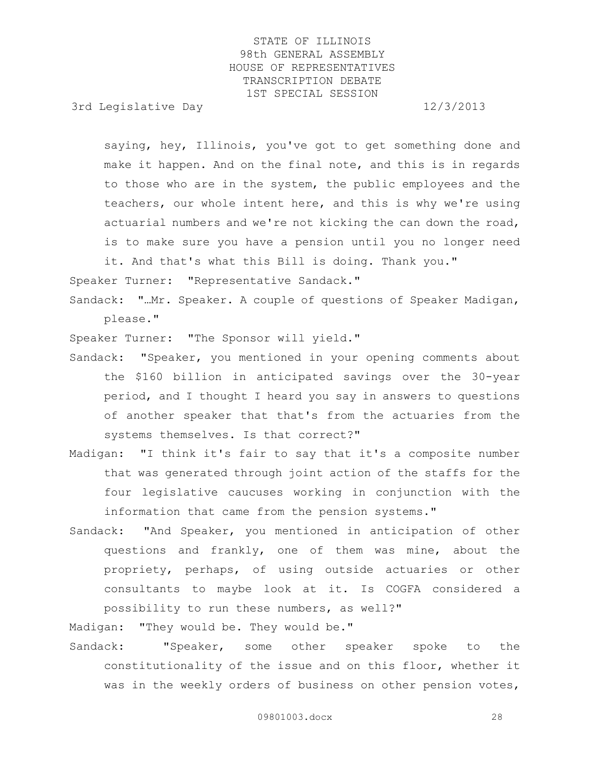saying, hey, Illinois, you've got to get something done and make it happen. And on the final note, and this is in regards to those who are in the system, the public employees and the teachers, our whole intent here, and this is why we're using actuarial numbers and we're not kicking the can down the road, is to make sure you have a pension until you no longer need it. And that's what this Bill is doing. Thank you."

Speaker Turner: "Representative Sandack."

Sandack: "…Mr. Speaker. A couple of questions of Speaker Madigan, please."

Speaker Turner: "The Sponsor will yield."

Sandack: "Speaker, you mentioned in your opening comments about the $160 billion in anticipated savings over the 30-year period, and I thought I heard you say in answers to questions of another speaker that that's from the actuaries from the systems themselves. Is that correct?"

Madigan: "I think it's fair to say that it's a composite number that was generated through joint action of the staffs for the four legislative caucuses working in conjunction with the information that came from the pension systems."

Sandack: "And Speaker, you mentioned in anticipation of other questions and frankly, one of them was mine, about the propriety, perhaps, of using outside actuaries or other consultants to maybe look at it. Is COGFA considered a possibility to run these numbers, as well?"

Madigan: "They would be. They would be."

Sandack: "Speaker, some other speaker spoke to the constitutionality of the issue and on this floor, whether it was in the weekly orders of business on other pension votes,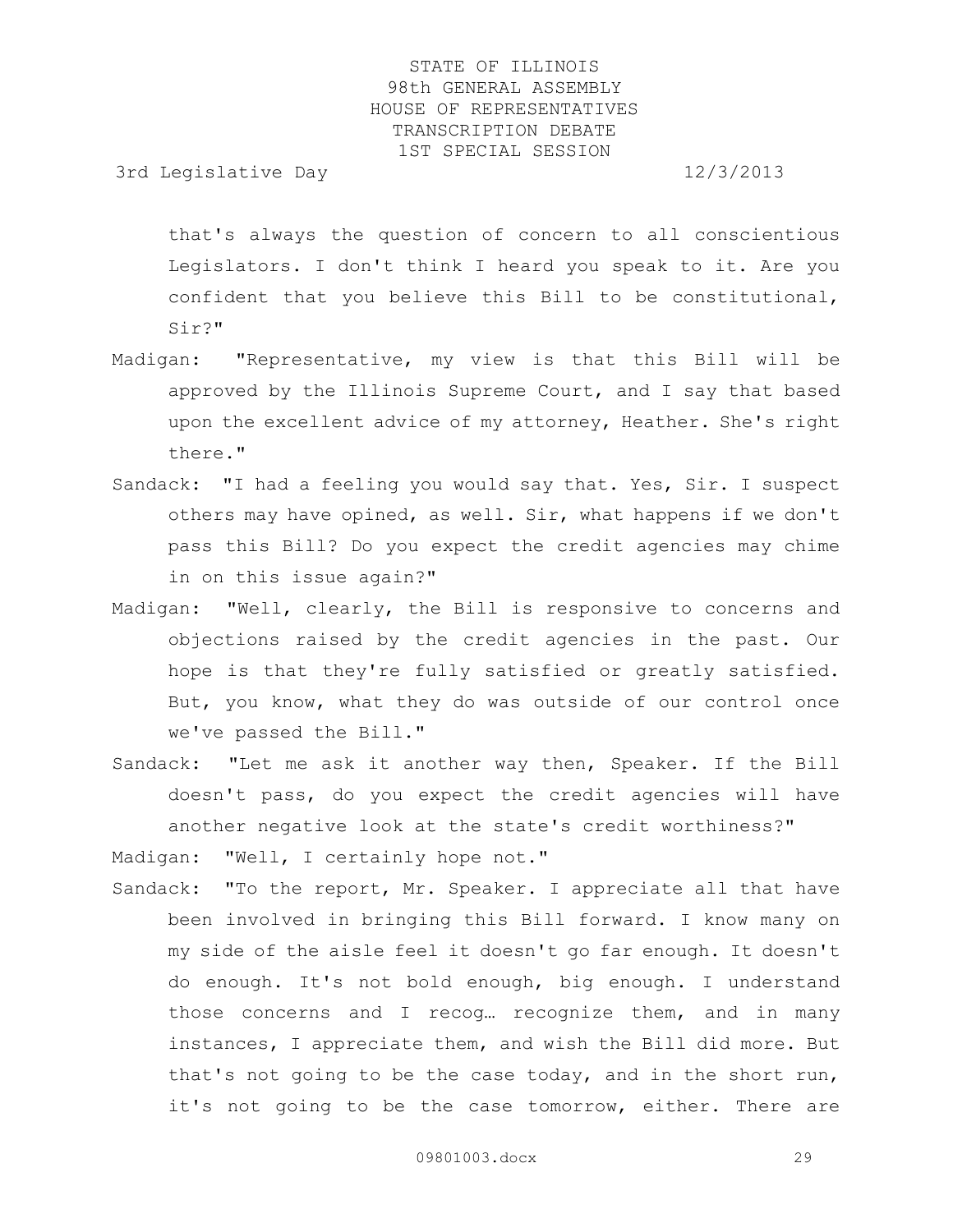that's always the question of concern to all conscientious Legislators. I don't think I heard you speak to it. Are you confident that you believe this Bill to be constitutional, Sir?"

Madigan: "Representative, my view is that this Bill will be approved by the Illinois Supreme Court, and I say that based upon the excellent advice of my attorney, Heather. She's right there."

Sandack: "I had a feeling you would say that. Yes, Sir. I suspect others may have opined, as well. Sir, what happens if we don't pass this Bill? Do you expect the credit agencies may chime in on this issue again?"

Madigan: "Well, clearly, the Bill is responsive to concerns and objections raised by the credit agencies in the past. Our hope is that they're fully satisfied or greatly satisfied. But, you know, what they do was outside of our control once we've passed the Bill."

Sandack: "Let me ask it another way then, Speaker. If the Bill doesn't pass, do you expect the credit agencies will have another negative look at the state's credit worthiness?"

Madigan: "Well, I certainly hope not."

Sandack: "To the report, Mr. Speaker. I appreciate all that have been involved in bringing this Bill forward. I know many on my side of the aisle feel it doesn't go far enough. It doesn't do enough. It's not bold enough, big enough. I understand those concerns and I recog… recognize them, and in many instances, I appreciate them, and wish the Bill did more. But that's not going to be the case today, and in the short run, it's not going to be the case tomorrow, either. There are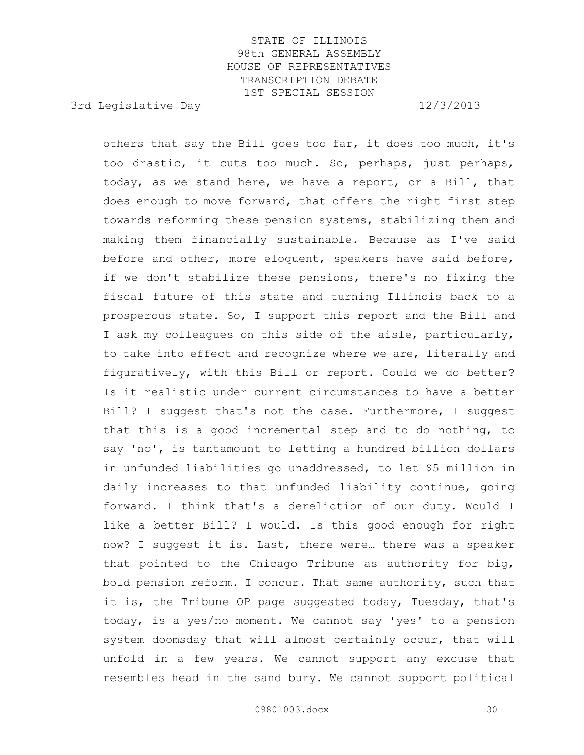others that say the Bill goes too far, it does too much, it's too drastic, it cuts too much. So, perhaps, just perhaps, today, as we stand here, we have a report, or a Bill, that does enough to move forward, that offers the right first step towards reforming these pension systems, stabilizing them and making them financially sustainable. Because as I've said before and other, more eloquent, speakers have said before, if we don't stabilize these pensions, there's no fixing the fiscal future of this state and turning Illinois back to a prosperous state. So, I support this report and the Bill and I ask my colleagues on this side of the aisle, particularly, to take into effect and recognize where we are, literally and figuratively, with this Bill or report. Could we do better? Is it realistic under current circumstances to have a better Bill? I suggest that's not the case. Furthermore, I suggest that this is a good incremental step and to do nothing, to say 'no', is tantamount to letting a hundred billion dollars in unfunded liabilities go unaddressed, to let $5 million in daily increases to that unfunded liability continue, going forward. I think that's a dereliction of our duty. Would I like a better Bill? I would. Is this good enough for right now? I suggest it is. Last, there were… there was a speaker that pointed to the Chicago Tribune as authority for big, bold pension reform. I concur. That same authority, such that it is, the Tribune OP page suggested today, Tuesday, that's today, is a yes/no moment. We cannot say 'yes' to a pension system doomsday that will almost certainly occur, that will unfold in a few years. We cannot support any excuse that resembles head in the sand bury. We cannot support political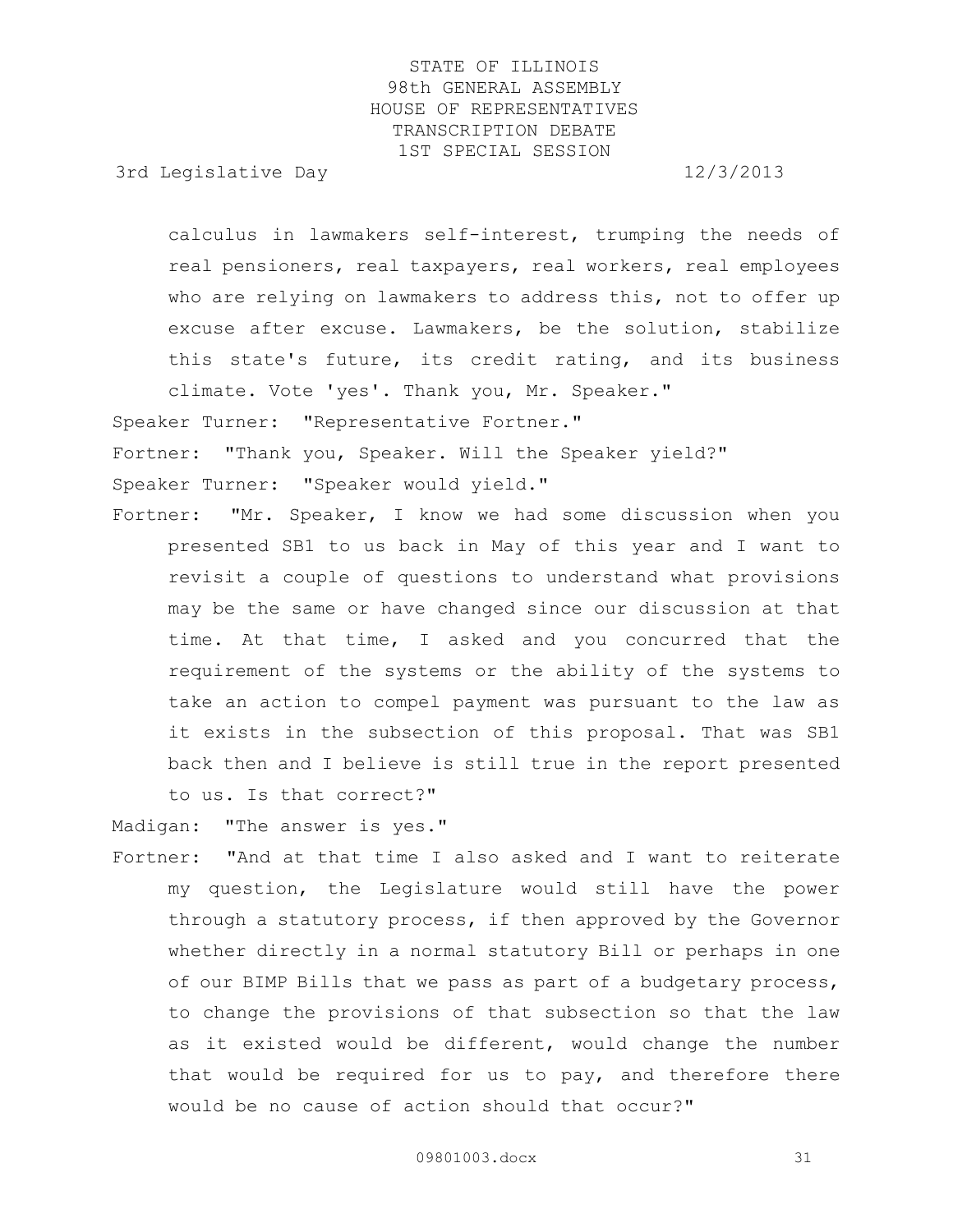calculus in lawmakers self-interest, trumping the needs of real pensioners, real taxpayers, real workers, real employees who are relying on lawmakers to address this, not to offer up excuse after excuse. Lawmakers, be the solution, stabilize this state's future, its credit rating, and its business climate. Vote 'yes'. Thank you, Mr. Speaker."

Speaker Turner: "Representative Fortner."

Fortner: "Thank you, Speaker. Will the Speaker yield?"

Speaker Turner: "Speaker would yield."

Fortner: "Mr. Speaker, I know we had some discussion when you presented SB1 to us back in May of this year and I want to revisit a couple of questions to understand what provisions may be the same or have changed since our discussion at that time. At that time, I asked and you concurred that the requirement of the systems or the ability of the systems to take an action to compel payment was pursuant to the law as it exists in the subsection of this proposal. That was SB1 back then and I believe is still true in the report presented to us. Is that correct?"

Madigan: "The answer is yes."

Fortner: "And at that time I also asked and I want to reiterate my question, the Legislature would still have the power through a statutory process, if then approved by the Governor whether directly in a normal statutory Bill or perhaps in one of our BIMP Bills that we pass as part of a budgetary process, to change the provisions of that subsection so that the law as it existed would be different, would change the number that would be required for us to pay, and therefore there would be no cause of action should that occur?"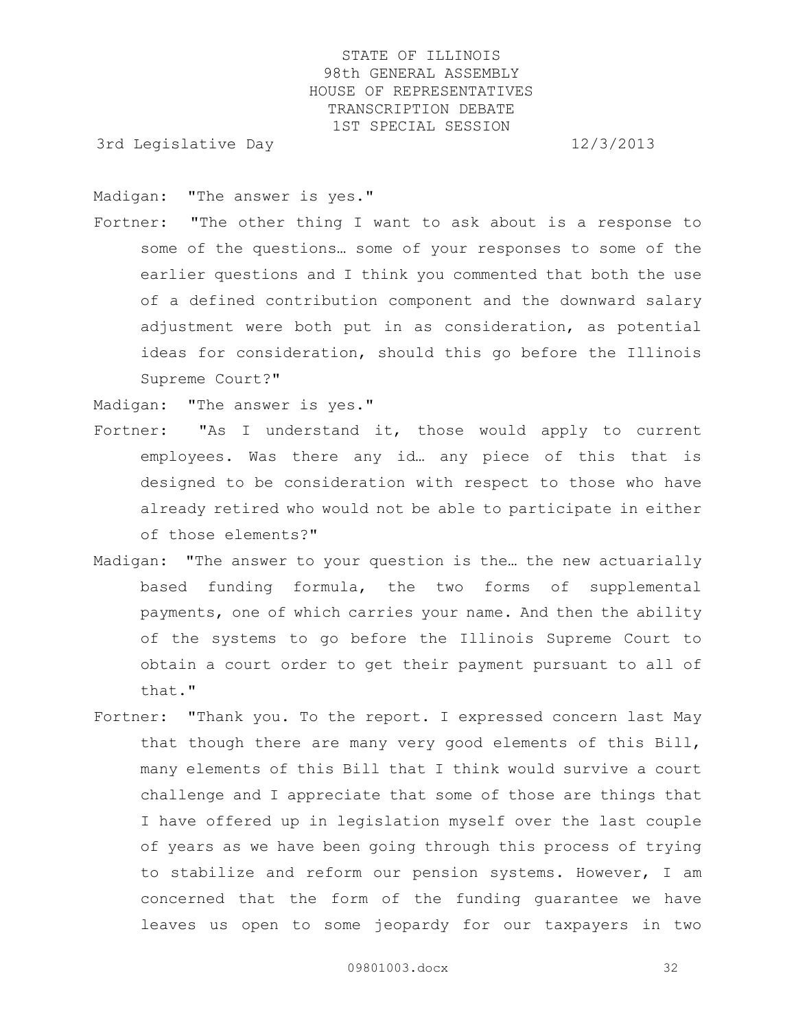Madigan: "The answer is yes."

Fortner: "The other thing I want to ask about is a response to some of the questions… some of your responses to some of the earlier questions and I think you commented that both the use of a defined contribution component and the downward salary adjustment were both put in as consideration, as potential ideas for consideration, should this go before the Illinois Supreme Court?"

Madigan: "The answer is yes."

Fortner: "As I understand it, those would apply to current employees. Was there any id… any piece of this that is designed to be consideration with respect to those who have already retired who would not be able to participate in either of those elements?"

Madigan: "The answer to your question is the… the new actuarially based funding formula, the two forms of supplemental payments, one of which carries your name. And then the ability of the systems to go before the Illinois Supreme Court to obtain a court order to get their payment pursuant to all of that."

Fortner: "Thank you. To the report. I expressed concern last May that though there are many very good elements of this Bill, many elements of this Bill that I think would survive a court challenge and I appreciate that some of those are things that I have offered up in legislation myself over the last couple of years as we have been going through this process of trying to stabilize and reform our pension systems. However, I am concerned that the form of the funding guarantee we have leaves us open to some jeopardy for our taxpayers in two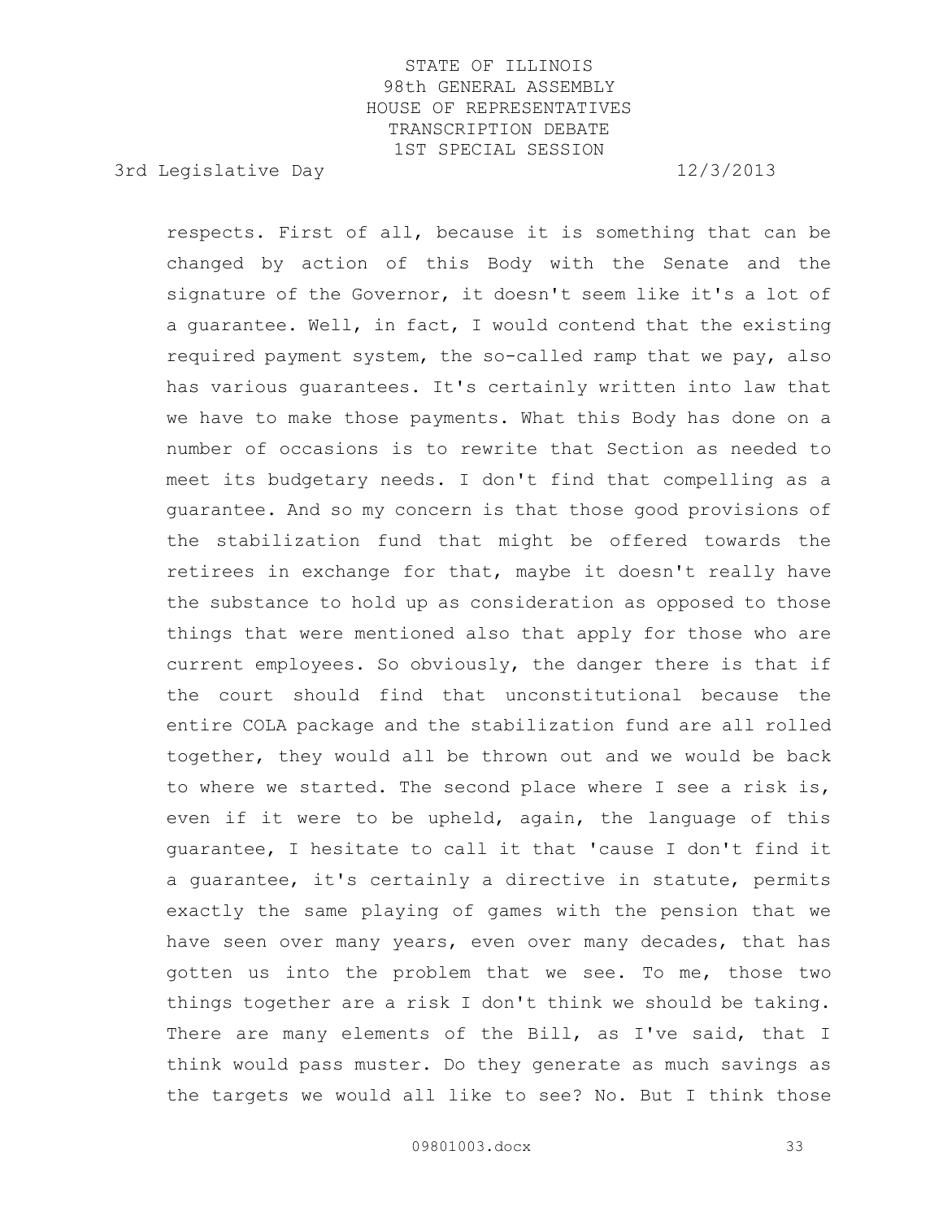respects. First of all, because it is something that can be changed by action of this Body with the Senate and the signature of the Governor, it doesn't seem like it's a lot of a guarantee. Well, in fact, I would contend that the existing required payment system, the so-called ramp that we pay, also has various guarantees. It's certainly written into law that we have to make those payments. What this Body has done on a number of occasions is to rewrite that Section as needed to meet its budgetary needs. I don't find that compelling as a guarantee. And so my concern is that those good provisions of the stabilization fund that might be offered towards the retirees in exchange for that, maybe it doesn't really have the substance to hold up as consideration as opposed to those things that were mentioned also that apply for those who are current employees. So obviously, the danger there is that if the court should find that unconstitutional because the entire COLA package and the stabilization fund are all rolled together, they would all be thrown out and we would be back to where we started. The second place where I see a risk is, even if it were to be upheld, again, the language of this guarantee, I hesitate to call it that 'cause I don't find it a guarantee, it's certainly a directive in statute, permits exactly the same playing of games with the pension that we have seen over many years, even over many decades, that has gotten us into the problem that we see. To me, those two things together are a risk I don't think we should be taking. There are many elements of the Bill, as I've said, that I think would pass muster. Do they generate as much savings as the targets we would all like to see? No. But I think those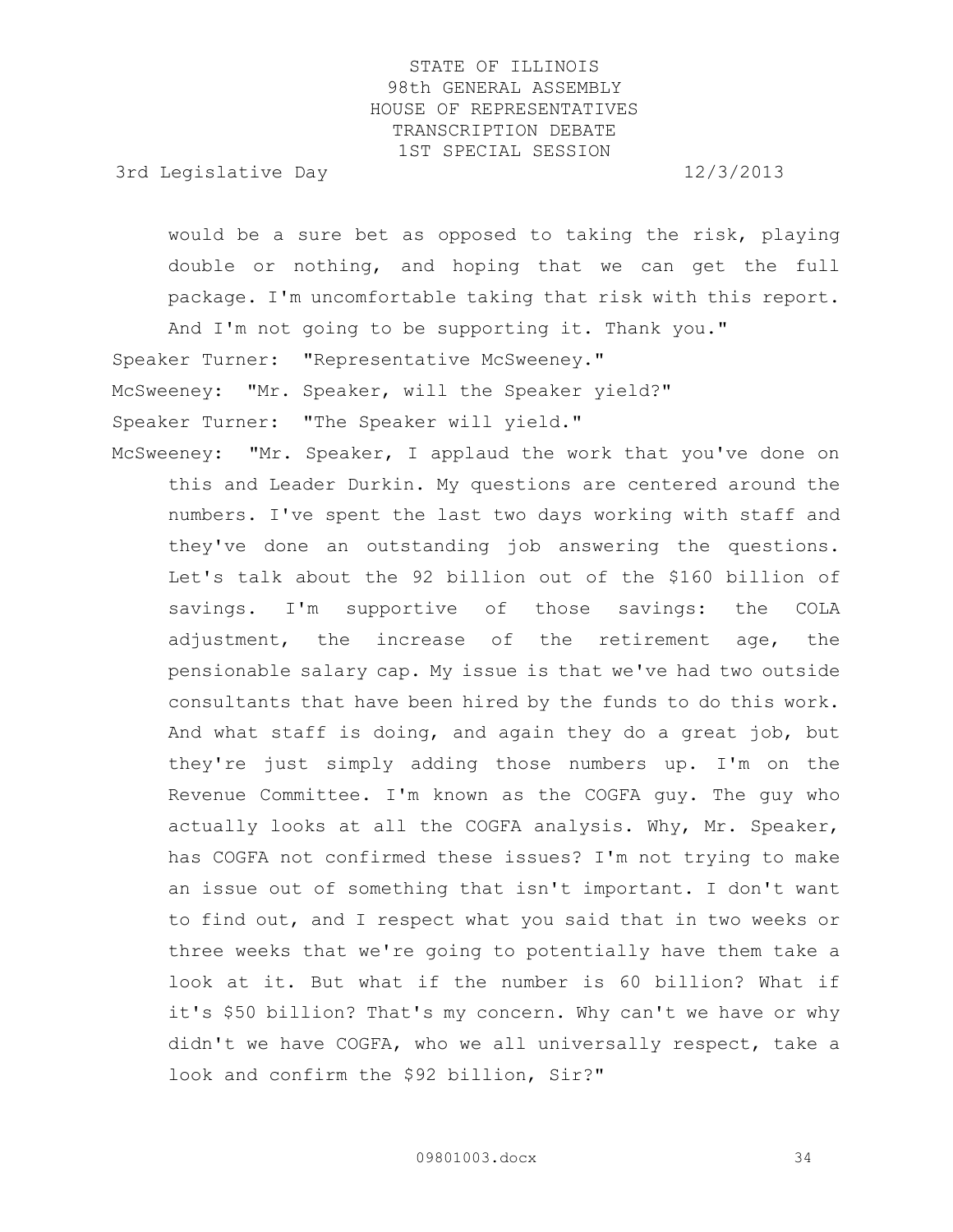would be a sure bet as opposed to taking the risk, playing double or nothing, and hoping that we can get the full package. I'm uncomfortable taking that risk with this report. And I'm not going to be supporting it. Thank you."

Speaker Turner: "Representative McSweeney."

McSweeney: "Mr. Speaker, will the Speaker yield?"

Speaker Turner: "The Speaker will yield."

McSweeney: "Mr. Speaker, I applaud the work that you've done on this and Leader Durkin. My questions are centered around the numbers. I've spent the last two days working with staff and they've done an outstanding job answering the questions. Let's talk about the 92 billion out of the $160 billion of savings. I'm supportive of those savings: the COLA adjustment, the increase of the retirement age, the pensionable salary cap. My issue is that we've had two outside consultants that have been hired by the funds to do this work. And what staff is doing, and again they do a great job, but they're just simply adding those numbers up. I'm on the Revenue Committee. I'm known as the COGFA guy. The guy who actually looks at all the COGFA analysis. Why, Mr. Speaker, has COGFA not confirmed these issues? I'm not trying to make an issue out of something that isn't important. I don't want to find out, and I respect what you said that in two weeks or three weeks that we're going to potentially have them take a look at it. But what if the number is 60 billion? What if it's $50 billion? That's my concern. Why can't we have or why didn't we have COGFA, who we all universally respect, take a look and confirm the $92 billion, Sir?"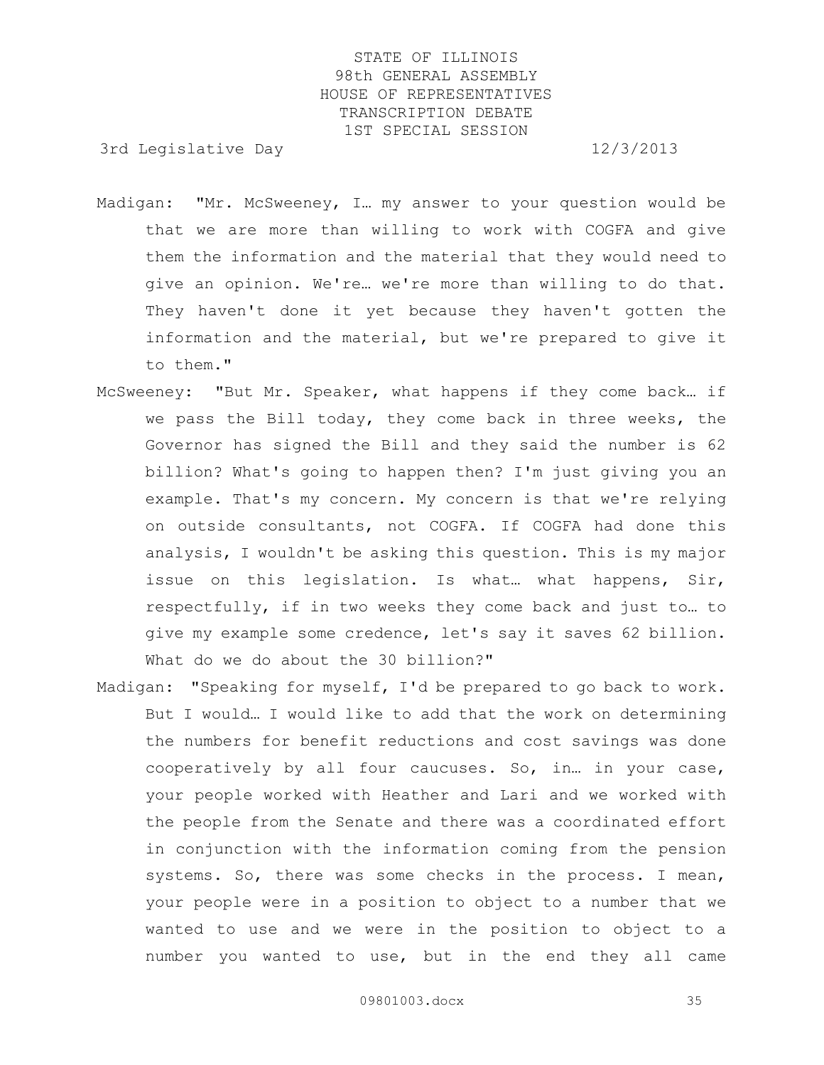Madigan: "Mr. McSweeney, I… my answer to your question would be that we are more than willing to work with COGFA and give them the information and the material that they would need to give an opinion. We're… we're more than willing to do that. They haven't done it yet because they haven't gotten the information and the material, but we're prepared to give it to them."

McSweeney: "But Mr. Speaker, what happens if they come back… if we pass the Bill today, they come back in three weeks, the Governor has signed the Bill and they said the number is 62 billion? What's going to happen then? I'm just giving you an example. That's my concern. My concern is that we're relying on outside consultants, not COGFA. If COGFA had done this analysis, I wouldn't be asking this question. This is my major issue on this legislation. Is what… what happens, Sir, respectfully, if in two weeks they come back and just to… to give my example some credence, let's say it saves 62 billion. What do we do about the 30 billion?"

Madigan: "Speaking for myself, I'd be prepared to go back to work. But I would… I would like to add that the work on determining the numbers for benefit reductions and cost savings was done cooperatively by all four caucuses. So, in… in your case, your people worked with Heather and Lari and we worked with the people from the Senate and there was a coordinated effort in conjunction with the information coming from the pension systems. So, there was some checks in the process. I mean, your people were in a position to object to a number that we wanted to use and we were in the position to object to a number you wanted to use, but in the end they all came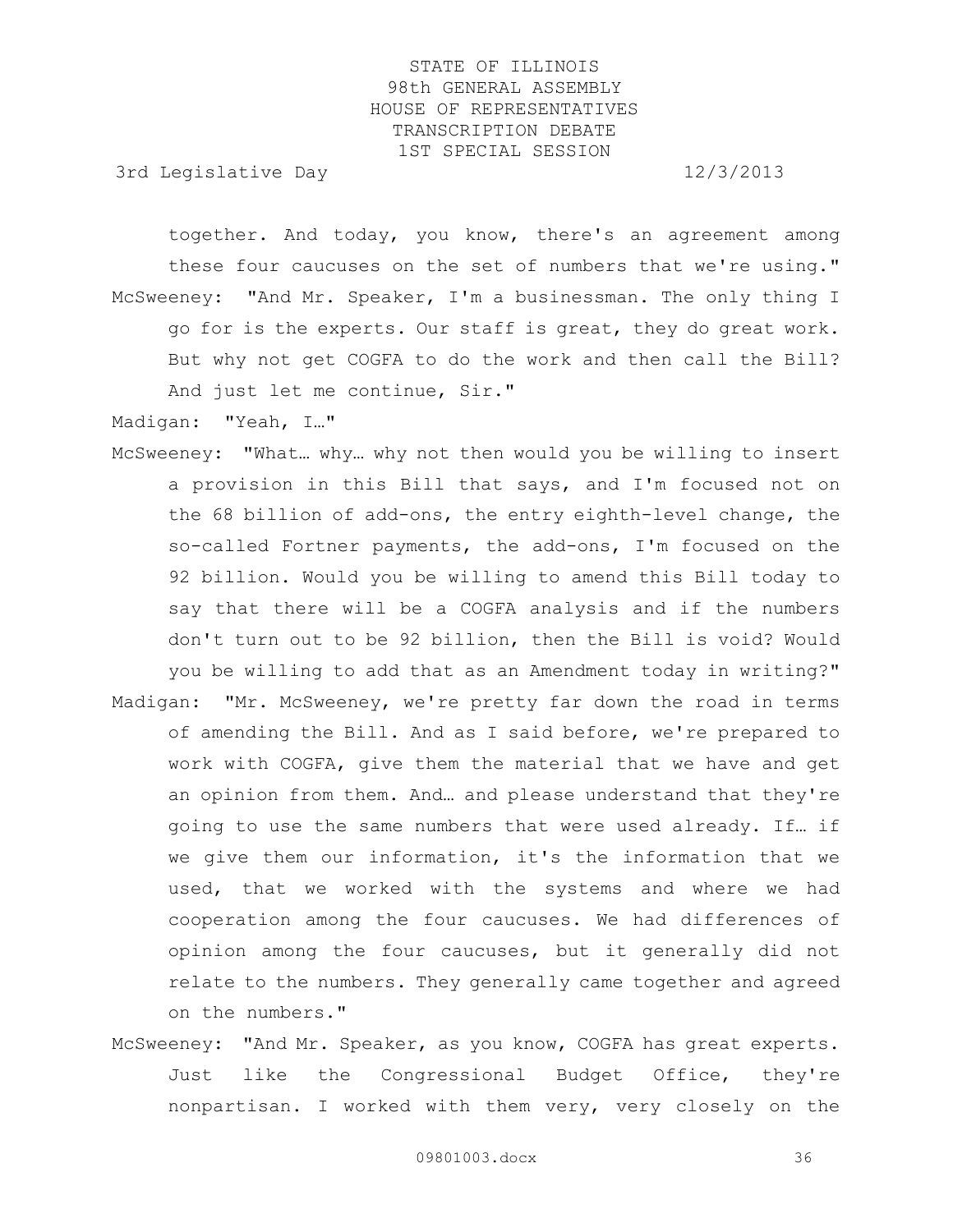together. And today, you know, there's an agreement among these four caucuses on the set of numbers that we're using."

McSweeney: "And Mr. Speaker, I'm a businessman. The only thing I go for is the experts. Our staff is great, they do great work. But why not get COGFA to do the work and then call the Bill? And just let me continue, Sir."

Madigan: "Yeah, I…"

McSweeney: "What… why… why not then would you be willing to insert a provision in this Bill that says, and I'm focused not on the 68 billion of add-ons, the entry eighth-level change, the so-called Fortner payments, the add-ons, I'm focused on the 92 billion. Would you be willing to amend this Bill today to say that there will be a COGFA analysis and if the numbers don't turn out to be 92 billion, then the Bill is void? Would you be willing to add that as an Amendment today in writing?"

Madigan: "Mr. McSweeney, we're pretty far down the road in terms of amending the Bill. And as I said before, we're prepared to work with COGFA, give them the material that we have and get an opinion from them. And… and please understand that they're going to use the same numbers that were used already. If… if we give them our information, it's the information that we used, that we worked with the systems and where we had cooperation among the four caucuses. We had differences of opinion among the four caucuses, but it generally did not relate to the numbers. They generally came together and agreed on the numbers."

McSweeney: "And Mr. Speaker, as you know, COGFA has great experts. Just like the Congressional Budget Office, they're nonpartisan. I worked with them very, very closely on the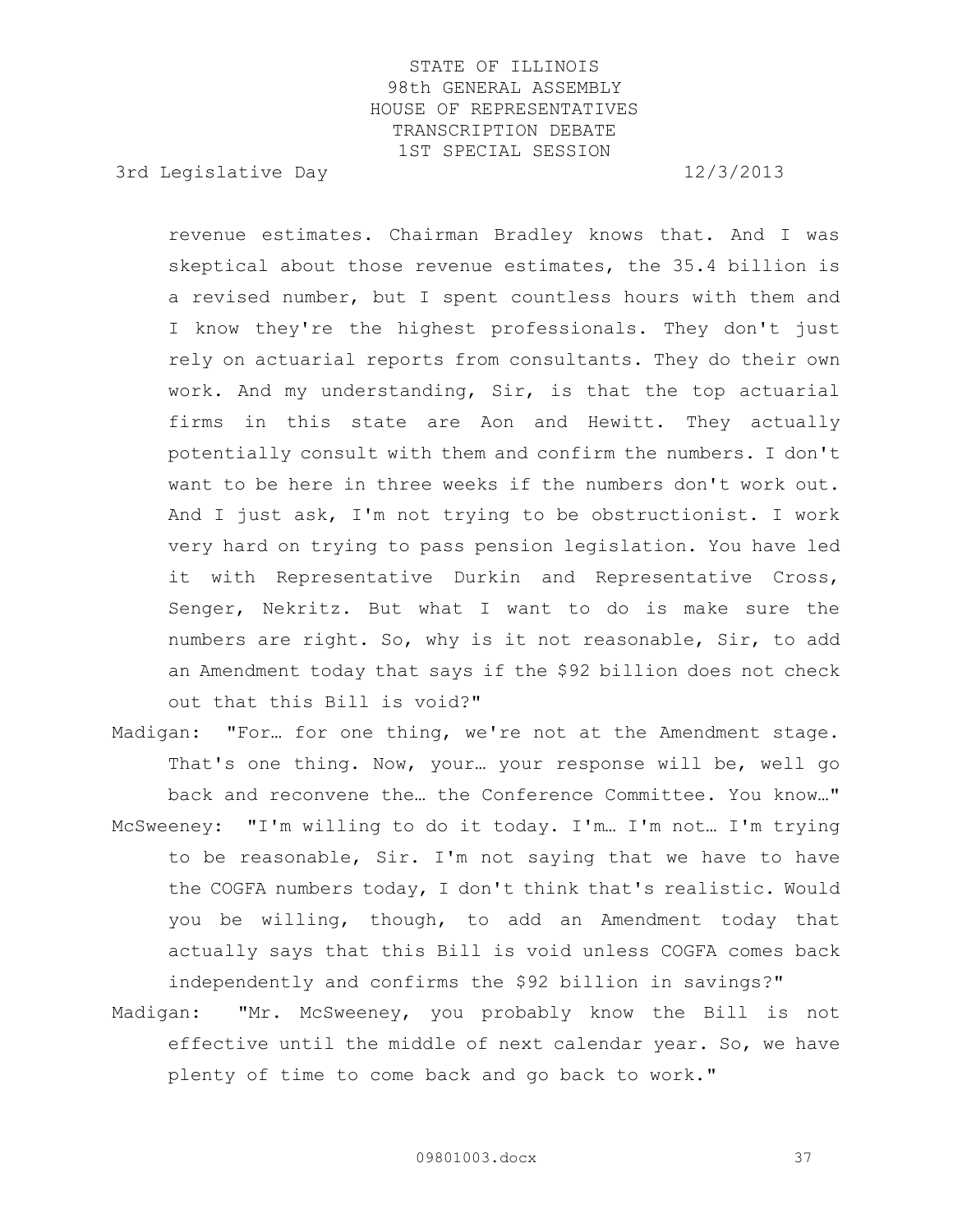revenue estimates. Chairman Bradley knows that. And I was skeptical about those revenue estimates, the 35.4 billion is a revised number, but I spent countless hours with them and I know they're the highest professionals. They don't just rely on actuarial reports from consultants. They do their own work. And my understanding, Sir, is that the top actuarial firms in this state are Aon and Hewitt. They actually potentially consult with them and confirm the numbers. I don't want to be here in three weeks if the numbers don't work out. And I just ask, I'm not trying to be obstructionist. I work very hard on trying to pass pension legislation. You have led it with Representative Durkin and Representative Cross, Senger, Nekritz. But what I want to do is make sure the numbers are right. So, why is it not reasonable, Sir, to add an Amendment today that says if the $92 billion does not check out that this Bill is void?"

Madigan: "For… for one thing, we're not at the Amendment stage. That's one thing. Now, your… your response will be, well go back and reconvene the… the Conference Committee. You know…"

McSweeney: "I'm willing to do it today. I'm… I'm not… I'm trying to be reasonable, Sir. I'm not saying that we have to have the COGFA numbers today, I don't think that's realistic. Would you be willing, though, to add an Amendment today that actually says that this Bill is void unless COGFA comes back independently and confirms the $92 billion in savings?"

Madigan: "Mr. McSweeney, you probably know the Bill is not effective until the middle of next calendar year. So, we have plenty of time to come back and go back to work."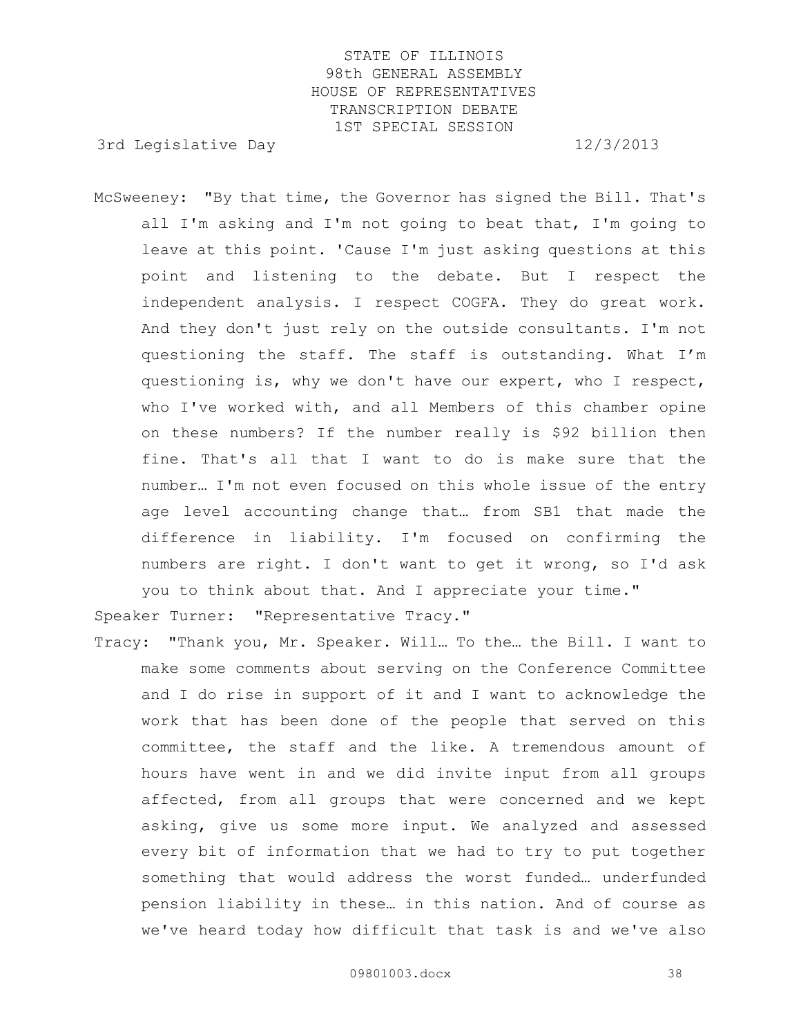McSweeney: "By that time, the Governor has signed the Bill. That's all I'm asking and I'm not going to beat that, I'm going to leave at this point. 'Cause I'm just asking questions at this point and listening to the debate. But I respect the independent analysis. I respect COGFA. They do great work. And they don't just rely on the outside consultants. I'm not questioning the staff. The staff is outstanding. What I'm questioning is, why we don't have our expert, who I respect, who I've worked with, and all Members of this chamber opine on these numbers? If the number really is $92 billion then fine. That's all that I want to do is make sure that the number… I'm not even focused on this whole issue of the entry age level accounting change that… from SB1 that made the difference in liability. I'm focused on confirming the numbers are right. I don't want to get it wrong, so I'd ask you to think about that. And I appreciate your time."

Speaker Turner: "Representative Tracy."

Tracy: "Thank you, Mr. Speaker. Will… To the… the Bill. I want to make some comments about serving on the Conference Committee and I do rise in support of it and I want to acknowledge the work that has been done of the people that served on this committee, the staff and the like. A tremendous amount of hours have went in and we did invite input from all groups affected, from all groups that were concerned and we kept asking, give us some more input. We analyzed and assessed every bit of information that we had to try to put together something that would address the worst funded… underfunded pension liability in these… in this nation. And of course as we've heard today how difficult that task is and we've also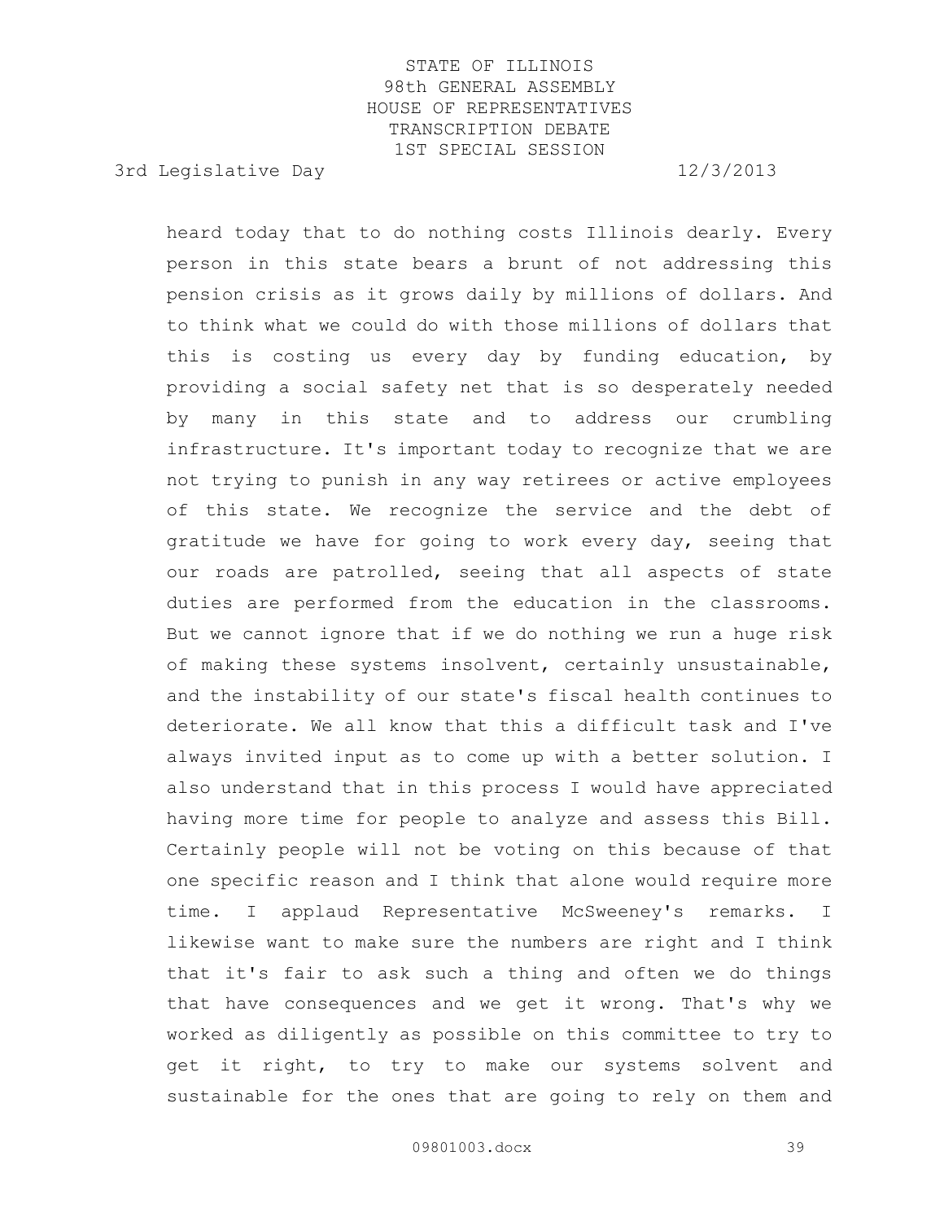heard today that to do nothing costs Illinois dearly. Every person in this state bears a brunt of not addressing this pension crisis as it grows daily by millions of dollars. And to think what we could do with those millions of dollars that this is costing us every day by funding education, by providing a social safety net that is so desperately needed by many in this state and to address our crumbling infrastructure. It's important today to recognize that we are not trying to punish in any way retirees or active employees of this state. We recognize the service and the debt of gratitude we have for going to work every day, seeing that our roads are patrolled, seeing that all aspects of state duties are performed from the education in the classrooms. But we cannot ignore that if we do nothing we run a huge risk of making these systems insolvent, certainly unsustainable, and the instability of our state's fiscal health continues to deteriorate. We all know that this a difficult task and I've always invited input as to come up with a better solution. I also understand that in this process I would have appreciated having more time for people to analyze and assess this Bill. Certainly people will not be voting on this because of that one specific reason and I think that alone would require more time. I applaud Representative McSweeney's remarks. I likewise want to make sure the numbers are right and I think that it's fair to ask such a thing and often we do things that have consequences and we get it wrong. That's why we worked as diligently as possible on this committee to try to get it right, to try to make our systems solvent and sustainable for the ones that are going to rely on them and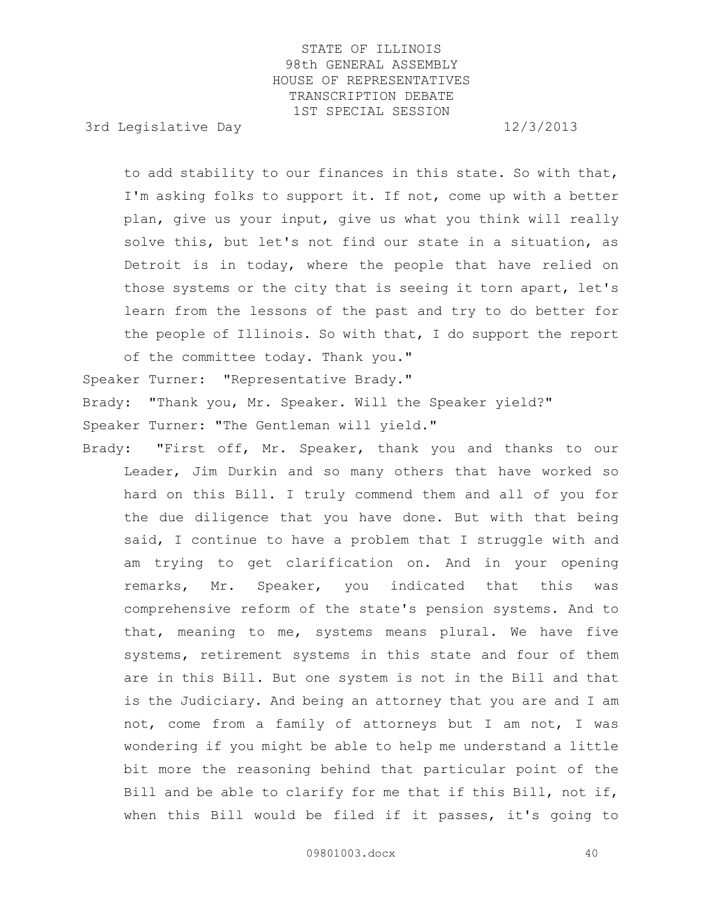to add stability to our finances in this state. So with that, I'm asking folks to support it. If not, come up with a better plan, give us your input, give us what you think will really solve this, but let's not find our state in a situation, as Detroit is in today, where the people that have relied on those systems or the city that is seeing it torn apart, let's learn from the lessons of the past and try to do better for the people of Illinois. So with that, I do support the report of the committee today. Thank you."

Speaker Turner: "Representative Brady."

Brady: "Thank you, Mr. Speaker. Will the Speaker yield?"

Speaker Turner: "The Gentleman will yield."

Brady: "First off, Mr. Speaker, thank you and thanks to our Leader, Jim Durkin and so many others that have worked so hard on this Bill. I truly commend them and all of you for the due diligence that you have done. But with that being said, I continue to have a problem that I struggle with and am trying to get clarification on. And in your opening remarks, Mr. Speaker, you indicated that this was comprehensive reform of the state's pension systems. And to that, meaning to me, systems means plural. We have five systems, retirement systems in this state and four of them are in this Bill. But one system is not in the Bill and that is the Judiciary. And being an attorney that you are and I am not, come from a family of attorneys but I am not, I was wondering if you might be able to help me understand a little bit more the reasoning behind that particular point of the Bill and be able to clarify for me that if this Bill, not if, when this Bill would be filed if it passes, it's going to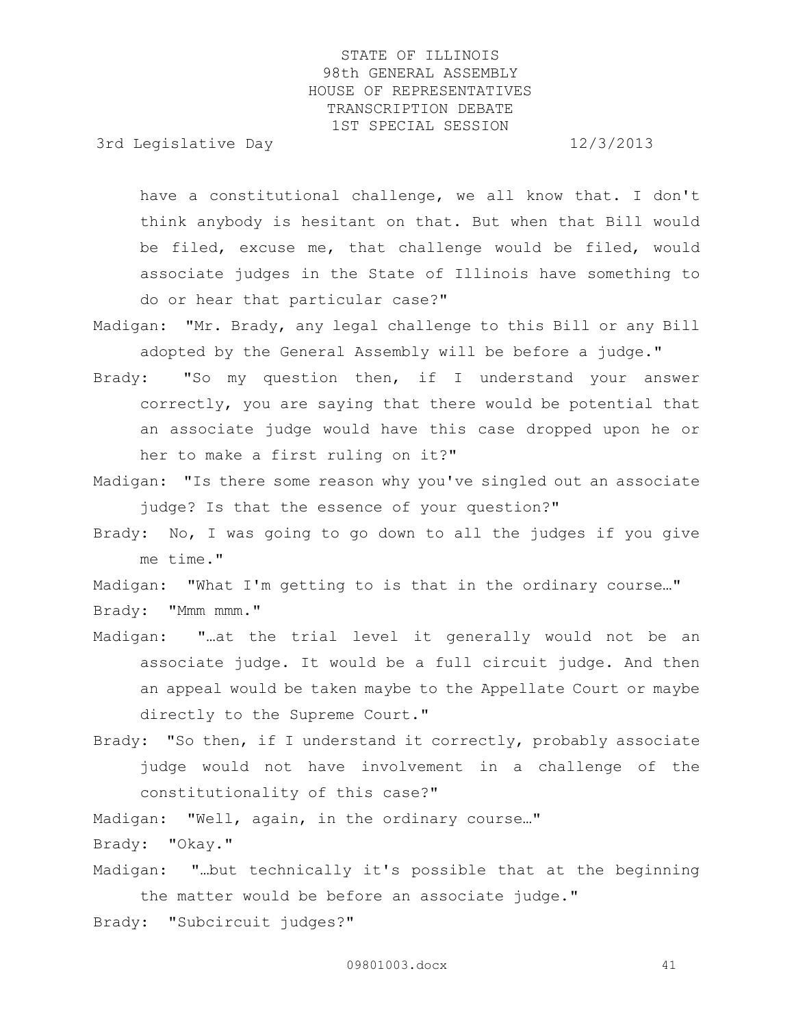have a constitutional challenge, we all know that. I don't think anybody is hesitant on that. But when that Bill would be filed, excuse me, that challenge would be filed, would associate judges in the State of Illinois have something to do or hear that particular case?"

Madigan: "Mr. Brady, any legal challenge to this Bill or any Bill adopted by the General Assembly will be before a judge."

Brady: "So my question then, if I understand your answer correctly, you are saying that there would be potential that an associate judge would have this case dropped upon he or her to make a first ruling on it?"

Madigan: "Is there some reason why you've singled out an associate judge? Is that the essence of your question?"

Brady: No, I was going to go down to all the judges if you give me time."

Madigan: "What I'm getting to is that in the ordinary course…"

Brady: "Mmm mmm."

Madigan: "…at the trial level it generally would not be an associate judge. It would be a full circuit judge. And then an appeal would be taken maybe to the Appellate Court or maybe directly to the Supreme Court."

Brady: "So then, if I understand it correctly, probably associate judge would not have involvement in a challenge of the constitutionality of this case?"

Madigan: "Well, again, in the ordinary course…"

Brady: "Okay."

Madigan: "…but technically it's possible that at the beginning the matter would be before an associate judge."

Brady: "Subcircuit judges?"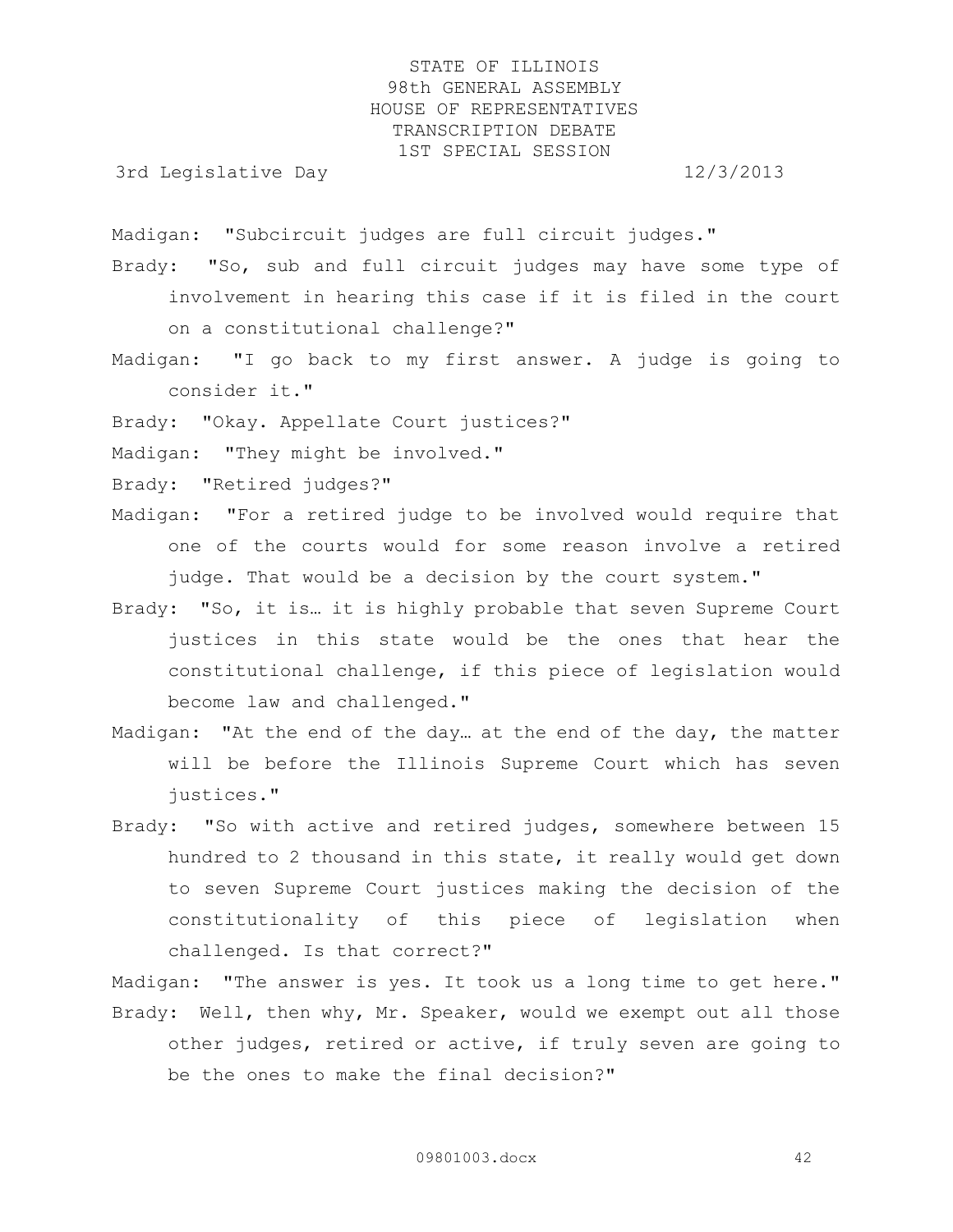Madigan: "Subcircuit judges are full circuit judges."

Brady: "So, sub and full circuit judges may have some type of involvement in hearing this case if it is filed in the court on a constitutional challenge?"

Madigan: "I go back to my first answer. A judge is going to consider it."

Brady: "Okay. Appellate Court justices?"

Madigan: "They might be involved."

Brady: "Retired judges?"

Madigan: "For a retired judge to be involved would require that one of the courts would for some reason involve a retired judge. That would be a decision by the court system."

Brady: "So, it is… it is highly probable that seven Supreme Court justices in this state would be the ones that hear the constitutional challenge, if this piece of legislation would become law and challenged."

Madigan: "At the end of the day… at the end of the day, the matter will be before the Illinois Supreme Court which has seven justices."

Brady: "So with active and retired judges, somewhere between 15 hundred to 2 thousand in this state, it really would get down to seven Supreme Court justices making the decision of the constitutionality of this piece of legislation when challenged. Is that correct?"

Madigan: "The answer is yes. It took us a long time to get here."

Brady: Well, then why, Mr. Speaker, would we exempt out all those other judges, retired or active, if truly seven are going to be the ones to make the final decision?"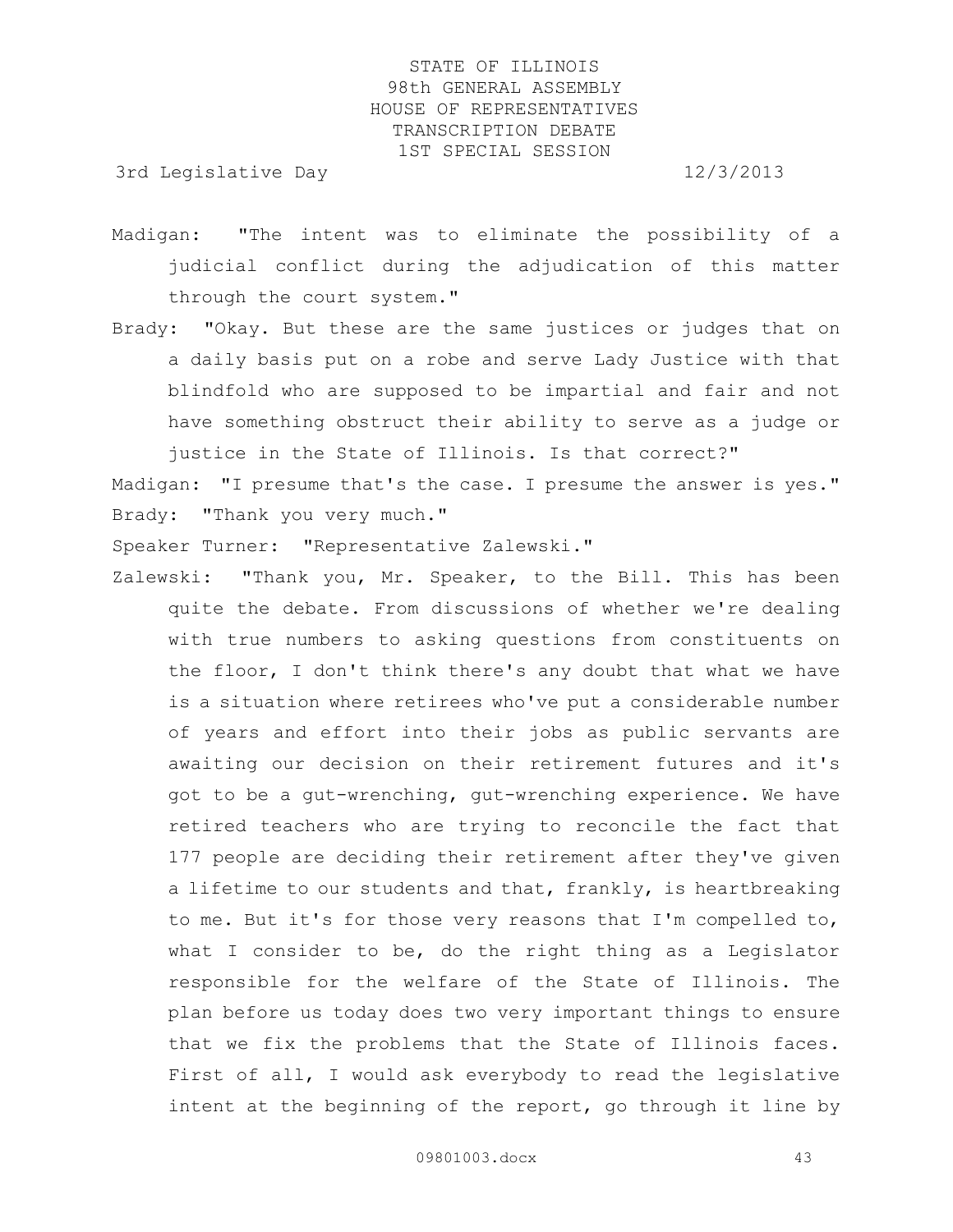Madigan: "The intent was to eliminate the possibility of a judicial conflict during the adjudication of this matter through the court system."

Brady: "Okay. But these are the same justices or judges that on a daily basis put on a robe and serve Lady Justice with that blindfold who are supposed to be impartial and fair and not have something obstruct their ability to serve as a judge or justice in the State of Illinois. Is that correct?"

Madigan: "I presume that's the case. I presume the answer is yes."

Brady: "Thank you very much."

Speaker Turner: "Representative Zalewski."

Zalewski: "Thank you, Mr. Speaker, to the Bill. This has been quite the debate. From discussions of whether we're dealing with true numbers to asking questions from constituents on the floor, I don't think there's any doubt that what we have is a situation where retirees who've put a considerable number of years and effort into their jobs as public servants are awaiting our decision on their retirement futures and it's got to be a gut-wrenching, gut-wrenching experience. We have retired teachers who are trying to reconcile the fact that 177 people are deciding their retirement after they've given a lifetime to our students and that, frankly, is heartbreaking to me. But it's for those very reasons that I'm compelled to, what I consider to be, do the right thing as a Legislator responsible for the welfare of the State of Illinois. The plan before us today does two very important things to ensure that we fix the problems that the State of Illinois faces. First of all, I would ask everybody to read the legislative intent at the beginning of the report, go through it line by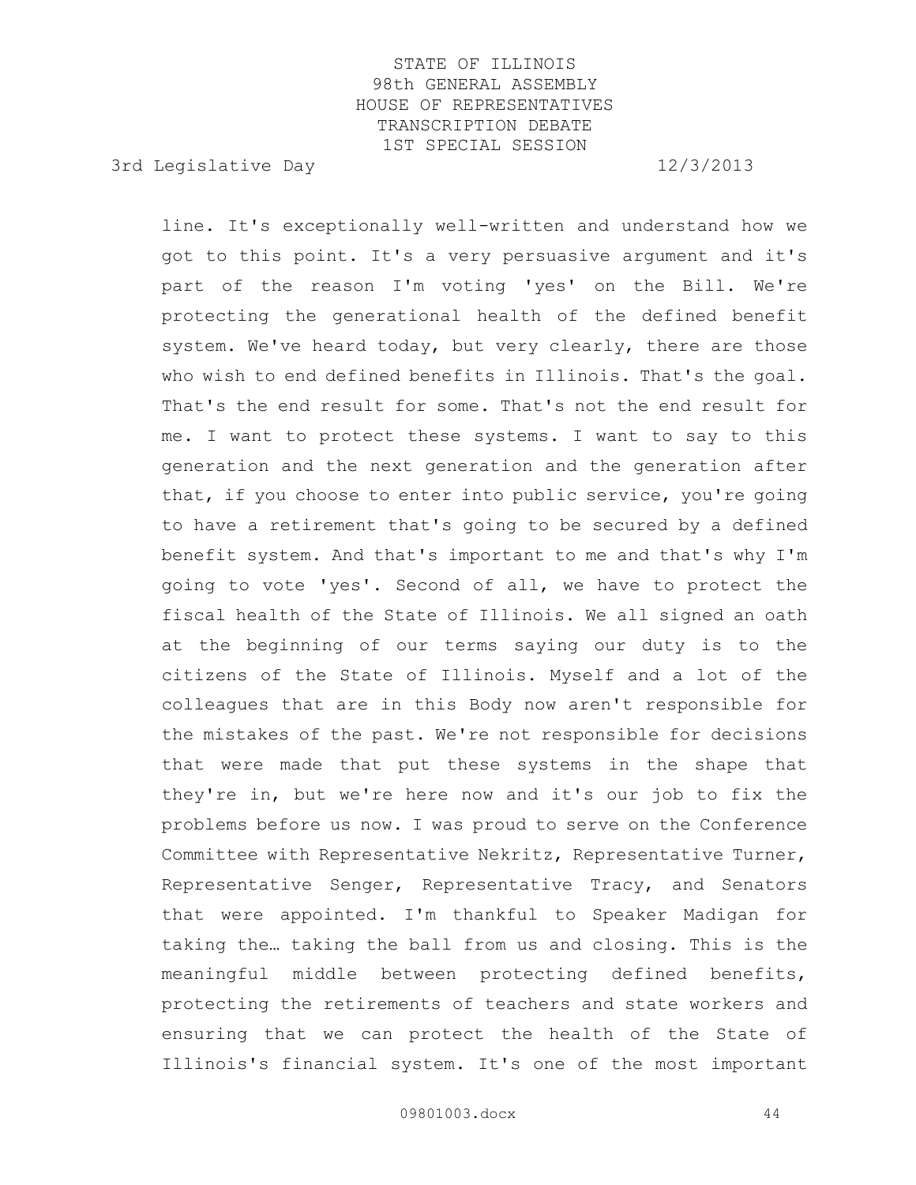line. It's exceptionally well-written and understand how we got to this point. It's a very persuasive argument and it's part of the reason I'm voting 'yes' on the Bill. We're protecting the generational health of the defined benefit system. We've heard today, but very clearly, there are those who wish to end defined benefits in Illinois. That's the goal. That's the end result for some. That's not the end result for me. I want to protect these systems. I want to say to this generation and the next generation and the generation after that, if you choose to enter into public service, you're going to have a retirement that's going to be secured by a defined benefit system. And that's important to me and that's why I'm going to vote 'yes'. Second of all, we have to protect the fiscal health of the State of Illinois. We all signed an oath at the beginning of our terms saying our duty is to the citizens of the State of Illinois. Myself and a lot of the colleagues that are in this Body now aren't responsible for the mistakes of the past. We're not responsible for decisions that were made that put these systems in the shape that they're in, but we're here now and it's our job to fix the problems before us now. I was proud to serve on the Conference Committee with Representative Nekritz, Representative Turner, Representative Senger, Representative Tracy, and Senators that were appointed. I'm thankful to Speaker Madigan for taking the… taking the ball from us and closing. This is the meaningful middle between protecting defined benefits, protecting the retirements of teachers and state workers and ensuring that we can protect the health of the State of Illinois's financial system. It's one of the most important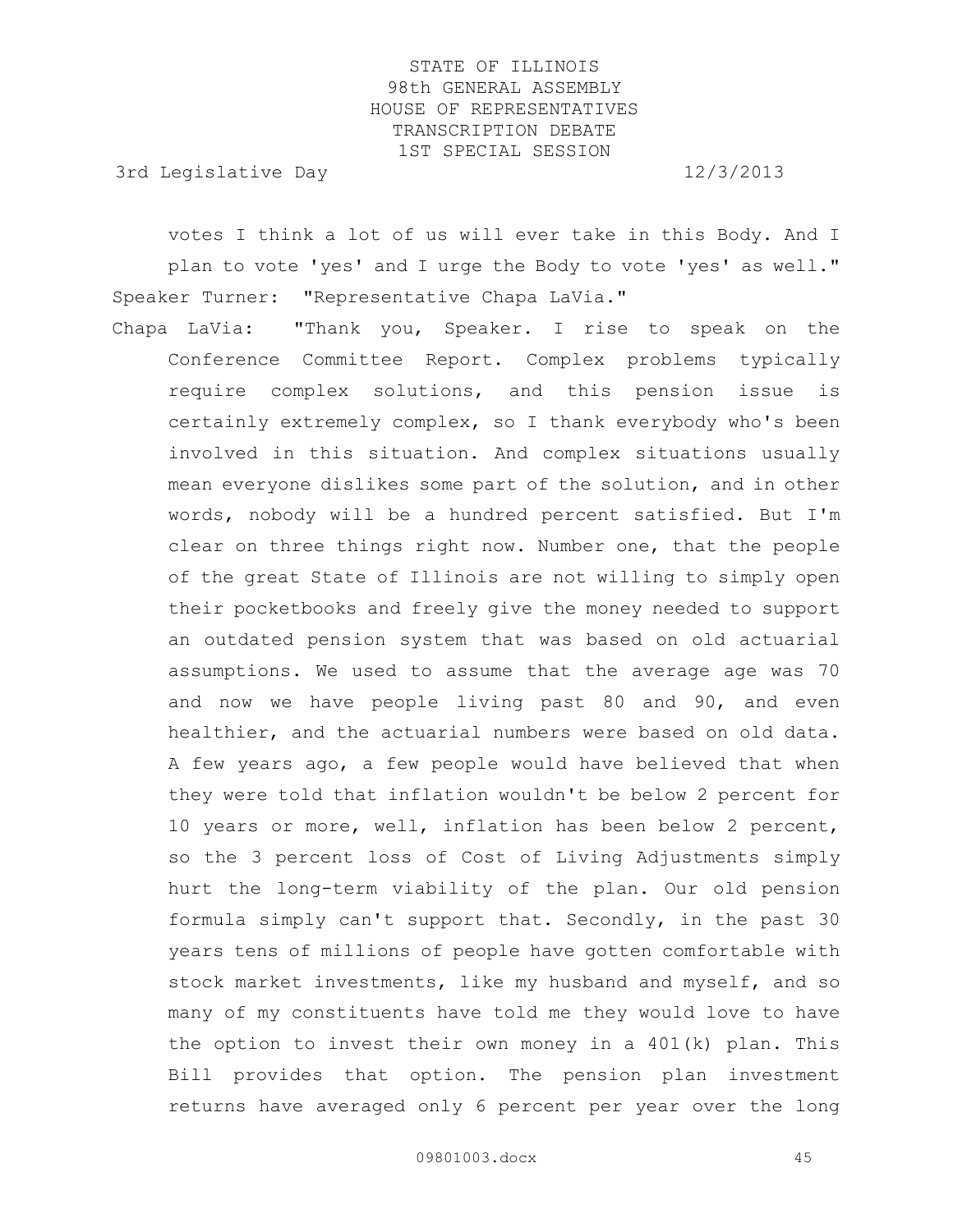votes I think a lot of us will ever take in this Body. And I plan to vote 'yes' and I urge the Body to vote 'yes' as well."

Speaker Turner: "Representative Chapa LaVia."

Chapa LaVia: "Thank you, Speaker. I rise to speak on the Conference Committee Report. Complex problems typically require complex solutions, and this pension issue is certainly extremely complex, so I thank everybody who's been involved in this situation. And complex situations usually mean everyone dislikes some part of the solution, and in other words, nobody will be a hundred percent satisfied. But I'm clear on three things right now. Number one, that the people of the great State of Illinois are not willing to simply open their pocketbooks and freely give the money needed to support an outdated pension system that was based on old actuarial assumptions. We used to assume that the average age was 70 and now we have people living past 80 and 90, and even healthier, and the actuarial numbers were based on old data. A few years ago, a few people would have believed that when they were told that inflation wouldn't be below 2 percent for 10 years or more, well, inflation has been below 2 percent, so the 3 percent loss of Cost of Living Adjustments simply hurt the long-term viability of the plan. Our old pension formula simply can't support that. Secondly, in the past 30 years tens of millions of people have gotten comfortable with stock market investments, like my husband and myself, and so many of my constituents have told me they would love to have the option to invest their own money in a 401(k) plan. This Bill provides that option. The pension plan investment returns have averaged only 6 percent per year over the long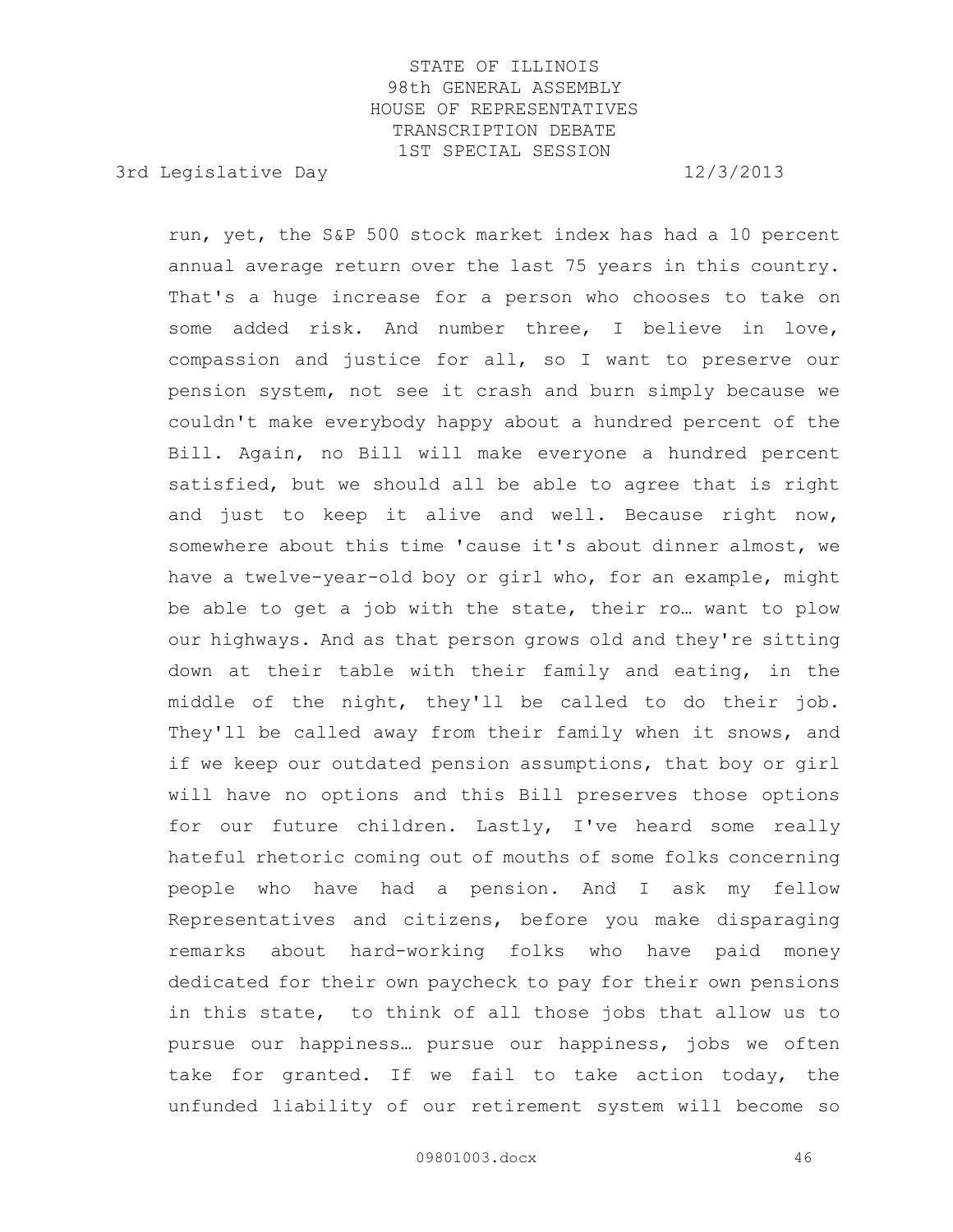run, yet, the S&P 500 stock market index has had a 10 percent annual average return over the last 75 years in this country. That's a huge increase for a person who chooses to take on some added risk. And number three, I believe in love, compassion and justice for all, so I want to preserve our pension system, not see it crash and burn simply because we couldn't make everybody happy about a hundred percent of the Bill. Again, no Bill will make everyone a hundred percent satisfied, but we should all be able to agree that is right and just to keep it alive and well. Because right now, somewhere about this time 'cause it's about dinner almost, we have a twelve-year-old boy or girl who, for an example, might be able to get a job with the state, their ro… want to plow our highways. And as that person grows old and they're sitting down at their table with their family and eating, in the middle of the night, they'll be called to do their job. They'll be called away from their family when it snows, and if we keep our outdated pension assumptions, that boy or girl will have no options and this Bill preserves those options for our future children. Lastly, I've heard some really hateful rhetoric coming out of mouths of some folks concerning people who have had a pension. And I ask my fellow Representatives and citizens, before you make disparaging remarks about hard-working folks who have paid money dedicated for their own paycheck to pay for their own pensions in this state, to think of all those jobs that allow us to pursue our happiness… pursue our happiness, jobs we often take for granted. If we fail to take action today, the unfunded liability of our retirement system will become so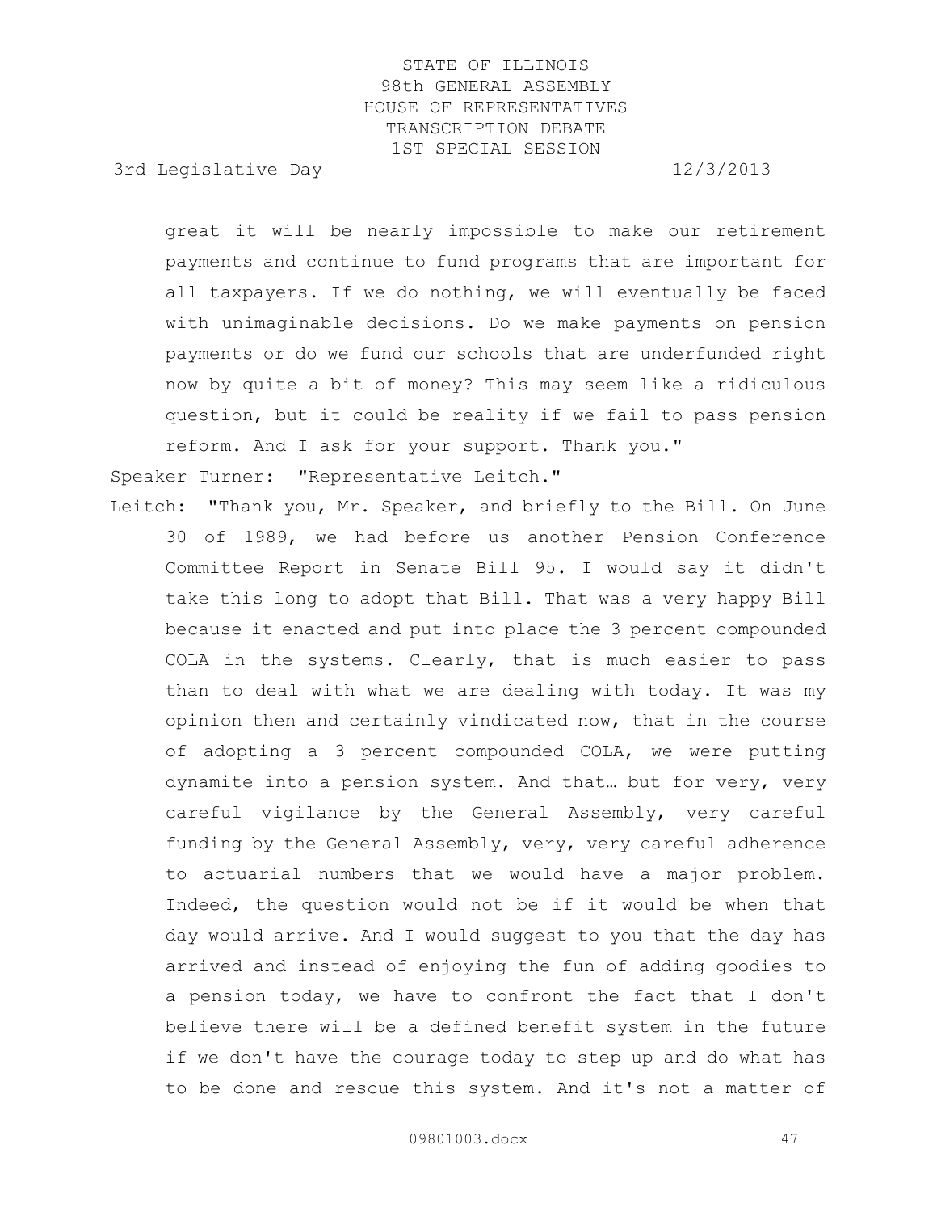great it will be nearly impossible to make our retirement payments and continue to fund programs that are important for all taxpayers. If we do nothing, we will eventually be faced with unimaginable decisions. Do we make payments on pension payments or do we fund our schools that are underfunded right now by quite a bit of money? This may seem like a ridiculous question, but it could be reality if we fail to pass pension reform. And I ask for your support. Thank you."

Speaker Turner: "Representative Leitch."

Leitch: "Thank you, Mr. Speaker, and briefly to the Bill. On June 30 of 1989, we had before us another Pension Conference Committee Report in Senate Bill 95. I would say it didn't take this long to adopt that Bill. That was a very happy Bill because it enacted and put into place the 3 percent compounded COLA in the systems. Clearly, that is much easier to pass than to deal with what we are dealing with today. It was my opinion then and certainly vindicated now, that in the course of adopting a 3 percent compounded COLA, we were putting dynamite into a pension system. And that… but for very, very careful vigilance by the General Assembly, very careful funding by the General Assembly, very, very careful adherence to actuarial numbers that we would have a major problem. Indeed, the question would not be if it would be when that day would arrive. And I would suggest to you that the day has arrived and instead of enjoying the fun of adding goodies to a pension today, we have to confront the fact that I don't believe there will be a defined benefit system in the future if we don't have the courage today to step up and do what has to be done and rescue this system. And it's not a matter of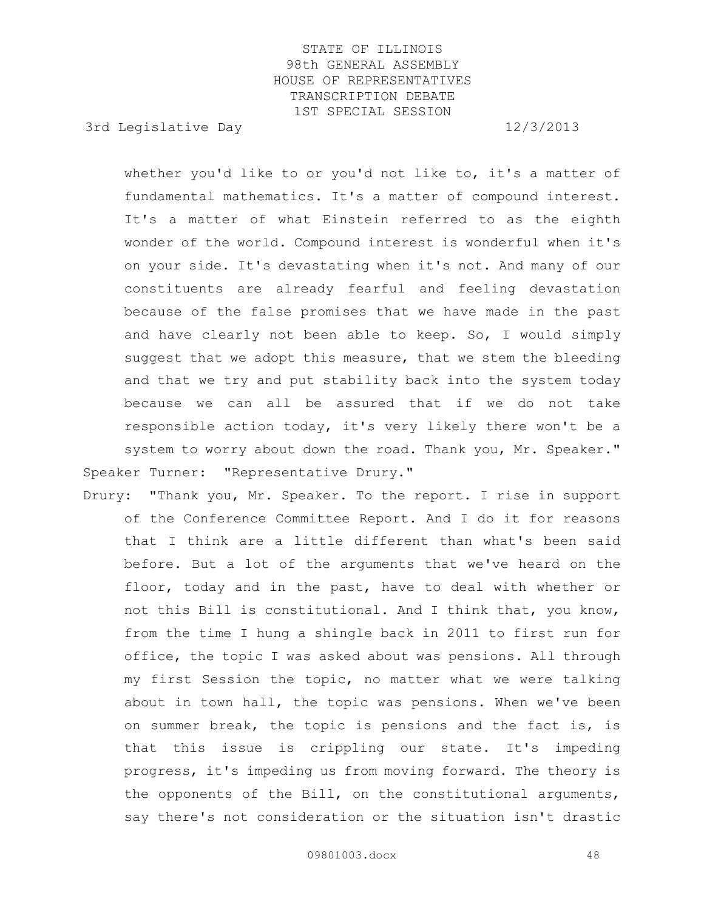whether you'd like to or you'd not like to, it's a matter of fundamental mathematics. It's a matter of compound interest. It's a matter of what Einstein referred to as the eighth wonder of the world. Compound interest is wonderful when it's on your side. It's devastating when it's not. And many of our constituents are already fearful and feeling devastation because of the false promises that we have made in the past and have clearly not been able to keep. So, I would simply suggest that we adopt this measure, that we stem the bleeding and that we try and put stability back into the system today because we can all be assured that if we do not take responsible action today, it's very likely there won't be a system to worry about down the road. Thank you, Mr. Speaker."

Speaker Turner: "Representative Drury."

Drury: "Thank you, Mr. Speaker. To the report. I rise in support of the Conference Committee Report. And I do it for reasons that I think are a little different than what's been said before. But a lot of the arguments that we've heard on the floor, today and in the past, have to deal with whether or not this Bill is constitutional. And I think that, you know, from the time I hung a shingle back in 2011 to first run for office, the topic I was asked about was pensions. All through my first Session the topic, no matter what we were talking about in town hall, the topic was pensions. When we've been on summer break, the topic is pensions and the fact is, is that this issue is crippling our state. It's impeding progress, it's impeding us from moving forward. The theory is the opponents of the Bill, on the constitutional arguments, say there's not consideration or the situation isn't drastic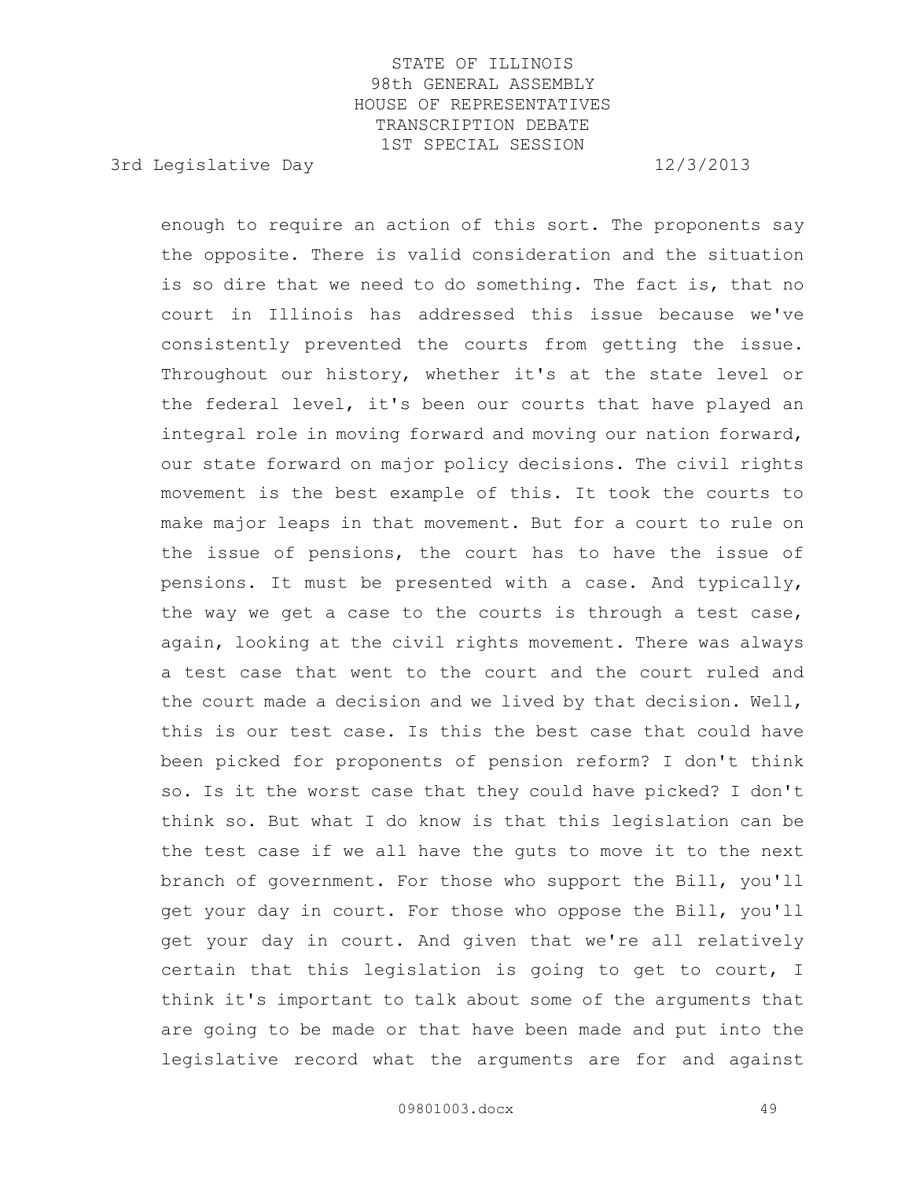enough to require an action of this sort. The proponents say the opposite. There is valid consideration and the situation is so dire that we need to do something. The fact is, that no court in Illinois has addressed this issue because we've consistently prevented the courts from getting the issue. Throughout our history, whether it's at the state level or the federal level, it's been our courts that have played an integral role in moving forward and moving our nation forward, our state forward on major policy decisions. The civil rights movement is the best example of this. It took the courts to make major leaps in that movement. But for a court to rule on the issue of pensions, the court has to have the issue of pensions. It must be presented with a case. And typically, the way we get a case to the courts is through a test case, again, looking at the civil rights movement. There was always a test case that went to the court and the court ruled and the court made a decision and we lived by that decision. Well, this is our test case. Is this the best case that could have been picked for proponents of pension reform? I don't think so. Is it the worst case that they could have picked? I don't think so. But what I do know is that this legislation can be the test case if we all have the guts to move it to the next branch of government. For those who support the Bill, you'll get your day in court. For those who oppose the Bill, you'll get your day in court. And given that we're all relatively certain that this legislation is going to get to court, I think it's important to talk about some of the arguments that are going to be made or that have been made and put into the legislative record what the arguments are for and against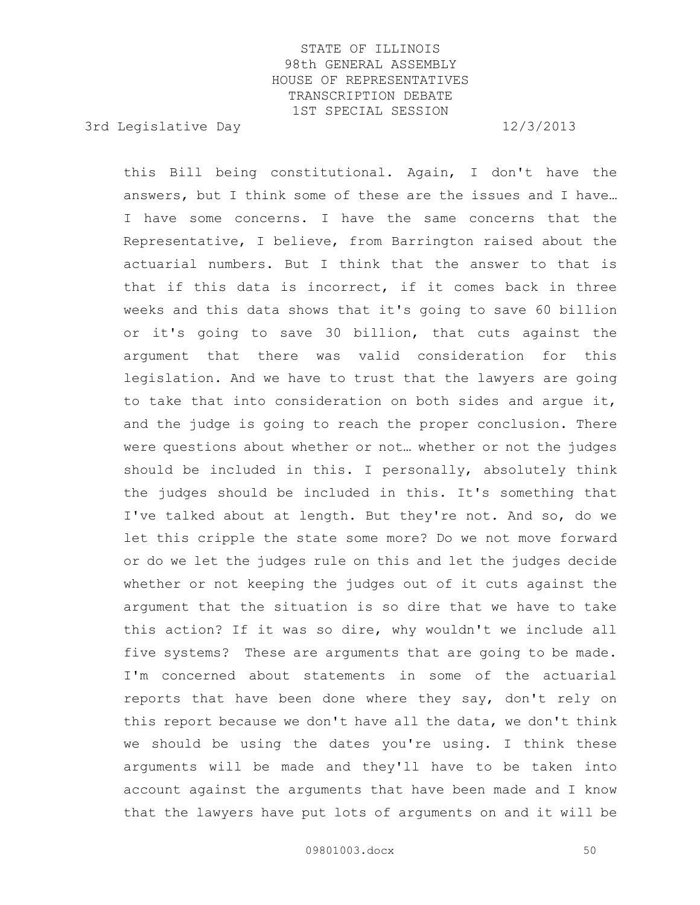this Bill being constitutional. Again, I don't have the answers, but I think some of these are the issues and I have… I have some concerns. I have the same concerns that the Representative, I believe, from Barrington raised about the actuarial numbers. But I think that the answer to that is that if this data is incorrect, if it comes back in three weeks and this data shows that it's going to save 60 billion or it's going to save 30 billion, that cuts against the argument that there was valid consideration for this legislation. And we have to trust that the lawyers are going to take that into consideration on both sides and argue it, and the judge is going to reach the proper conclusion. There were questions about whether or not… whether or not the judges should be included in this. I personally, absolutely think the judges should be included in this. It's something that I've talked about at length. But they're not. And so, do we let this cripple the state some more? Do we not move forward or do we let the judges rule on this and let the judges decide whether or not keeping the judges out of it cuts against the argument that the situation is so dire that we have to take this action? If it was so dire, why wouldn't we include all five systems? These are arguments that are going to be made. I'm concerned about statements in some of the actuarial reports that have been done where they say, don't rely on this report because we don't have all the data, we don't think we should be using the dates you're using. I think these arguments will be made and they'll have to be taken into account against the arguments that have been made and I know that the lawyers have put lots of arguments on and it will be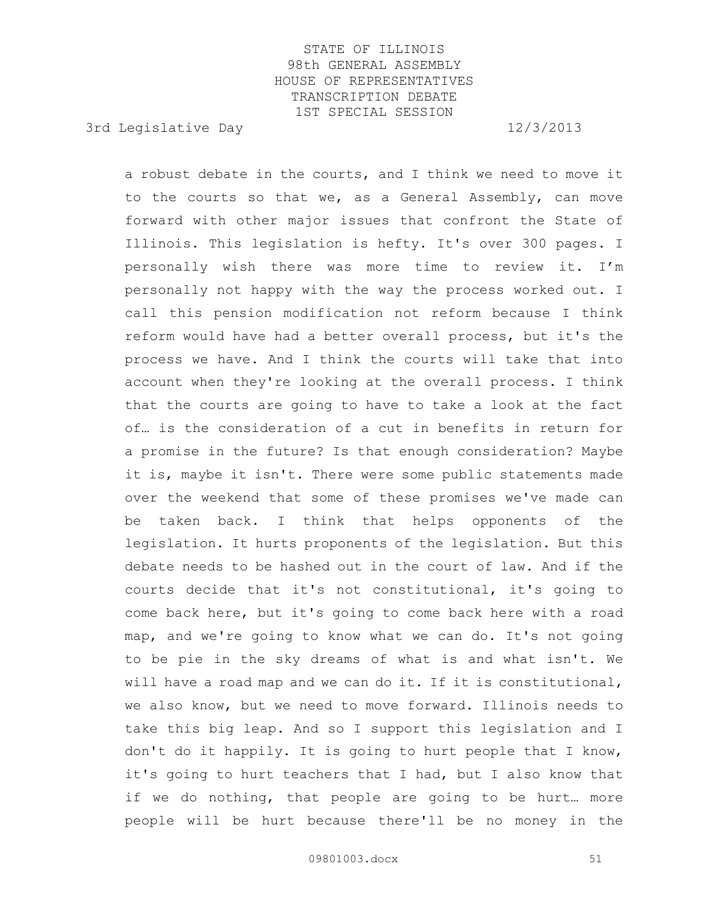a robust debate in the courts, and I think we need to move it to the courts so that we, as a General Assembly, can move forward with other major issues that confront the State of Illinois. This legislation is hefty. It's over 300 pages. I personally wish there was more time to review it. I'm personally not happy with the way the process worked out. I call this pension modification not reform because I think reform would have had a better overall process, but it's the process we have. And I think the courts will take that into account when they're looking at the overall process. I think that the courts are going to have to take a look at the fact of… is the consideration of a cut in benefits in return for a promise in the future? Is that enough consideration? Maybe it is, maybe it isn't. There were some public statements made over the weekend that some of these promises we've made can be taken back. I think that helps opponents of the legislation. It hurts proponents of the legislation. But this debate needs to be hashed out in the court of law. And if the courts decide that it's not constitutional, it's going to come back here, but it's going to come back here with a road map, and we're going to know what we can do. It's not going to be pie in the sky dreams of what is and what isn't. We will have a road map and we can do it. If it is constitutional, we also know, but we need to move forward. Illinois needs to take this big leap. And so I support this legislation and I don't do it happily. It is going to hurt people that I know, it's going to hurt teachers that I had, but I also know that if we do nothing, that people are going to be hurt… more people will be hurt because there'll be no money in the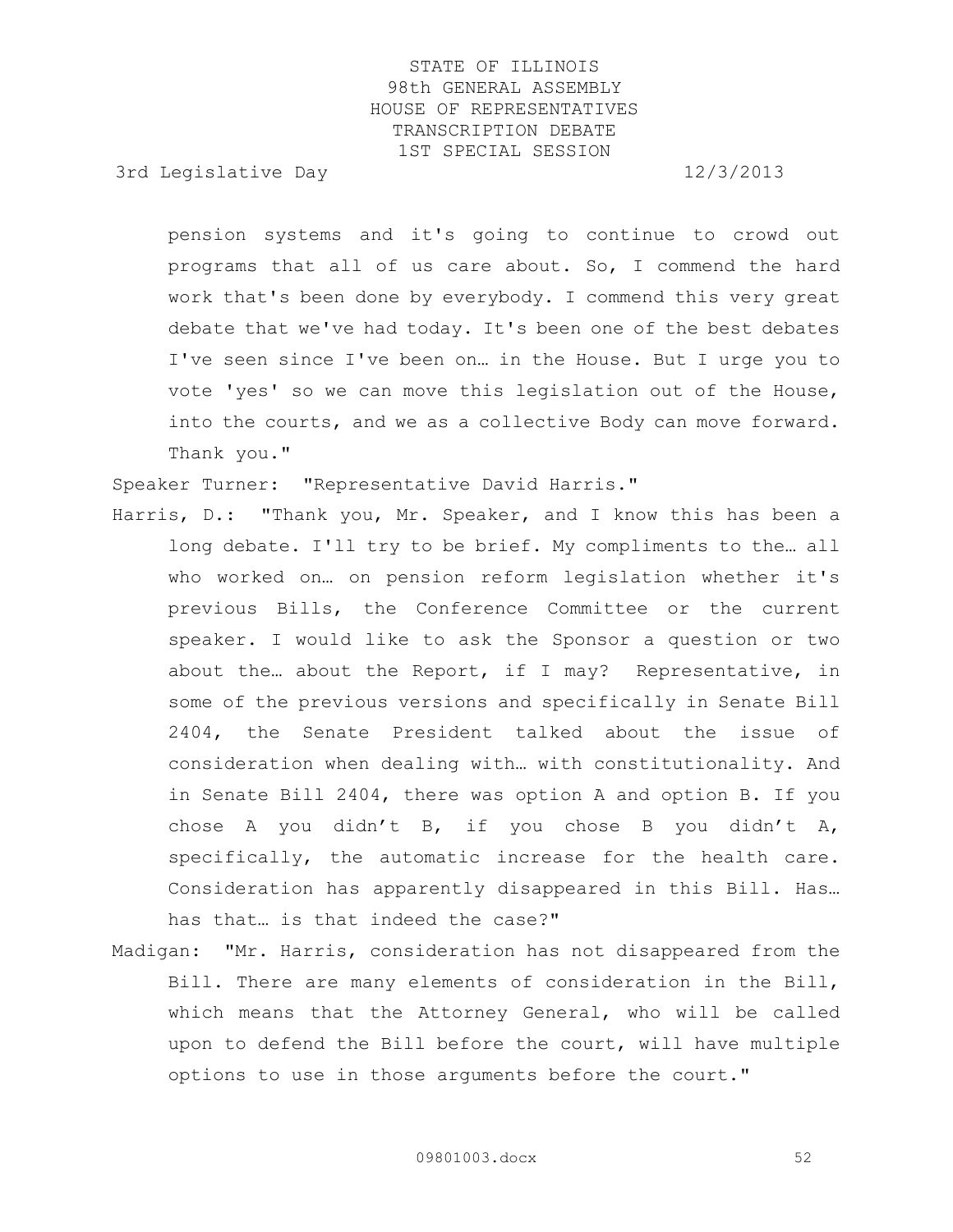pension systems and it's going to continue to crowd out programs that all of us care about. So, I commend the hard work that's been done by everybody. I commend this very great debate that we've had today. It's been one of the best debates I've seen since I've been on… in the House. But I urge you to vote 'yes' so we can move this legislation out of the House, into the courts, and we as a collective Body can move forward. Thank you."

Speaker Turner: "Representative David Harris."

Harris, D.: "Thank you, Mr. Speaker, and I know this has been a long debate. I'll try to be brief. My compliments to the… all who worked on… on pension reform legislation whether it's previous Bills, the Conference Committee or the current speaker. I would like to ask the Sponsor a question or two about the… about the Report, if I may? Representative, in some of the previous versions and specifically in Senate Bill 2404, the Senate President talked about the issue of consideration when dealing with… with constitutionality. And in Senate Bill 2404, there was option A and option B. If you chose A you didn't B, if you chose B you didn't A, specifically, the automatic increase for the health care. Consideration has apparently disappeared in this Bill. Has… has that… is that indeed the case?"

Madigan: "Mr. Harris, consideration has not disappeared from the Bill. There are many elements of consideration in the Bill, which means that the Attorney General, who will be called upon to defend the Bill before the court, will have multiple options to use in those arguments before the court."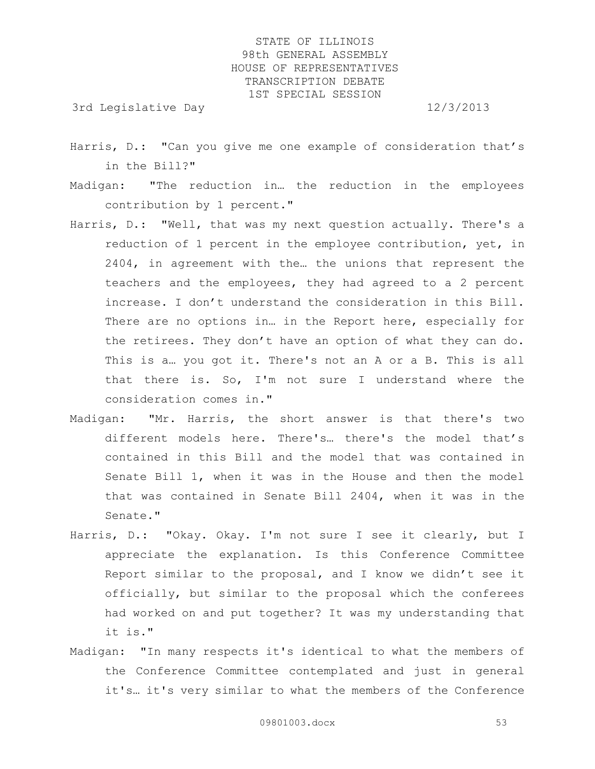Harris, D.: "Can you give me one example of consideration that's in the Bill?"

Madigan: "The reduction in… the reduction in the employees contribution by 1 percent."

Harris, D.: "Well, that was my next question actually. There's a reduction of 1 percent in the employee contribution, yet, in 2404, in agreement with the… the unions that represent the teachers and the employees, they had agreed to a 2 percent increase. I don't understand the consideration in this Bill. There are no options in… in the Report here, especially for the retirees. They don't have an option of what they can do. This is a… you got it. There's not an A or a B. This is all that there is. So, I'm not sure I understand where the consideration comes in."

Madigan: "Mr. Harris, the short answer is that there's two different models here. There's… there's the model that's contained in this Bill and the model that was contained in Senate Bill 1, when it was in the House and then the model that was contained in Senate Bill 2404, when it was in the Senate."

Harris, D.: "Okay. Okay. I'm not sure I see it clearly, but I appreciate the explanation. Is this Conference Committee Report similar to the proposal, and I know we didn't see it officially, but similar to the proposal which the conferees had worked on and put together? It was my understanding that it is."

Madigan: "In many respects it's identical to what the members of the Conference Committee contemplated and just in general it's… it's very similar to what the members of the Conference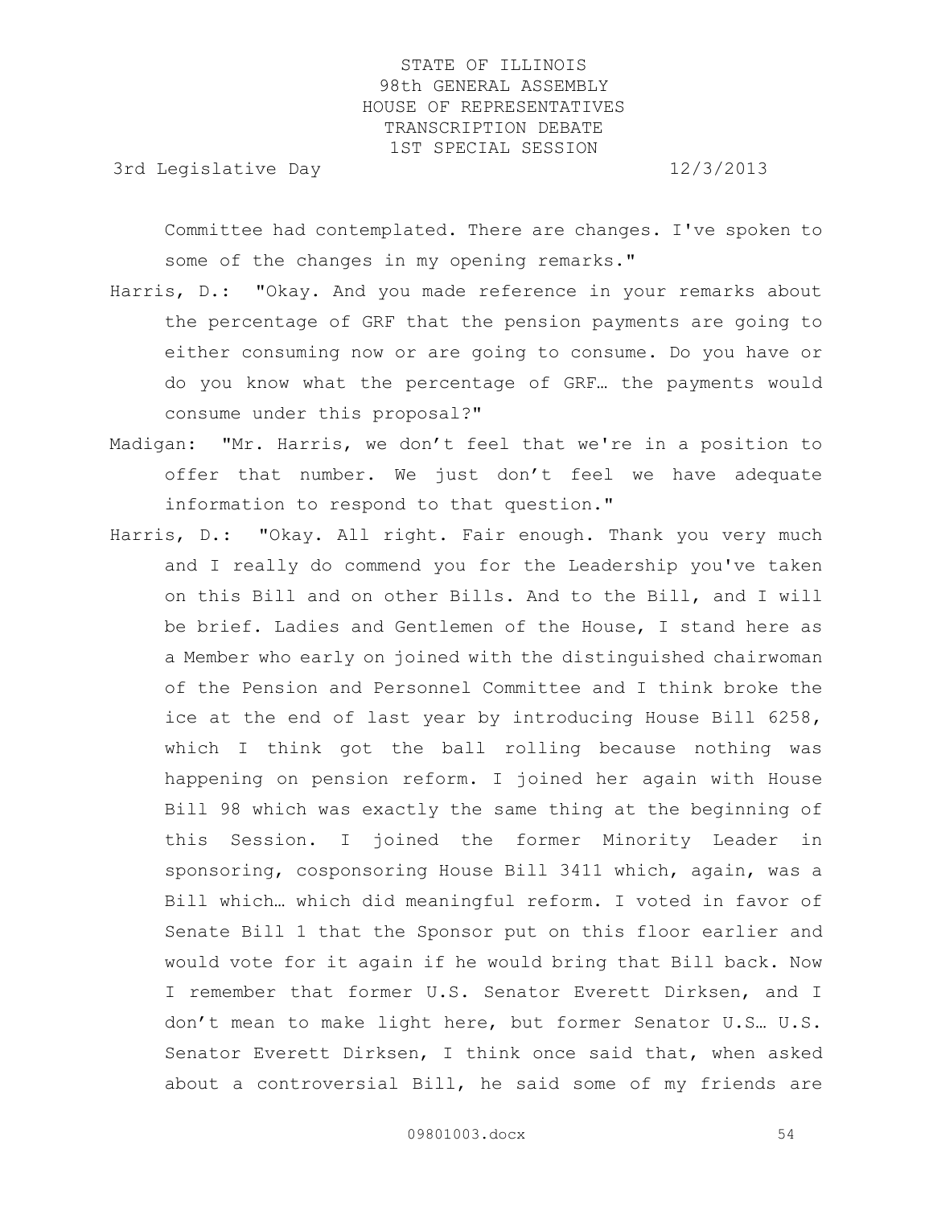Committee had contemplated. There are changes. I've spoken to some of the changes in my opening remarks."

Harris, D.: "Okay. And you made reference in your remarks about the percentage of GRF that the pension payments are going to either consuming now or are going to consume. Do you have or do you know what the percentage of GRF… the payments would consume under this proposal?"

Madigan: "Mr. Harris, we don't feel that we're in a position to offer that number. We just don't feel we have adequate information to respond to that question."

Harris, D.: "Okay. All right. Fair enough. Thank you very much and I really do commend you for the Leadership you've taken on this Bill and on other Bills. And to the Bill, and I will be brief. Ladies and Gentlemen of the House, I stand here as a Member who early on joined with the distinguished chairwoman of the Pension and Personnel Committee and I think broke the ice at the end of last year by introducing House Bill 6258, which I think got the ball rolling because nothing was happening on pension reform. I joined her again with House Bill 98 which was exactly the same thing at the beginning of this Session. I joined the former Minority Leader in sponsoring, cosponsoring House Bill 3411 which, again, was a Bill which… which did meaningful reform. I voted in favor of Senate Bill 1 that the Sponsor put on this floor earlier and would vote for it again if he would bring that Bill back. Now I remember that former U.S. Senator Everett Dirksen, and I don't mean to make light here, but former Senator U.S… U.S. Senator Everett Dirksen, I think once said that, when asked about a controversial Bill, he said some of my friends are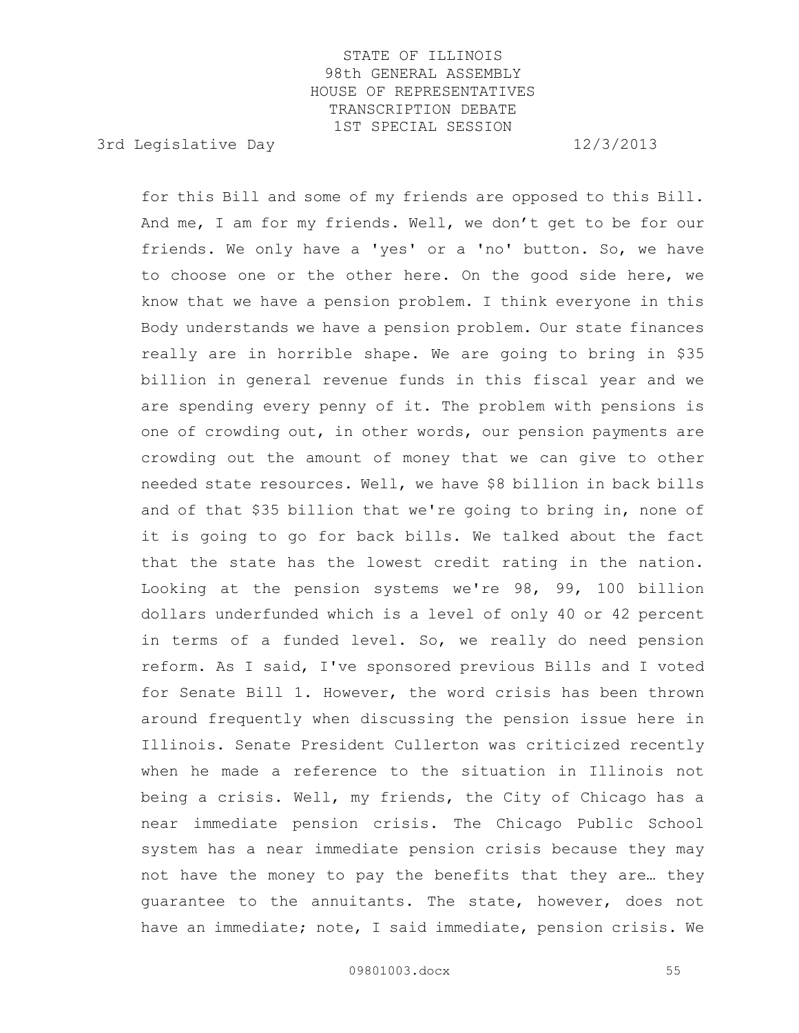for this Bill and some of my friends are opposed to this Bill. And me, I am for my friends. Well, we don't get to be for our friends. We only have a 'yes' or a 'no' button. So, we have to choose one or the other here. On the good side here, we know that we have a pension problem. I think everyone in this Body understands we have a pension problem. Our state finances really are in horrible shape. We are going to bring in $35 billion in general revenue funds in this fiscal year and we are spending every penny of it. The problem with pensions is one of crowding out, in other words, our pension payments are crowding out the amount of money that we can give to other needed state resources. Well, we have $8 billion in back bills and of that $35 billion that we're going to bring in, none of it is going to go for back bills. We talked about the fact that the state has the lowest credit rating in the nation. Looking at the pension systems we're 98, 99, 100 billion dollars underfunded which is a level of only 40 or 42 percent in terms of a funded level. So, we really do need pension reform. As I said, I've sponsored previous Bills and I voted for Senate Bill 1. However, the word crisis has been thrown around frequently when discussing the pension issue here in Illinois. Senate President Cullerton was criticized recently when he made a reference to the situation in Illinois not being a crisis. Well, my friends, the City of Chicago has a near immediate pension crisis. The Chicago Public School system has a near immediate pension crisis because they may not have the money to pay the benefits that they are… they guarantee to the annuitants. The state, however, does not have an immediate; note, I said immediate, pension crisis. We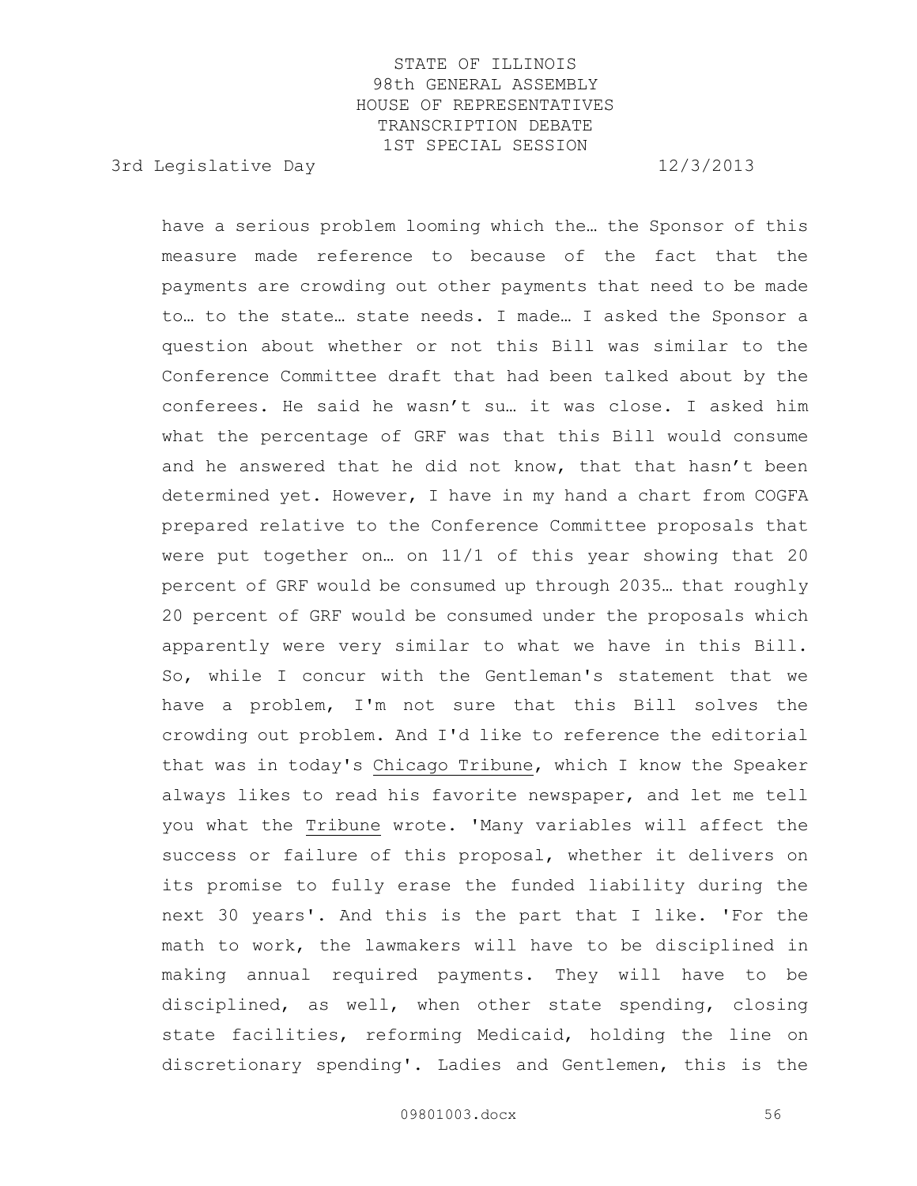have a serious problem looming which the… the Sponsor of this measure made reference to because of the fact that the payments are crowding out other payments that need to be made to… to the state… state needs. I made… I asked the Sponsor a question about whether or not this Bill was similar to the Conference Committee draft that had been talked about by the conferees. He said he wasn't su… it was close. I asked him what the percentage of GRF was that this Bill would consume and he answered that he did not know, that that hasn't been determined yet. However, I have in my hand a chart from COGFA prepared relative to the Conference Committee proposals that were put together on… on 11/1 of this year showing that 20 percent of GRF would be consumed up through 2035… that roughly 20 percent of GRF would be consumed under the proposals which apparently were very similar to what we have in this Bill. So, while I concur with the Gentleman's statement that we have a problem, I'm not sure that this Bill solves the crowding out problem. And I'd like to reference the editorial that was in today's Chicago Tribune, which I know the Speaker always likes to read his favorite newspaper, and let me tell you what the Tribune wrote. 'Many variables will affect the success or failure of this proposal, whether it delivers on its promise to fully erase the funded liability during the next 30 years'. And this is the part that I like. 'For the math to work, the lawmakers will have to be disciplined in making annual required payments. They will have to be disciplined, as well, when other state spending, closing state facilities, reforming Medicaid, holding the line on discretionary spending'. Ladies and Gentlemen, this is the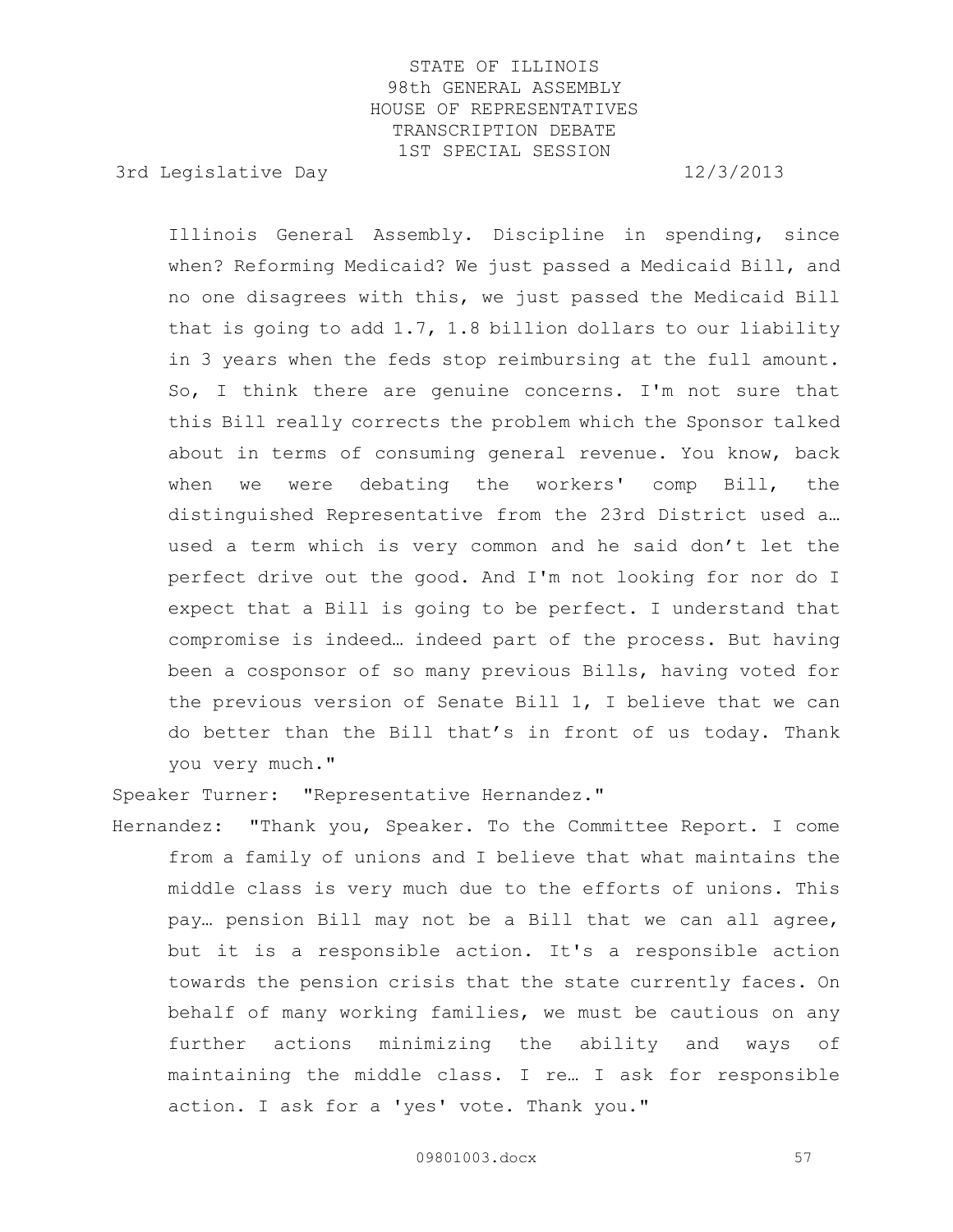Illinois General Assembly. Discipline in spending, since when? Reforming Medicaid? We just passed a Medicaid Bill, and no one disagrees with this, we just passed the Medicaid Bill that is going to add 1.7, 1.8 billion dollars to our liability in 3 years when the feds stop reimbursing at the full amount. So, I think there are genuine concerns. I'm not sure that this Bill really corrects the problem which the Sponsor talked about in terms of consuming general revenue. You know, back when we were debating the workers' comp Bill, the distinguished Representative from the 23rd District used a… used a term which is very common and he said don't let the perfect drive out the good. And I'm not looking for nor do I expect that a Bill is going to be perfect. I understand that compromise is indeed… indeed part of the process. But having been a cosponsor of so many previous Bills, having voted for the previous version of Senate Bill 1, I believe that we can do better than the Bill that's in front of us today. Thank you very much."

Speaker Turner: "Representative Hernandez."

Hernandez: "Thank you, Speaker. To the Committee Report. I come from a family of unions and I believe that what maintains the middle class is very much due to the efforts of unions. This pay… pension Bill may not be a Bill that we can all agree, but it is a responsible action. It's a responsible action towards the pension crisis that the state currently faces. On behalf of many working families, we must be cautious on any further actions minimizing the ability and ways of maintaining the middle class. I re… I ask for responsible action. I ask for a 'yes' vote. Thank you."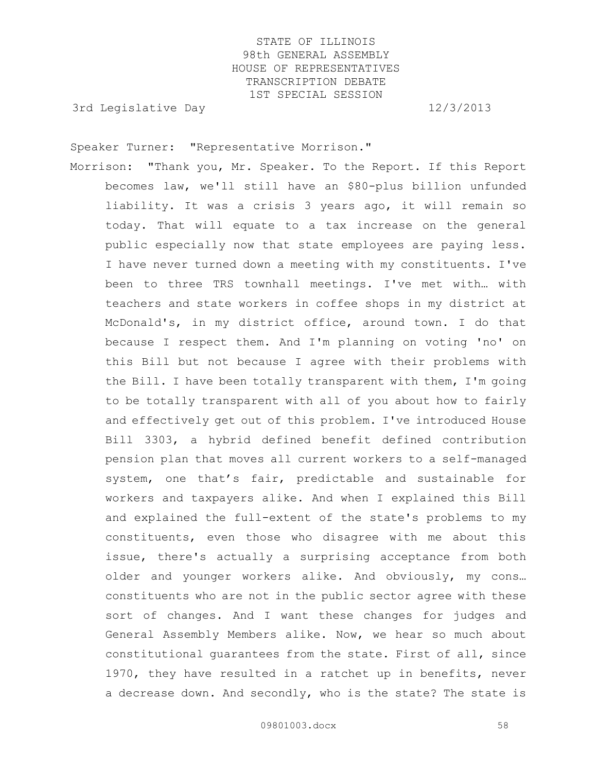Speaker Turner: "Representative Morrison."

Morrison: "Thank you, Mr. Speaker. To the Report. If this Report becomes law, we'll still have an $80-plus billion unfunded liability. It was a crisis 3 years ago, it will remain so today. That will equate to a tax increase on the general public especially now that state employees are paying less. I have never turned down a meeting with my constituents. I've been to three TRS townhall meetings. I've met with… with teachers and state workers in coffee shops in my district at McDonald's, in my district office, around town. I do that because I respect them. And I'm planning on voting 'no' on this Bill but not because I agree with their problems with the Bill. I have been totally transparent with them, I'm going to be totally transparent with all of you about how to fairly and effectively get out of this problem. I've introduced House Bill 3303, a hybrid defined benefit defined contribution pension plan that moves all current workers to a self-managed system, one that's fair, predictable and sustainable for workers and taxpayers alike. And when I explained this Bill and explained the full-extent of the state's problems to my constituents, even those who disagree with me about this issue, there's actually a surprising acceptance from both older and younger workers alike. And obviously, my cons… constituents who are not in the public sector agree with these sort of changes. And I want these changes for judges and General Assembly Members alike. Now, we hear so much about constitutional guarantees from the state. First of all, since 1970, they have resulted in a ratchet up in benefits, never a decrease down. And secondly, who is the state? The state is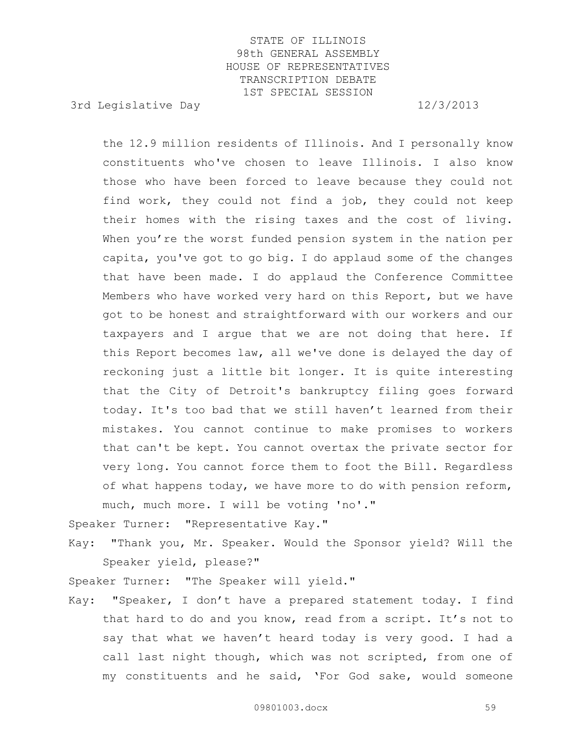the 12.9 million residents of Illinois. And I personally know constituents who've chosen to leave Illinois. I also know those who have been forced to leave because they could not find work, they could not find a job, they could not keep their homes with the rising taxes and the cost of living. When you're the worst funded pension system in the nation per capita, you've got to go big. I do applaud some of the changes that have been made. I do applaud the Conference Committee Members who have worked very hard on this Report, but we have got to be honest and straightforward with our workers and our taxpayers and I argue that we are not doing that here. If this Report becomes law, all we've done is delayed the day of reckoning just a little bit longer. It is quite interesting that the City of Detroit's bankruptcy filing goes forward today. It's too bad that we still haven't learned from their mistakes. You cannot continue to make promises to workers that can't be kept. You cannot overtax the private sector for very long. You cannot force them to foot the Bill. Regardless of what happens today, we have more to do with pension reform, much, much more. I will be voting 'no'."

Speaker Turner: "Representative Kay."

Kay: "Thank you, Mr. Speaker. Would the Sponsor yield? Will the Speaker yield, please?"

Speaker Turner: "The Speaker will yield."

Kay: "Speaker, I don't have a prepared statement today. I find that hard to do and you know, read from a script. It's not to say that what we haven't heard today is very good. I had a call last night though, which was not scripted, from one of my constituents and he said, 'For God sake, would someone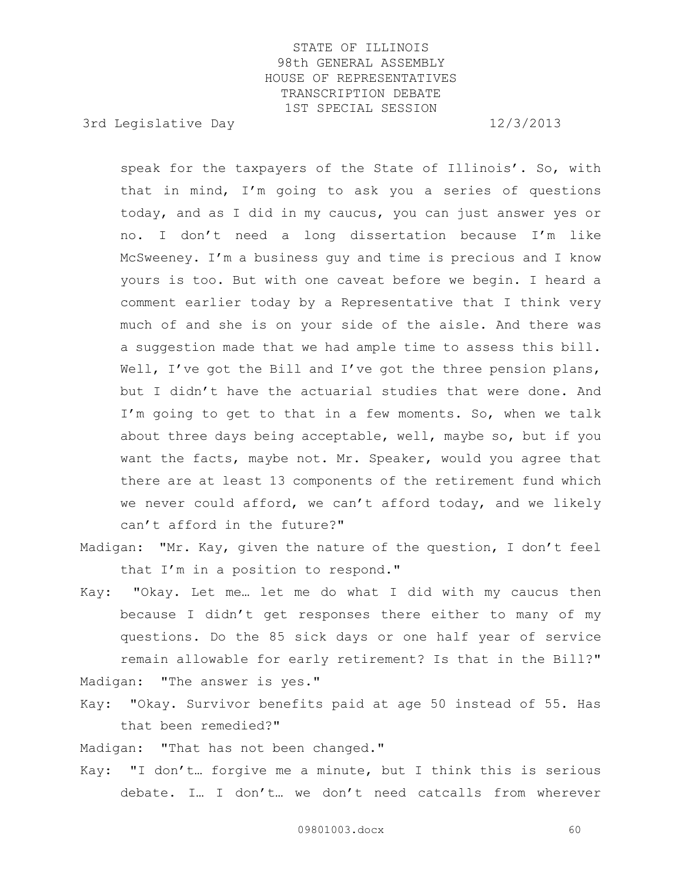speak for the taxpayers of the State of Illinois'. So, with that in mind, I'm going to ask you a series of questions today, and as I did in my caucus, you can just answer yes or no. I don't need a long dissertation because I'm like McSweeney. I'm a business guy and time is precious and I know yours is too. But with one caveat before we begin. I heard a comment earlier today by a Representative that I think very much of and she is on your side of the aisle. And there was a suggestion made that we had ample time to assess this bill. Well, I've got the Bill and I've got the three pension plans, but I didn't have the actuarial studies that were done. And I'm going to get to that in a few moments. So, when we talk about three days being acceptable, well, maybe so, but if you want the facts, maybe not. Mr. Speaker, would you agree that there are at least 13 components of the retirement fund which we never could afford, we can't afford today, and we likely can't afford in the future?"

Madigan: "Mr. Kay, given the nature of the question, I don't feel that I'm in a position to respond."

Kay: "Okay. Let me… let me do what I did with my caucus then because I didn't get responses there either to many of my questions. Do the 85 sick days or one half year of service remain allowable for early retirement? Is that in the Bill?"

Madigan: "The answer is yes."

Kay: "Okay. Survivor benefits paid at age 50 instead of 55. Has that been remedied?"

Madigan: "That has not been changed."

Kay: "I don't… forgive me a minute, but I think this is serious debate. I… I don't… we don't need catcalls from wherever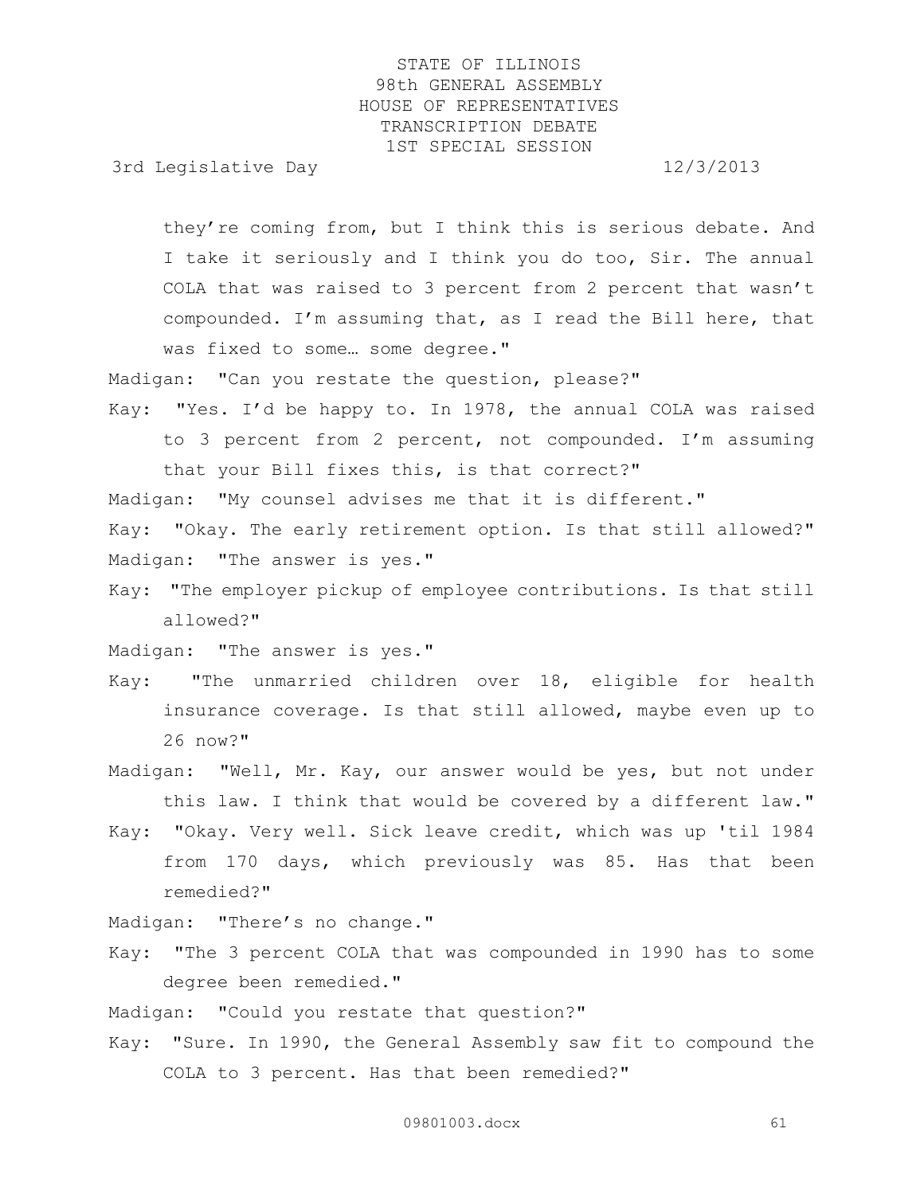they're coming from, but I think this is serious debate. And I take it seriously and I think you do too, Sir. The annual COLA that was raised to 3 percent from 2 percent that wasn't compounded. I'm assuming that, as I read the Bill here, that was fixed to some… some degree."

Madigan: "Can you restate the question, please?"

Kay: "Yes. I'd be happy to. In 1978, the annual COLA was raised to 3 percent from 2 percent, not compounded. I'm assuming that your Bill fixes this, is that correct?"

Madigan: "My counsel advises me that it is different."

Kay: "Okay. The early retirement option. Is that still allowed?"

Madigan: "The answer is yes."

Kay: "The employer pickup of employee contributions. Is that still allowed?"

Madigan: "The answer is yes."

Kay: "The unmarried children over 18, eligible for health insurance coverage. Is that still allowed, maybe even up to 26 now?"

Madigan: "Well, Mr. Kay, our answer would be yes, but not under this law. I think that would be covered by a different law."

Kay: "Okay. Very well. Sick leave credit, which was up 'til 1984 from 170 days, which previously was 85. Has that been remedied?"

Madigan: "There's no change."

Kay: "The 3 percent COLA that was compounded in 1990 has to some degree been remedied."

Madigan: "Could you restate that question?"

Kay: "Sure. In 1990, the General Assembly saw fit to compound the COLA to 3 percent. Has that been remedied?"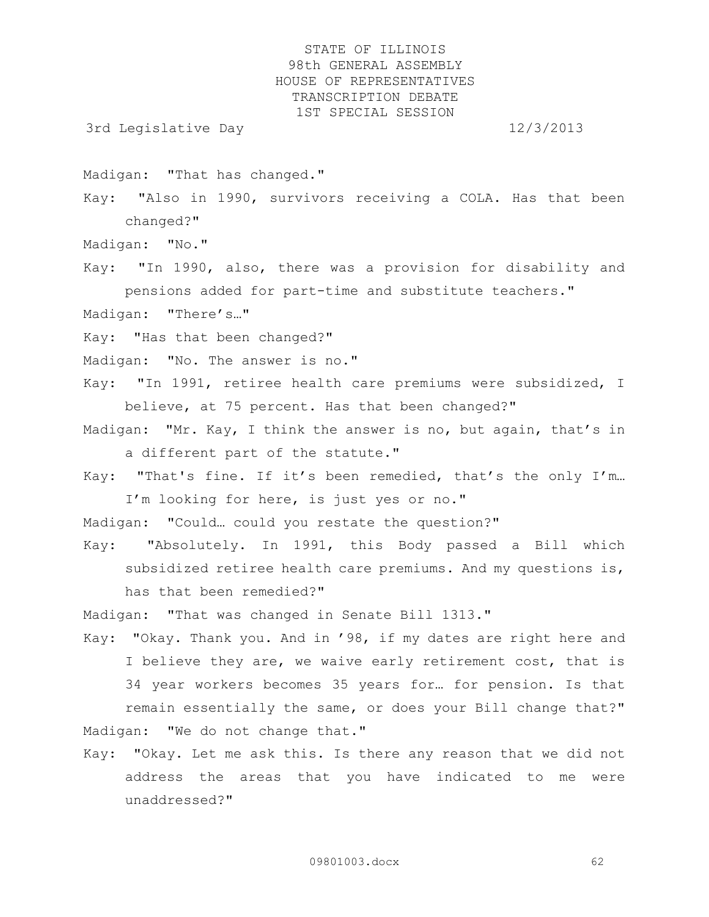Madigan: "That has changed."

Kay: "Also in 1990, survivors receiving a COLA. Has that been changed?"

Madigan: "No."

Kay: "In 1990, also, there was a provision for disability and pensions added for part-time and substitute teachers."

Madigan: "There's…"

Kay: "Has that been changed?"

Madigan: "No. The answer is no."

Kay: "In 1991, retiree health care premiums were subsidized, I believe, at 75 percent. Has that been changed?"

Madigan: "Mr. Kay, I think the answer is no, but again, that's in a different part of the statute."

Kay: "That's fine. If it's been remedied, that's the only I'm… I'm looking for here, is just yes or no."

Madigan: "Could… could you restate the question?"

Kay: "Absolutely. In 1991, this Body passed a Bill which subsidized retiree health care premiums. And my questions is, has that been remedied?"

Madigan: "That was changed in Senate Bill 1313."

Kay: "Okay. Thank you. And in '98, if my dates are right here and I believe they are, we waive early retirement cost, that is 34 year workers becomes 35 years for… for pension. Is that remain essentially the same, or does your Bill change that?"

Madigan: "We do not change that."

Kay: "Okay. Let me ask this. Is there any reason that we did not address the areas that you have indicated to me were unaddressed?"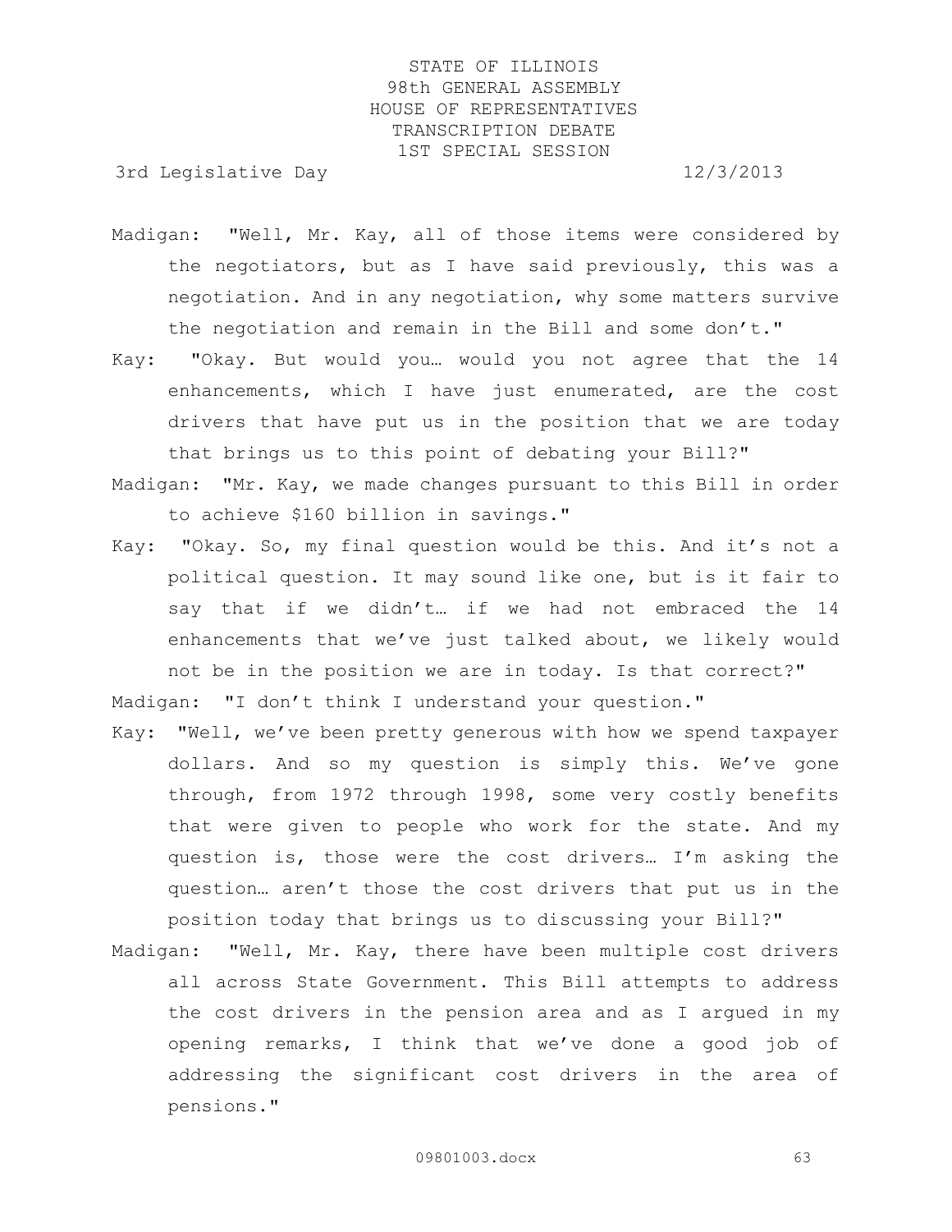Madigan: "Well, Mr. Kay, all of those items were considered by the negotiators, but as I have said previously, this was a negotiation. And in any negotiation, why some matters survive the negotiation and remain in the Bill and some don't."

Kay: "Okay. But would you… would you not agree that the 14 enhancements, which I have just enumerated, are the cost drivers that have put us in the position that we are today that brings us to this point of debating your Bill?"

Madigan: "Mr. Kay, we made changes pursuant to this Bill in order to achieve $160 billion in savings."

Kay: "Okay. So, my final question would be this. And it's not a political question. It may sound like one, but is it fair to say that if we didn't… if we had not embraced the 14 enhancements that we've just talked about, we likely would not be in the position we are in today. Is that correct?"

Madigan: "I don't think I understand your question."

Kay: "Well, we've been pretty generous with how we spend taxpayer dollars. And so my question is simply this. We've gone through, from 1972 through 1998, some very costly benefits that were given to people who work for the state. And my question is, those were the cost drivers… I'm asking the question… aren't those the cost drivers that put us in the position today that brings us to discussing your Bill?"

Madigan: "Well, Mr. Kay, there have been multiple cost drivers all across State Government. This Bill attempts to address the cost drivers in the pension area and as I argued in my opening remarks, I think that we've done a good job of addressing the significant cost drivers in the area of pensions."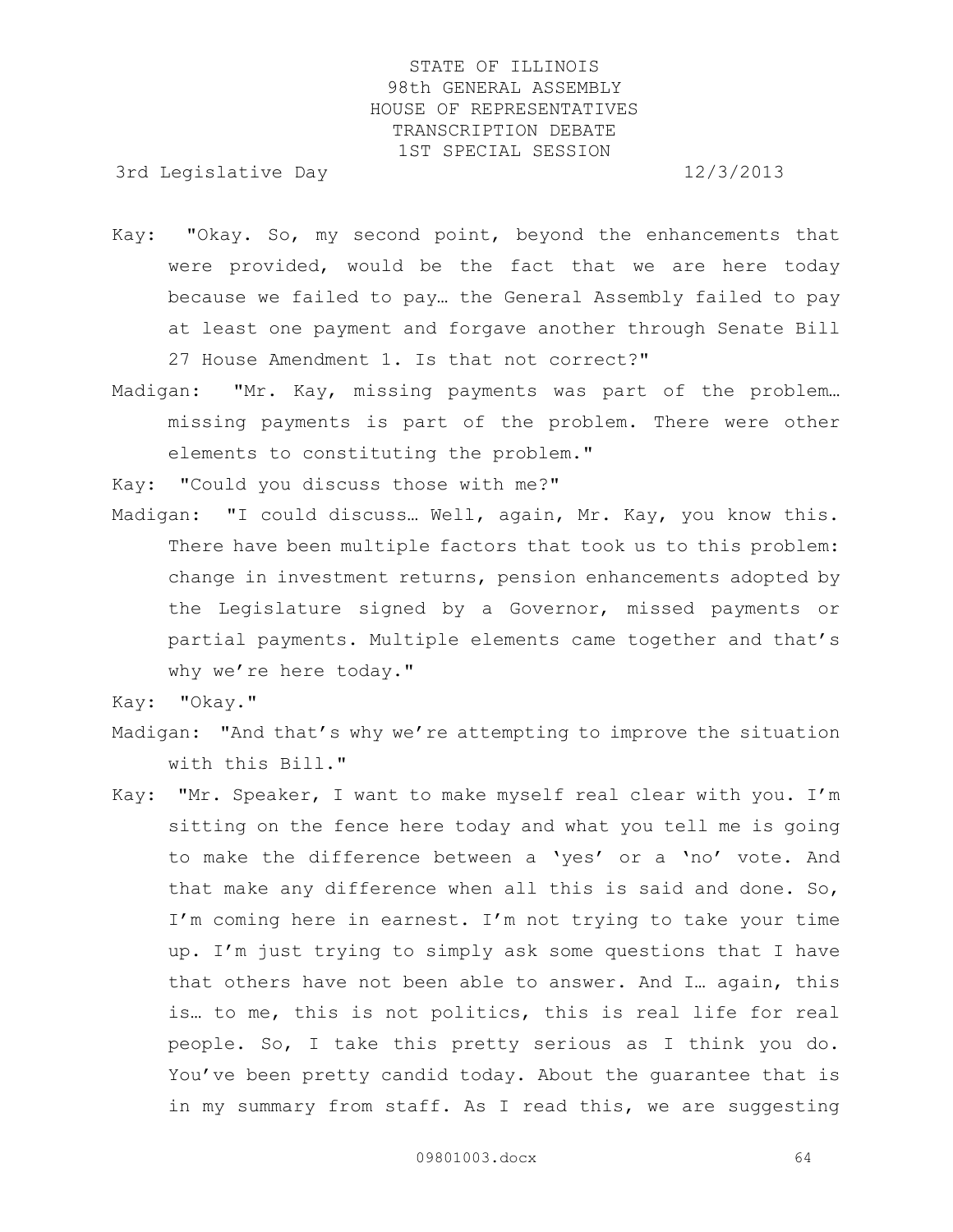Kay: "Okay. So, my second point, beyond the enhancements that were provided, would be the fact that we are here today because we failed to pay… the General Assembly failed to pay at least one payment and forgave another through Senate Bill 27 House Amendment 1. Is that not correct?"

Madigan: "Mr. Kay, missing payments was part of the problem… missing payments is part of the problem. There were other elements to constituting the problem."

Kay: "Could you discuss those with me?"

Madigan: "I could discuss… Well, again, Mr. Kay, you know this. There have been multiple factors that took us to this problem: change in investment returns, pension enhancements adopted by the Legislature signed by a Governor, missed payments or partial payments. Multiple elements came together and that's why we're here today."

Kay: "Okay."

Madigan: "And that's why we're attempting to improve the situation with this Bill."

Kay: "Mr. Speaker, I want to make myself real clear with you. I'm sitting on the fence here today and what you tell me is going to make the difference between a 'yes' or a 'no' vote. And that make any difference when all this is said and done. So, I'm coming here in earnest. I'm not trying to take your time up. I'm just trying to simply ask some questions that I have that others have not been able to answer. And I… again, this is… to me, this is not politics, this is real life for real people. So, I take this pretty serious as I think you do. You've been pretty candid today. About the guarantee that is in my summary from staff. As I read this, we are suggesting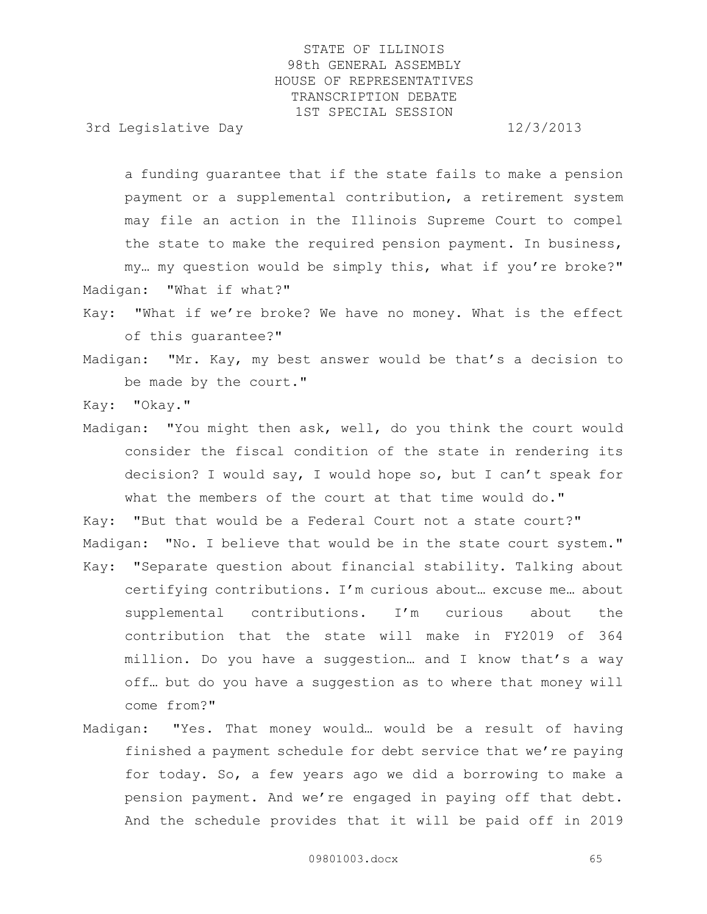a funding guarantee that if the state fails to make a pension payment or a supplemental contribution, a retirement system may file an action in the Illinois Supreme Court to compel the state to make the required pension payment. In business, my… my question would be simply this, what if you're broke?"

Madigan: "What if what?"

Kay: "What if we're broke? We have no money. What is the effect of this guarantee?"

Madigan: "Mr. Kay, my best answer would be that's a decision to be made by the court."

Kay: "Okay."

Madigan: "You might then ask, well, do you think the court would consider the fiscal condition of the state in rendering its decision? I would say, I would hope so, but I can't speak for what the members of the court at that time would do."

Kay: "But that would be a Federal Court not a state court?"

Madigan: "No. I believe that would be in the state court system."

Kay: "Separate question about financial stability. Talking about certifying contributions. I'm curious about… excuse me… about supplemental contributions. I'm curious about the contribution that the state will make in FY2019 of 364 million. Do you have a suggestion… and I know that's a way off… but do you have a suggestion as to where that money will come from?"

Madigan: "Yes. That money would… would be a result of having finished a payment schedule for debt service that we're paying for today. So, a few years ago we did a borrowing to make a pension payment. And we're engaged in paying off that debt. And the schedule provides that it will be paid off in 2019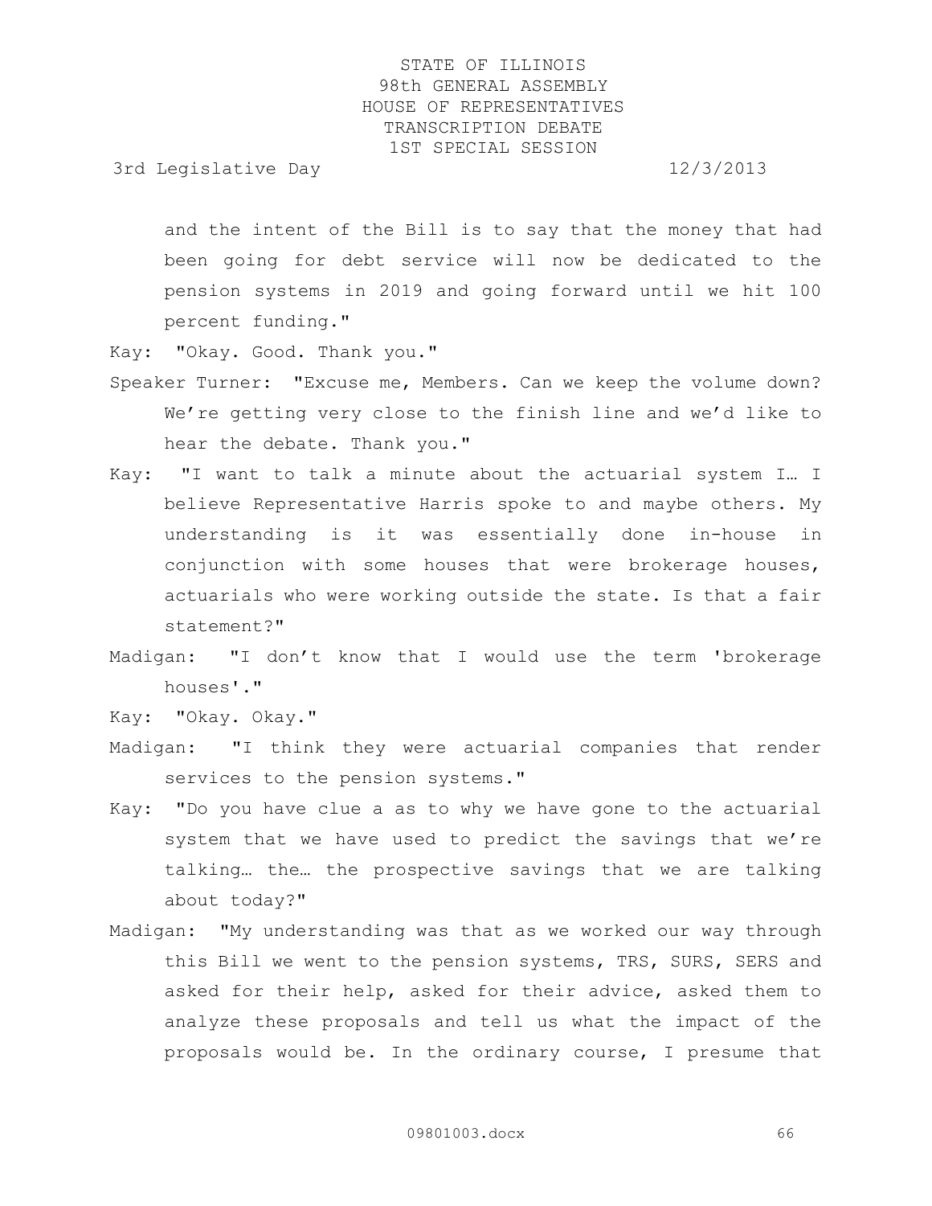and the intent of the Bill is to say that the money that had been going for debt service will now be dedicated to the pension systems in 2019 and going forward until we hit 100 percent funding."

Kay: "Okay. Good. Thank you."

Speaker Turner: "Excuse me, Members. Can we keep the volume down? We're getting very close to the finish line and we'd like to hear the debate. Thank you."

Kay: "I want to talk a minute about the actuarial system I… I believe Representative Harris spoke to and maybe others. My understanding is it was essentially done in-house in conjunction with some houses that were brokerage houses, actuarials who were working outside the state. Is that a fair statement?"

Madigan: "I don't know that I would use the term 'brokerage houses'."

Kay: "Okay. Okay."

Madigan: "I think they were actuarial companies that render services to the pension systems."

Kay: "Do you have clue a as to why we have gone to the actuarial system that we have used to predict the savings that we're talking… the… the prospective savings that we are talking about today?"

Madigan: "My understanding was that as we worked our way through this Bill we went to the pension systems, TRS, SURS, SERS and asked for their help, asked for their advice, asked them to analyze these proposals and tell us what the impact of the proposals would be. In the ordinary course, I presume that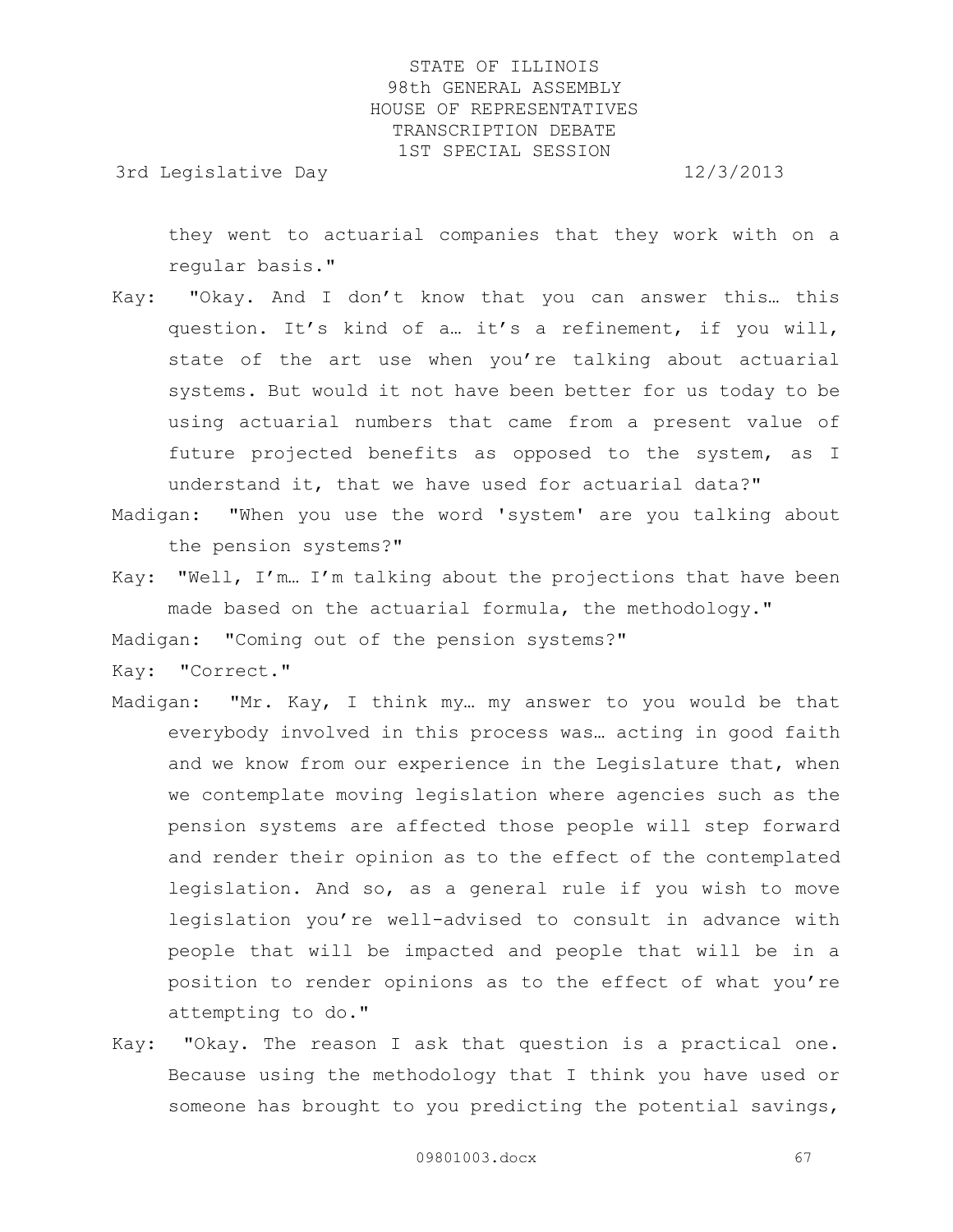they went to actuarial companies that they work with on a regular basis."

Kay: "Okay. And I don't know that you can answer this… this question. It's kind of a… it's a refinement, if you will, state of the art use when you're talking about actuarial systems. But would it not have been better for us today to be using actuarial numbers that came from a present value of future projected benefits as opposed to the system, as I understand it, that we have used for actuarial data?"

Madigan: "When you use the word 'system' are you talking about the pension systems?"

Kay: "Well, I'm… I'm talking about the projections that have been made based on the actuarial formula, the methodology."

Madigan: "Coming out of the pension systems?"

Kay: "Correct."

Madigan: "Mr. Kay, I think my… my answer to you would be that everybody involved in this process was… acting in good faith and we know from our experience in the Legislature that, when we contemplate moving legislation where agencies such as the pension systems are affected those people will step forward and render their opinion as to the effect of the contemplated legislation. And so, as a general rule if you wish to move legislation you're well-advised to consult in advance with people that will be impacted and people that will be in a position to render opinions as to the effect of what you're attempting to do."

Kay: "Okay. The reason I ask that question is a practical one. Because using the methodology that I think you have used or someone has brought to you predicting the potential savings,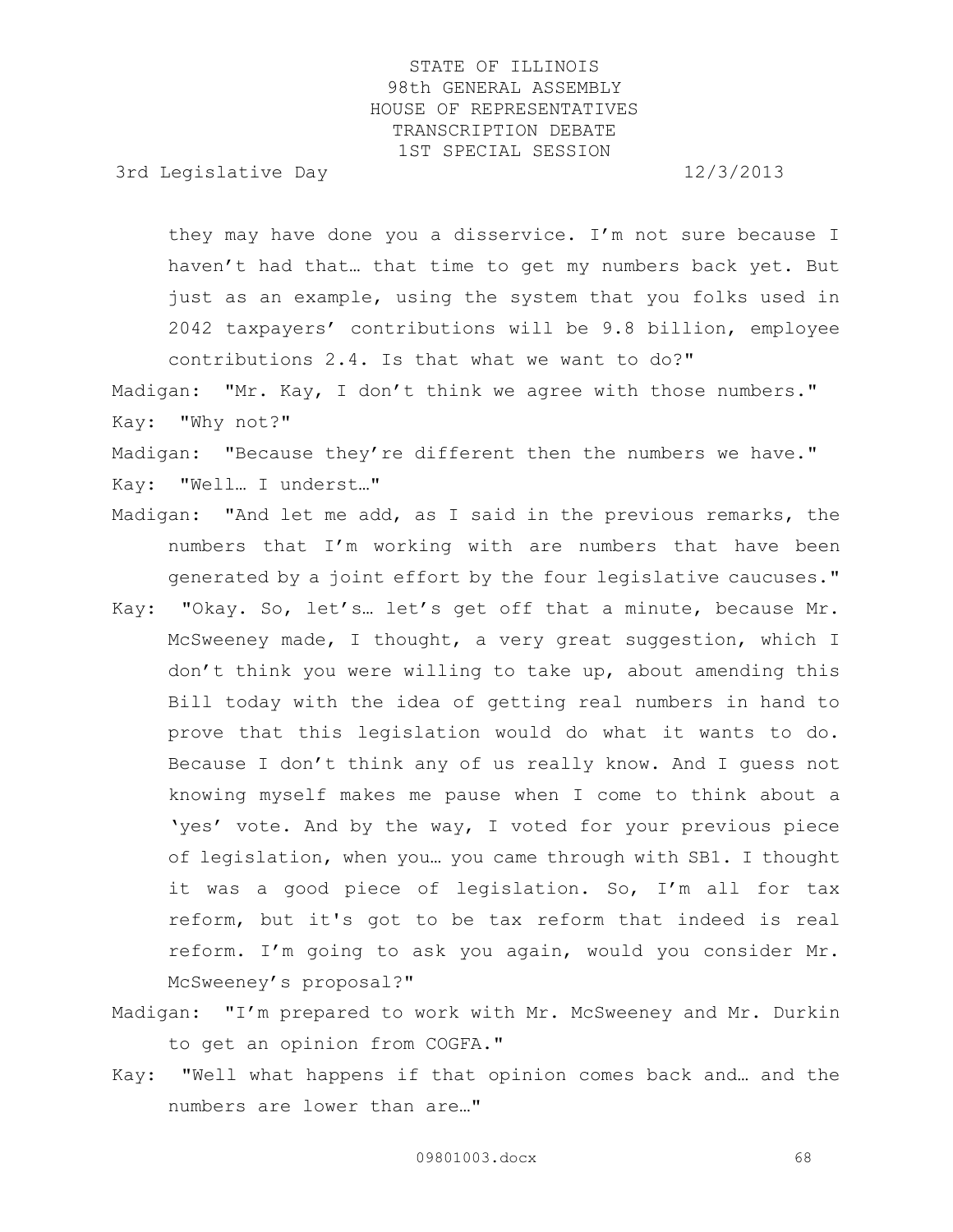they may have done you a disservice. I'm not sure because I haven't had that… that time to get my numbers back yet. But just as an example, using the system that you folks used in 2042 taxpayers' contributions will be 9.8 billion, employee contributions 2.4. Is that what we want to do?"

Madigan: "Mr. Kay, I don't think we agree with those numbers."

Kay: "Why not?"

Madigan: "Because they're different then the numbers we have."

Kay: "Well… I underst…"

Madigan: "And let me add, as I said in the previous remarks, the numbers that I'm working with are numbers that have been generated by a joint effort by the four legislative caucuses."

Kay: "Okay. So, let's… let's get off that a minute, because Mr. McSweeney made, I thought, a very great suggestion, which I don't think you were willing to take up, about amending this Bill today with the idea of getting real numbers in hand to prove that this legislation would do what it wants to do. Because I don't think any of us really know. And I guess not knowing myself makes me pause when I come to think about a 'yes' vote. And by the way, I voted for your previous piece of legislation, when you… you came through with SB1. I thought it was a good piece of legislation. So, I'm all for tax reform, but it's got to be tax reform that indeed is real reform. I'm going to ask you again, would you consider Mr. McSweeney's proposal?"

Madigan: "I'm prepared to work with Mr. McSweeney and Mr. Durkin to get an opinion from COGFA."

Kay: "Well what happens if that opinion comes back and… and the numbers are lower than are…"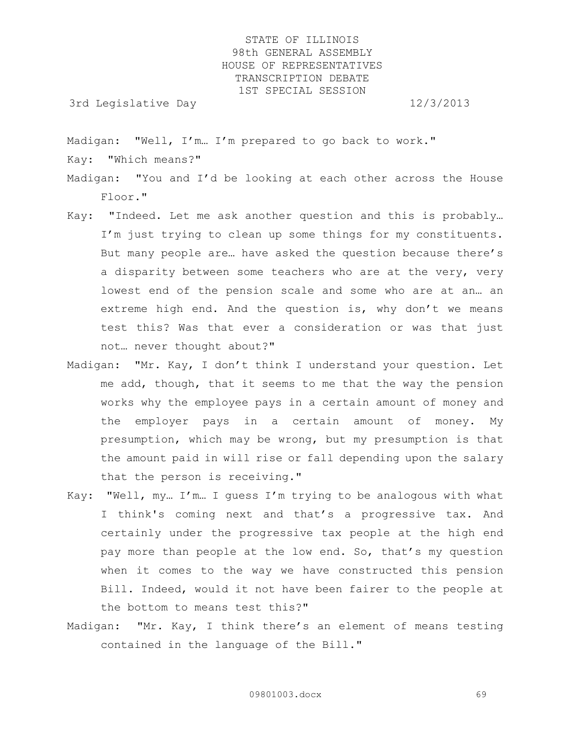Madigan: "Well, I'm… I'm prepared to go back to work."

Kay: "Which means?"

Madigan: "You and I'd be looking at each other across the House Floor."

Kay: "Indeed. Let me ask another question and this is probably… I'm just trying to clean up some things for my constituents. But many people are… have asked the question because there's a disparity between some teachers who are at the very, very lowest end of the pension scale and some who are at an… an extreme high end. And the question is, why don't we means test this? Was that ever a consideration or was that just not… never thought about?"

Madigan: "Mr. Kay, I don't think I understand your question. Let me add, though, that it seems to me that the way the pension works why the employee pays in a certain amount of money and the employer pays in a certain amount of money. My presumption, which may be wrong, but my presumption is that the amount paid in will rise or fall depending upon the salary that the person is receiving."

Kay: "Well, my… I'm… I guess I'm trying to be analogous with what I think's coming next and that's a progressive tax. And certainly under the progressive tax people at the high end pay more than people at the low end. So, that's my question when it comes to the way we have constructed this pension Bill. Indeed, would it not have been fairer to the people at the bottom to means test this?"

Madigan: "Mr. Kay, I think there's an element of means testing contained in the language of the Bill."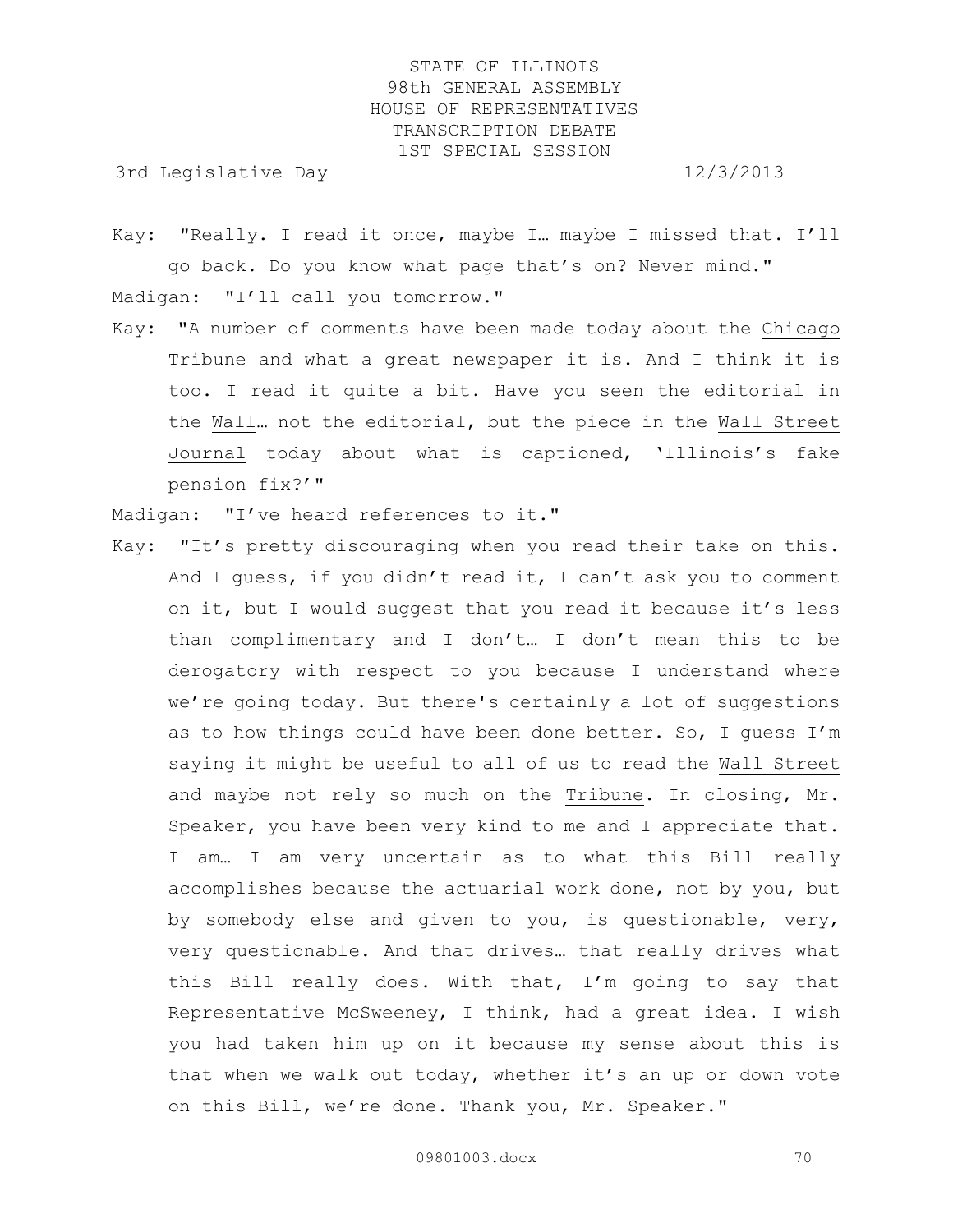Kay: "Really. I read it once, maybe I… maybe I missed that. I'll go back. Do you know what page that's on? Never mind."

Madigan: "I'll call you tomorrow."

Kay: "A number of comments have been made today about the Chicago Tribune and what a great newspaper it is. And I think it is too. I read it quite a bit. Have you seen the editorial in the Wall… not the editorial, but the piece in the Wall Street Journal today about what is captioned, 'Illinois's fake pension fix?'"

Madigan: "I've heard references to it."

Kay: "It's pretty discouraging when you read their take on this. And I guess, if you didn't read it, I can't ask you to comment on it, but I would suggest that you read it because it's less than complimentary and I don't… I don't mean this to be derogatory with respect to you because I understand where we're going today. But there's certainly a lot of suggestions as to how things could have been done better. So, I guess I'm saying it might be useful to all of us to read the Wall Street and maybe not rely so much on the Tribune. In closing, Mr. Speaker, you have been very kind to me and I appreciate that. I am… I am very uncertain as to what this Bill really accomplishes because the actuarial work done, not by you, but by somebody else and given to you, is questionable, very, very questionable. And that drives… that really drives what this Bill really does. With that, I'm going to say that Representative McSweeney, I think, had a great idea. I wish you had taken him up on it because my sense about this is that when we walk out today, whether it's an up or down vote on this Bill, we're done. Thank you, Mr. Speaker."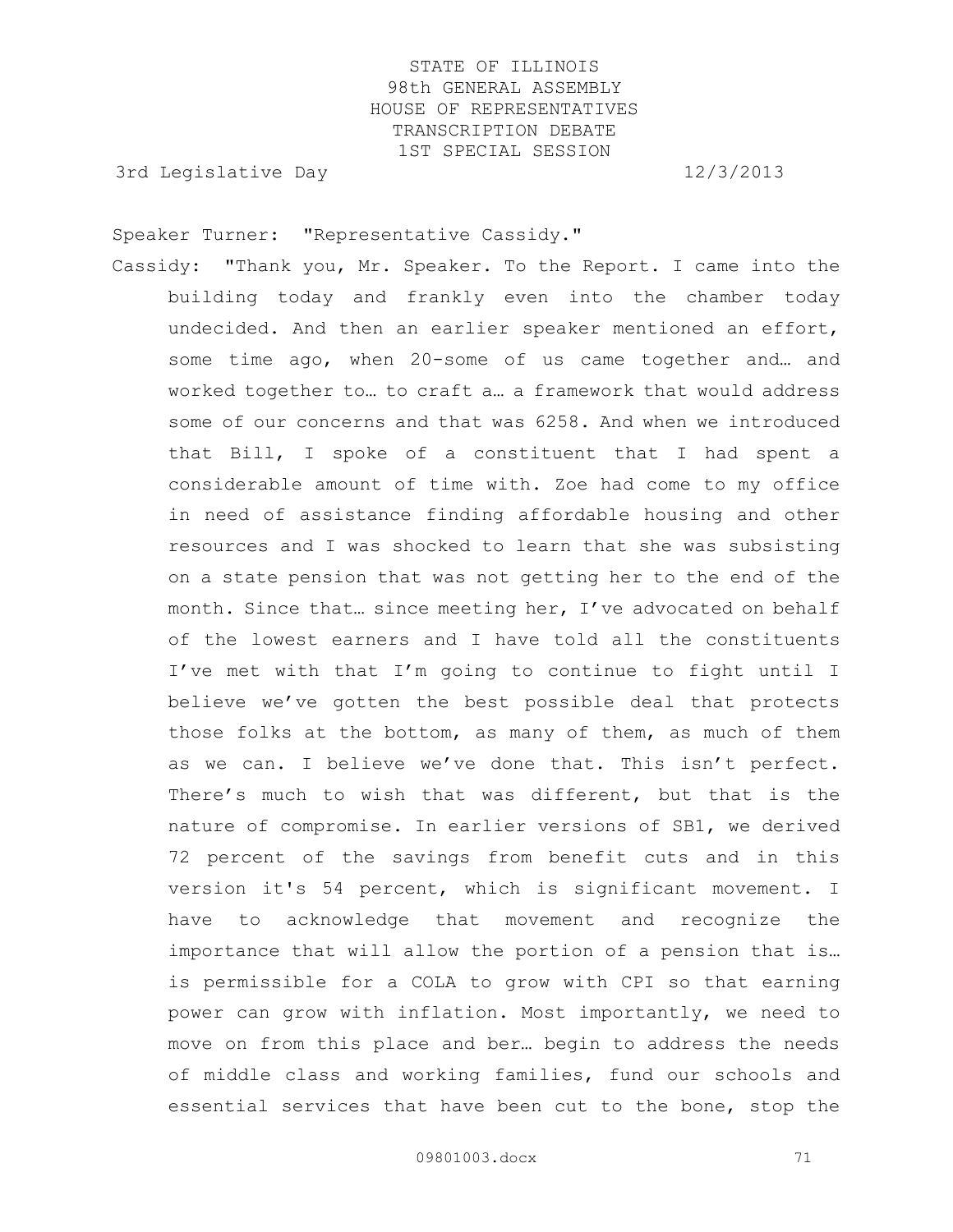Speaker Turner: "Representative Cassidy."

Cassidy: "Thank you, Mr. Speaker. To the Report. I came into the building today and frankly even into the chamber today undecided. And then an earlier speaker mentioned an effort, some time ago, when 20-some of us came together and… and worked together to… to craft a… a framework that would address some of our concerns and that was 6258. And when we introduced that Bill, I spoke of a constituent that I had spent a considerable amount of time with. Zoe had come to my office in need of assistance finding affordable housing and other resources and I was shocked to learn that she was subsisting on a state pension that was not getting her to the end of the month. Since that… since meeting her, I've advocated on behalf of the lowest earners and I have told all the constituents I've met with that I'm going to continue to fight until I believe we've gotten the best possible deal that protects those folks at the bottom, as many of them, as much of them as we can. I believe we've done that. This isn't perfect. There's much to wish that was different, but that is the nature of compromise. In earlier versions of SB1, we derived 72 percent of the savings from benefit cuts and in this version it's 54 percent, which is significant movement. I have to acknowledge that movement and recognize the importance that will allow the portion of a pension that is… is permissible for a COLA to grow with CPI so that earning power can grow with inflation. Most importantly, we need to move on from this place and ber… begin to address the needs of middle class and working families, fund our schools and essential services that have been cut to the bone, stop the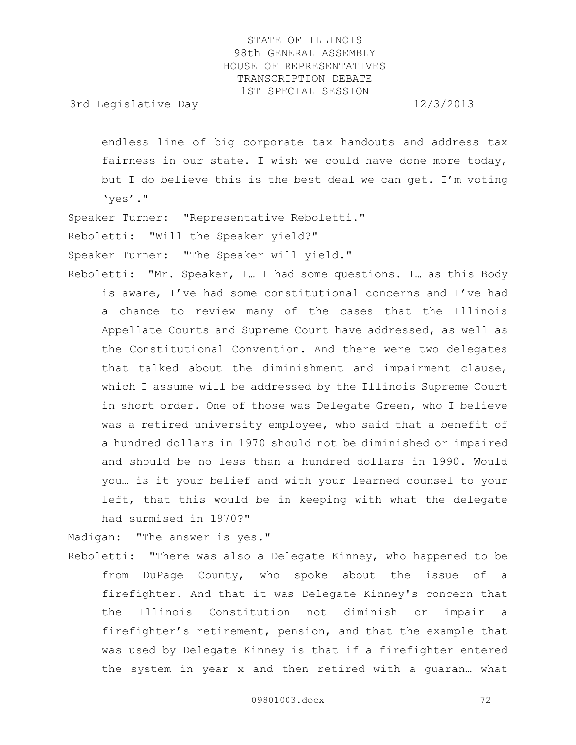endless line of big corporate tax handouts and address tax fairness in our state. I wish we could have done more today, but I do believe this is the best deal we can get. I'm voting 'yes'."

Speaker Turner: "Representative Reboletti."

Reboletti: "Will the Speaker yield?"

Speaker Turner: "The Speaker will yield."

Reboletti: "Mr. Speaker, I… I had some questions. I… as this Body is aware, I've had some constitutional concerns and I've had a chance to review many of the cases that the Illinois Appellate Courts and Supreme Court have addressed, as well as the Constitutional Convention. And there were two delegates that talked about the diminishment and impairment clause, which I assume will be addressed by the Illinois Supreme Court in short order. One of those was Delegate Green, who I believe was a retired university employee, who said that a benefit of a hundred dollars in 1970 should not be diminished or impaired and should be no less than a hundred dollars in 1990. Would you… is it your belief and with your learned counsel to your left, that this would be in keeping with what the delegate had surmised in 1970?"

Madigan: "The answer is yes."

Reboletti: "There was also a Delegate Kinney, who happened to be from DuPage County, who spoke about the issue of a firefighter. And that it was Delegate Kinney's concern that the Illinois Constitution not diminish or impair a firefighter's retirement, pension, and that the example that was used by Delegate Kinney is that if a firefighter entered the system in year x and then retired with a guaran… what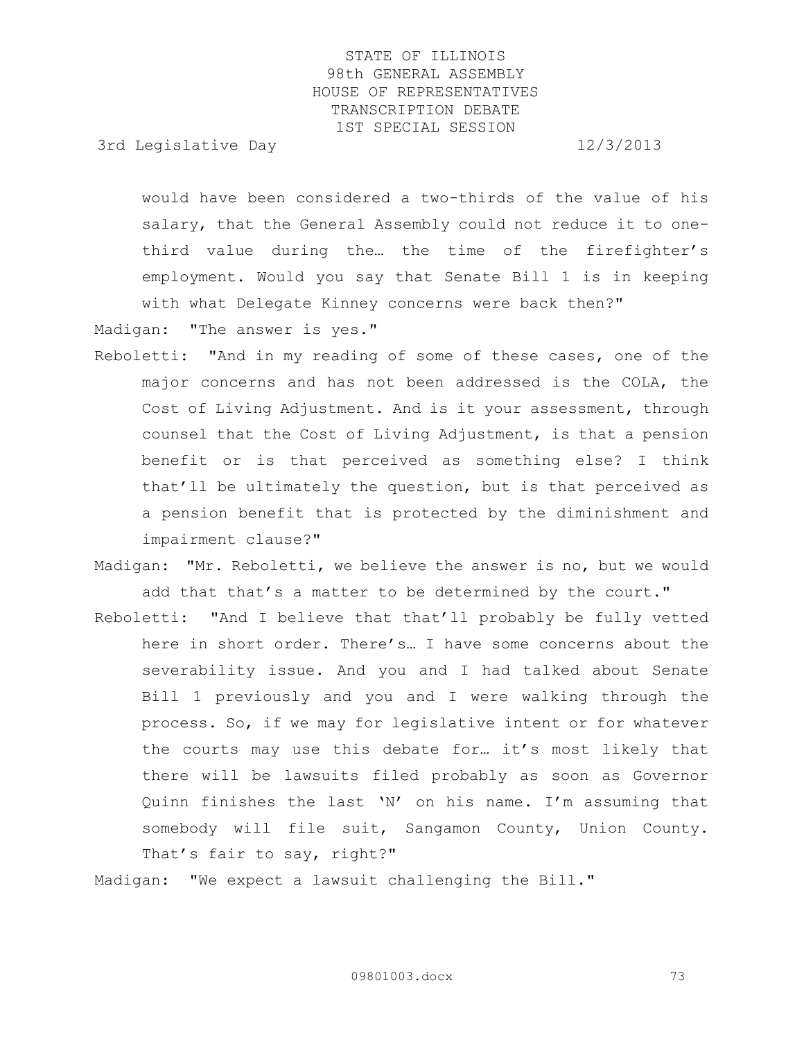would have been considered a two-thirds of the value of his salary, that the General Assembly could not reduce it to one-third value during the… the time of the firefighter's employment. Would you say that Senate Bill 1 is in keeping with what Delegate Kinney concerns were back then?"

Madigan: "The answer is yes."

Reboletti: "And in my reading of some of these cases, one of the major concerns and has not been addressed is the COLA, the Cost of Living Adjustment. And is it your assessment, through counsel that the Cost of Living Adjustment, is that a pension benefit or is that perceived as something else? I think that'll be ultimately the question, but is that perceived as a pension benefit that is protected by the diminishment and impairment clause?"

Madigan: "Mr. Reboletti, we believe the answer is no, but we would add that that's a matter to be determined by the court."

Reboletti: "And I believe that that'll probably be fully vetted here in short order. There's… I have some concerns about the severability issue. And you and I had talked about Senate Bill 1 previously and you and I were walking through the process. So, if we may for legislative intent or for whatever the courts may use this debate for… it's most likely that there will be lawsuits filed probably as soon as Governor Quinn finishes the last 'N' on his name. I'm assuming that somebody will file suit, Sangamon County, Union County. That's fair to say, right?"

Madigan: "We expect a lawsuit challenging the Bill."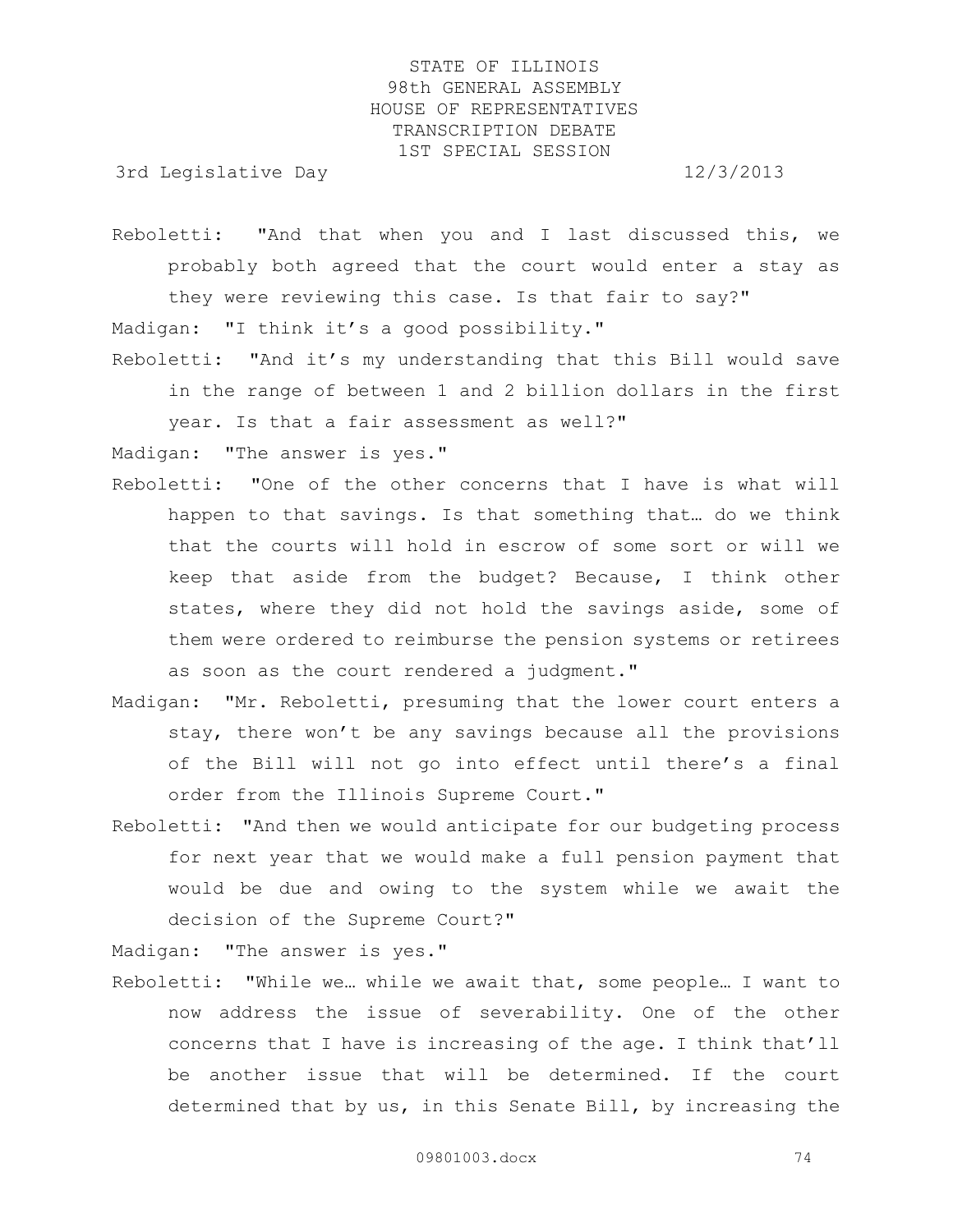Reboletti: "And that when you and I last discussed this, we probably both agreed that the court would enter a stay as they were reviewing this case. Is that fair to say?"

Madigan: "I think it's a good possibility."

Reboletti: "And it's my understanding that this Bill would save in the range of between 1 and 2 billion dollars in the first year. Is that a fair assessment as well?"

Madigan: "The answer is yes."

Reboletti: "One of the other concerns that I have is what will happen to that savings. Is that something that… do we think that the courts will hold in escrow of some sort or will we keep that aside from the budget? Because, I think other states, where they did not hold the savings aside, some of them were ordered to reimburse the pension systems or retirees as soon as the court rendered a judgment."

Madigan: "Mr. Reboletti, presuming that the lower court enters a stay, there won't be any savings because all the provisions of the Bill will not go into effect until there's a final order from the Illinois Supreme Court."

Reboletti: "And then we would anticipate for our budgeting process for next year that we would make a full pension payment that would be due and owing to the system while we await the decision of the Supreme Court?"

Madigan: "The answer is yes."

Reboletti: "While we… while we await that, some people… I want to now address the issue of severability. One of the other concerns that I have is increasing of the age. I think that'll be another issue that will be determined. If the court determined that by us, in this Senate Bill, by increasing the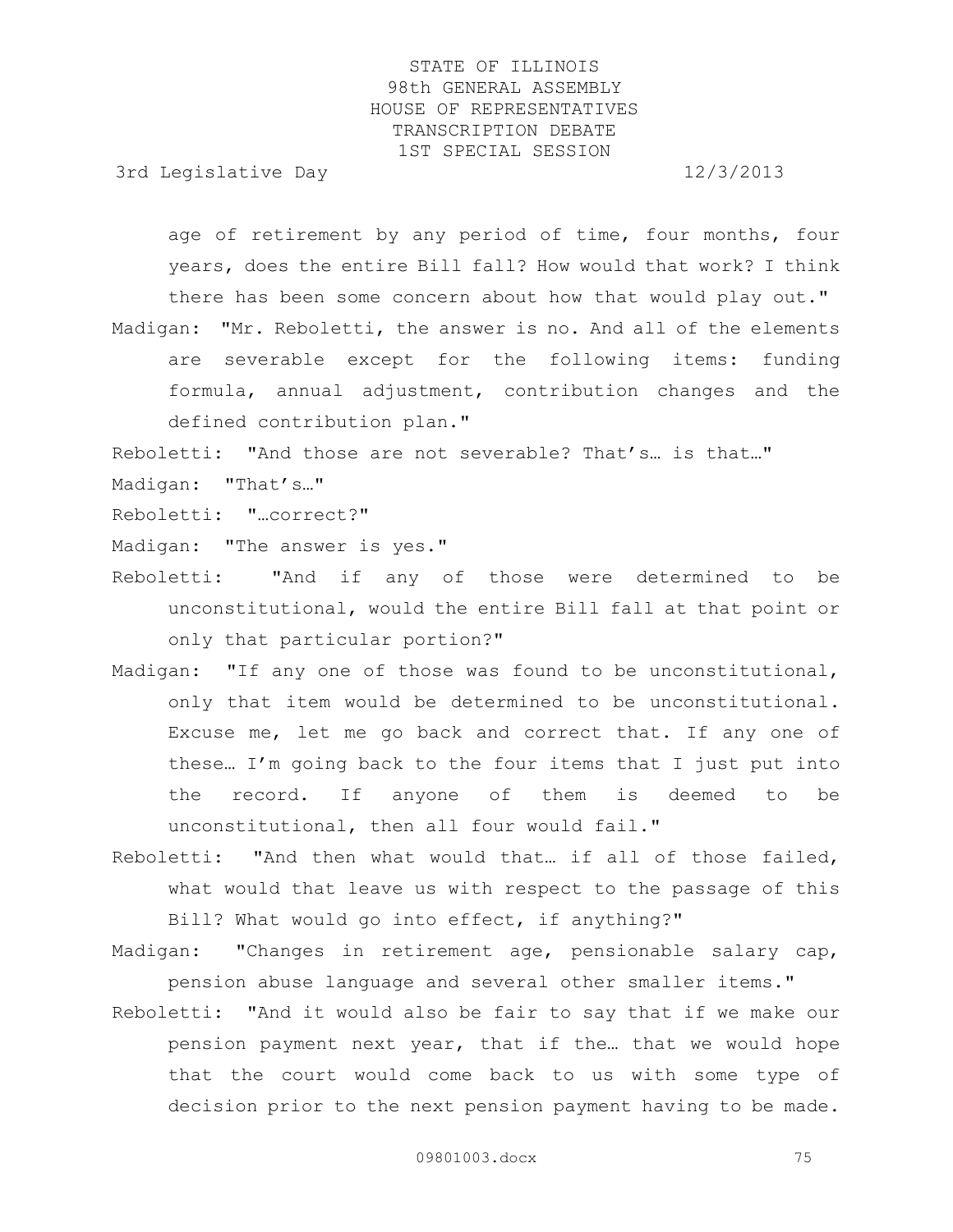age of retirement by any period of time, four months, four years, does the entire Bill fall? How would that work? I think there has been some concern about how that would play out."

Madigan: "Mr. Reboletti, the answer is no. And all of the elements are severable except for the following items: funding formula, annual adjustment, contribution changes and the defined contribution plan."

Reboletti: "And those are not severable? That's… is that…"

Madigan: "That's…"

Reboletti: "…correct?"

Madigan: "The answer is yes."

Reboletti: "And if any of those were determined to be unconstitutional, would the entire Bill fall at that point or only that particular portion?"

Madigan: "If any one of those was found to be unconstitutional, only that item would be determined to be unconstitutional. Excuse me, let me go back and correct that. If any one of these… I'm going back to the four items that I just put into the record. If anyone of them is deemed to be unconstitutional, then all four would fail."

Reboletti: "And then what would that… if all of those failed, what would that leave us with respect to the passage of this Bill? What would go into effect, if anything?"

Madigan: "Changes in retirement age, pensionable salary cap, pension abuse language and several other smaller items."

Reboletti: "And it would also be fair to say that if we make our pension payment next year, that if the… that we would hope that the court would come back to us with some type of decision prior to the next pension payment having to be made.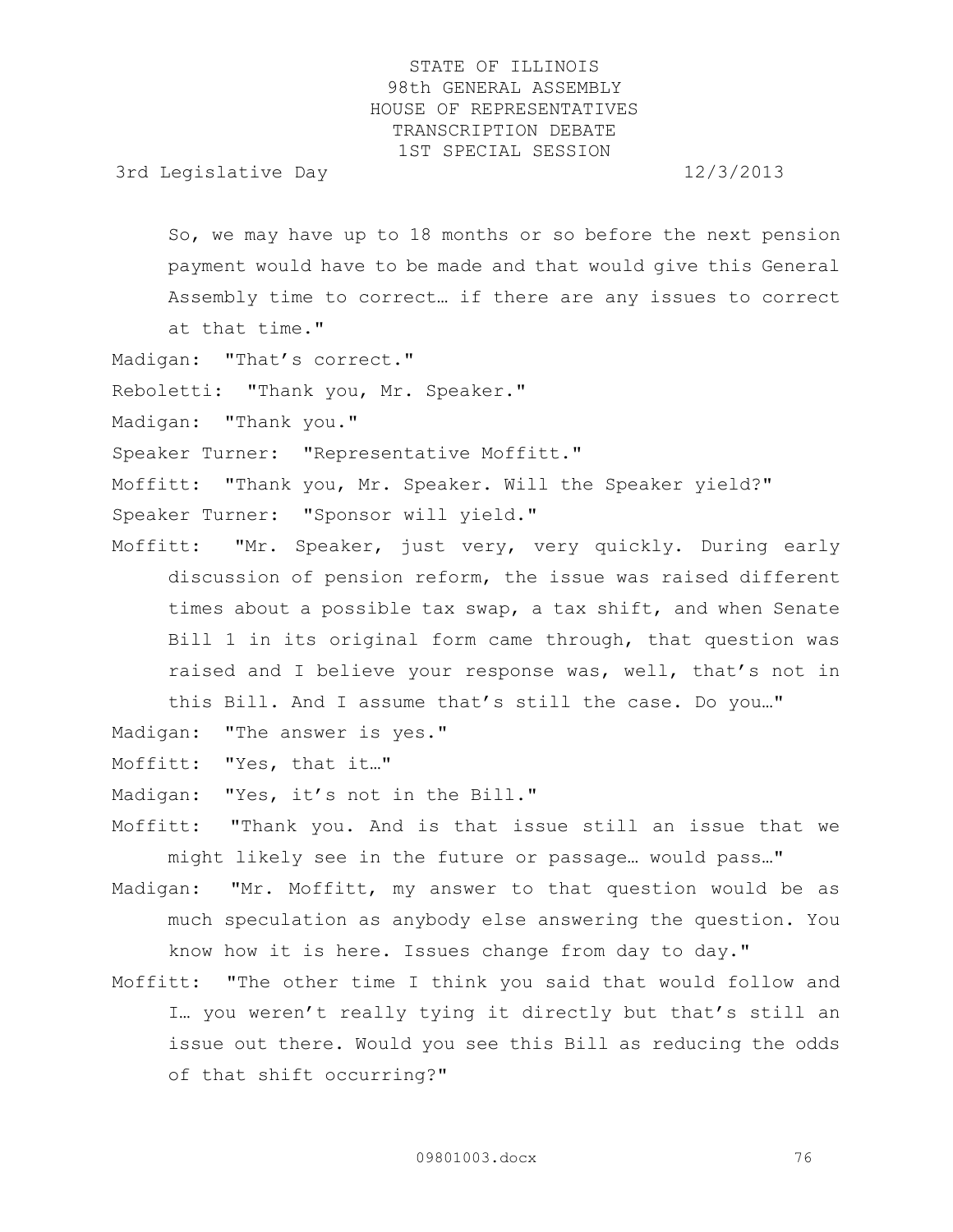So, we may have up to 18 months or so before the next pension payment would have to be made and that would give this General Assembly time to correct… if there are any issues to correct at that time."

Madigan: "That's correct."

Reboletti: "Thank you, Mr. Speaker."

Madigan: "Thank you."

Speaker Turner: "Representative Moffitt."

Moffitt: "Thank you, Mr. Speaker. Will the Speaker yield?"

Speaker Turner: "Sponsor will yield."

Moffitt: "Mr. Speaker, just very, very quickly. During early discussion of pension reform, the issue was raised different times about a possible tax swap, a tax shift, and when Senate Bill 1 in its original form came through, that question was raised and I believe your response was, well, that's not in this Bill. And I assume that's still the case. Do you…"

Madigan: "The answer is yes."

Moffitt: "Yes, that it…"

Madigan: "Yes, it's not in the Bill."

Moffitt: "Thank you. And is that issue still an issue that we might likely see in the future or passage… would pass…"

Madigan: "Mr. Moffitt, my answer to that question would be as much speculation as anybody else answering the question. You know how it is here. Issues change from day to day."

Moffitt: "The other time I think you said that would follow and I… you weren't really tying it directly but that's still an issue out there. Would you see this Bill as reducing the odds of that shift occurring?"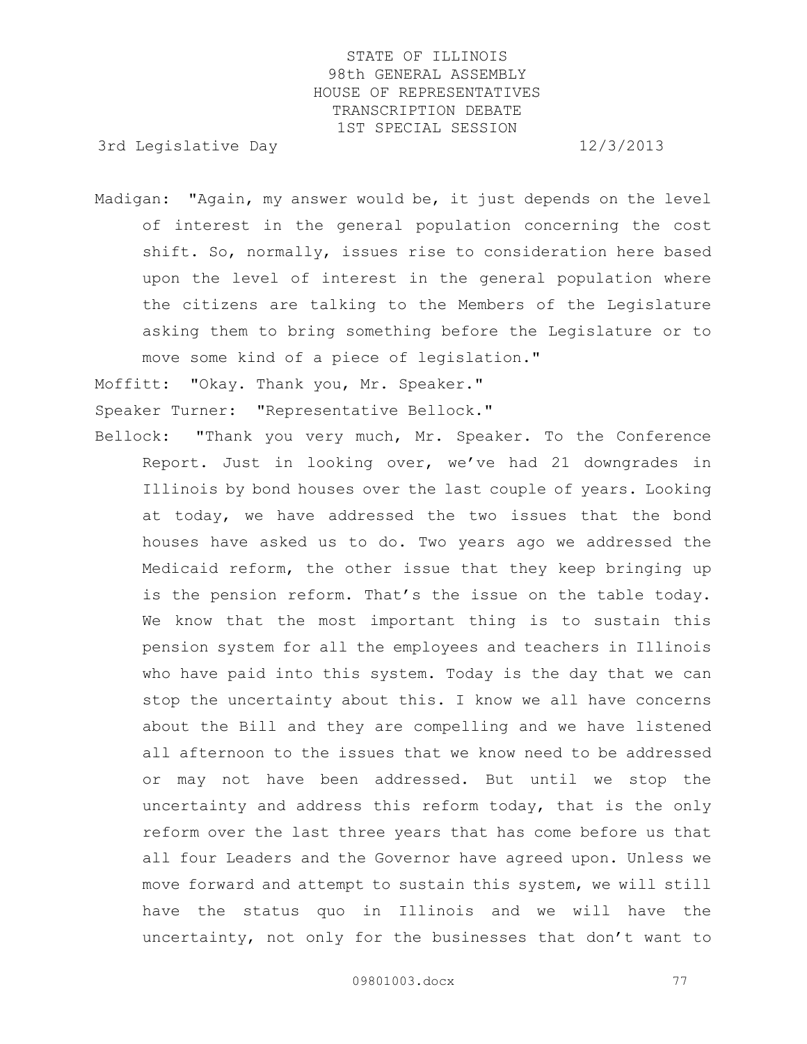Madigan: "Again, my answer would be, it just depends on the level of interest in the general population concerning the cost shift. So, normally, issues rise to consideration here based upon the level of interest in the general population where the citizens are talking to the Members of the Legislature asking them to bring something before the Legislature or to move some kind of a piece of legislation."

Moffitt: "Okay. Thank you, Mr. Speaker."

Speaker Turner: "Representative Bellock."

Bellock: "Thank you very much, Mr. Speaker. To the Conference Report. Just in looking over, we've had 21 downgrades in Illinois by bond houses over the last couple of years. Looking at today, we have addressed the two issues that the bond houses have asked us to do. Two years ago we addressed the Medicaid reform, the other issue that they keep bringing up is the pension reform. That's the issue on the table today. We know that the most important thing is to sustain this pension system for all the employees and teachers in Illinois who have paid into this system. Today is the day that we can stop the uncertainty about this. I know we all have concerns about the Bill and they are compelling and we have listened all afternoon to the issues that we know need to be addressed or may not have been addressed. But until we stop the uncertainty and address this reform today, that is the only reform over the last three years that has come before us that all four Leaders and the Governor have agreed upon. Unless we move forward and attempt to sustain this system, we will still have the status quo in Illinois and we will have the uncertainty, not only for the businesses that don't want to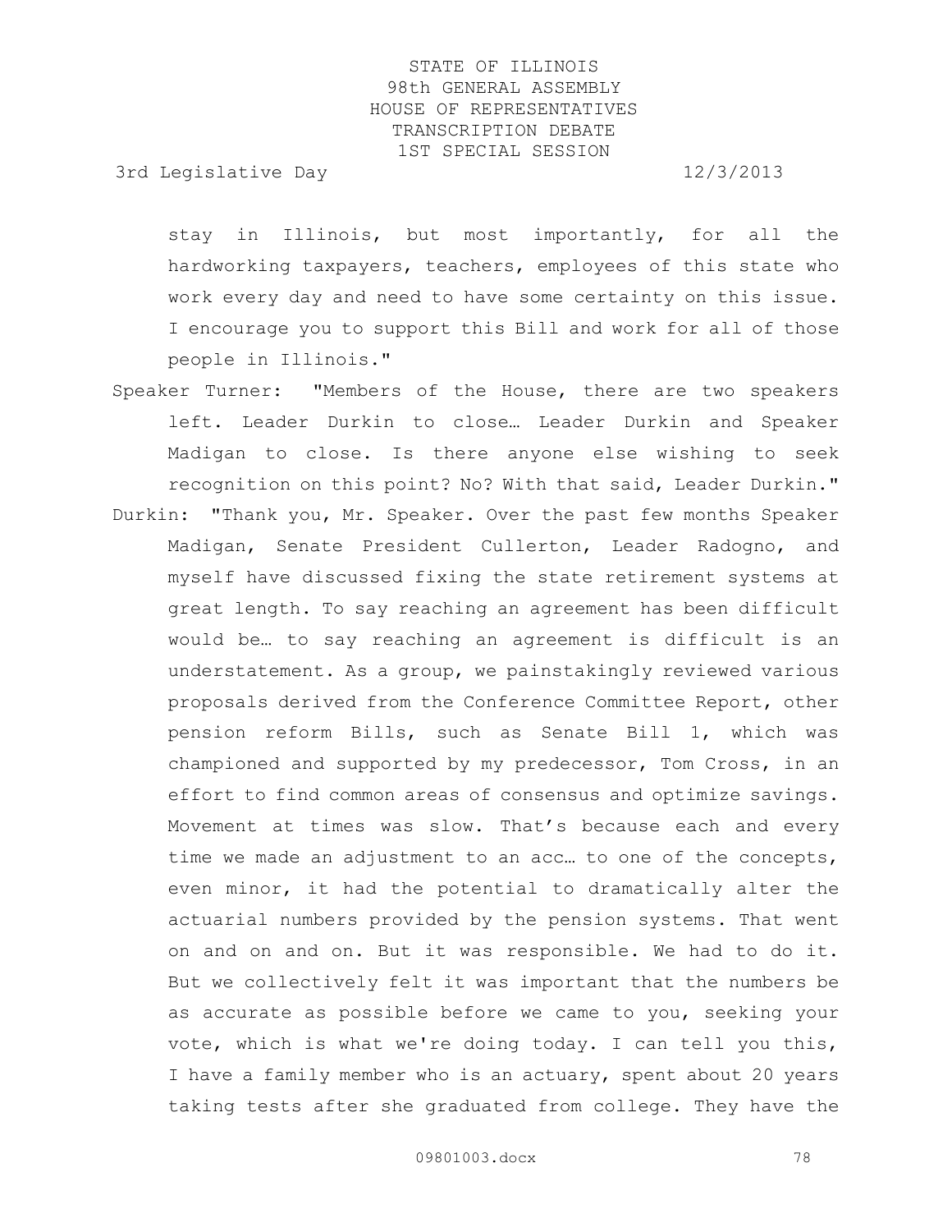stay in Illinois, but most importantly, for all the hardworking taxpayers, teachers, employees of this state who work every day and need to have some certainty on this issue. I encourage you to support this Bill and work for all of those people in Illinois."

Speaker Turner: "Members of the House, there are two speakers left. Leader Durkin to close… Leader Durkin and Speaker Madigan to close. Is there anyone else wishing to seek recognition on this point? No? With that said, Leader Durkin."

Durkin: "Thank you, Mr. Speaker. Over the past few months Speaker Madigan, Senate President Cullerton, Leader Radogno, and myself have discussed fixing the state retirement systems at great length. To say reaching an agreement has been difficult would be… to say reaching an agreement is difficult is an understatement. As a group, we painstakingly reviewed various proposals derived from the Conference Committee Report, other pension reform Bills, such as Senate Bill 1, which was championed and supported by my predecessor, Tom Cross, in an effort to find common areas of consensus and optimize savings. Movement at times was slow. That's because each and every time we made an adjustment to an acc… to one of the concepts, even minor, it had the potential to dramatically alter the actuarial numbers provided by the pension systems. That went on and on and on. But it was responsible. We had to do it. But we collectively felt it was important that the numbers be as accurate as possible before we came to you, seeking your vote, which is what we're doing today. I can tell you this, I have a family member who is an actuary, spent about 20 years taking tests after she graduated from college. They have the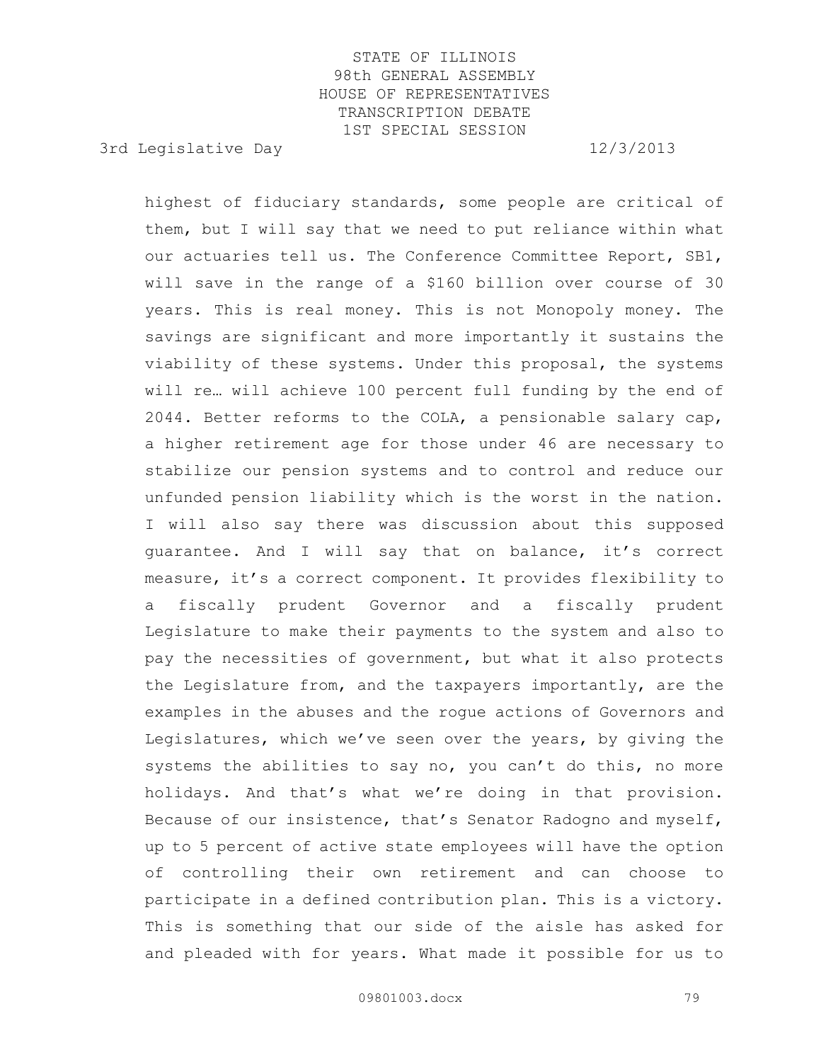highest of fiduciary standards, some people are critical of them, but I will say that we need to put reliance within what our actuaries tell us. The Conference Committee Report, SB1, will save in the range of a $160 billion over course of 30 years. This is real money. This is not Monopoly money. The savings are significant and more importantly it sustains the viability of these systems. Under this proposal, the systems will re… will achieve 100 percent full funding by the end of 2044. Better reforms to the COLA, a pensionable salary cap, a higher retirement age for those under 46 are necessary to stabilize our pension systems and to control and reduce our unfunded pension liability which is the worst in the nation. I will also say there was discussion about this supposed guarantee. And I will say that on balance, it's correct measure, it's a correct component. It provides flexibility to a fiscally prudent Governor and a fiscally prudent Legislature to make their payments to the system and also to pay the necessities of government, but what it also protects the Legislature from, and the taxpayers importantly, are the examples in the abuses and the rogue actions of Governors and Legislatures, which we've seen over the years, by giving the systems the abilities to say no, you can't do this, no more holidays. And that's what we're doing in that provision. Because of our insistence, that's Senator Radogno and myself, up to 5 percent of active state employees will have the option of controlling their own retirement and can choose to participate in a defined contribution plan. This is a victory. This is something that our side of the aisle has asked for and pleaded with for years. What made it possible for us to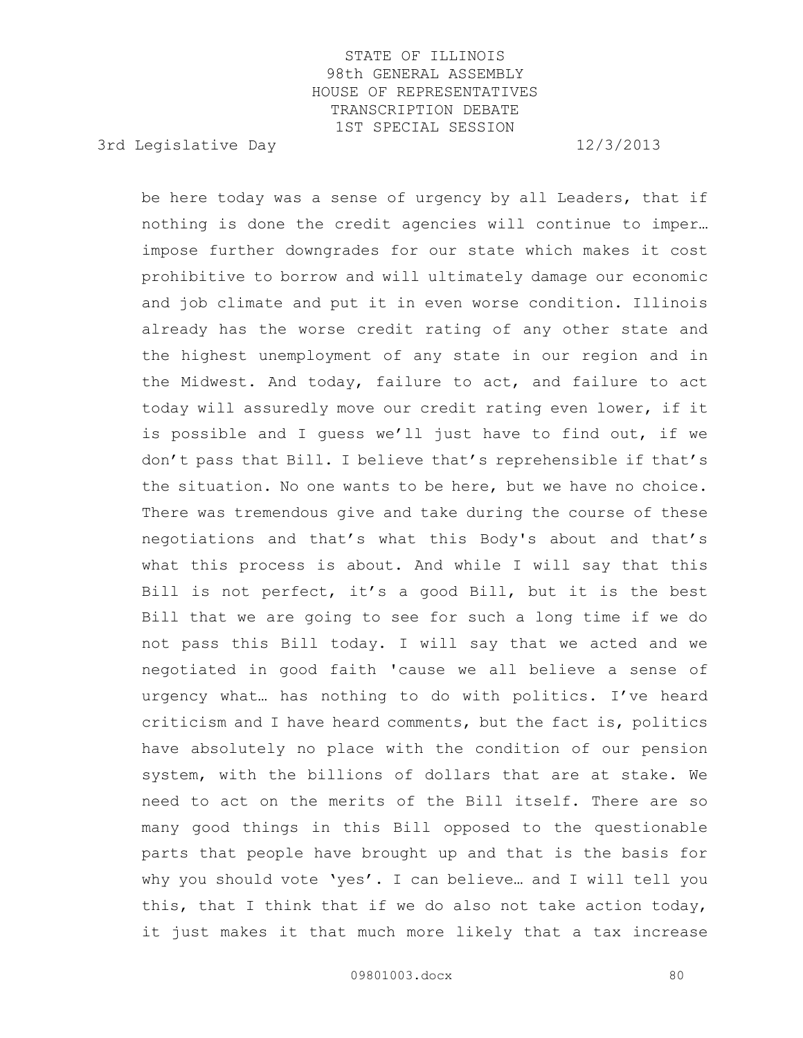be here today was a sense of urgency by all Leaders, that if nothing is done the credit agencies will continue to imper… impose further downgrades for our state which makes it cost prohibitive to borrow and will ultimately damage our economic and job climate and put it in even worse condition. Illinois already has the worse credit rating of any other state and the highest unemployment of any state in our region and in the Midwest. And today, failure to act, and failure to act today will assuredly move our credit rating even lower, if it is possible and I guess we'll just have to find out, if we don't pass that Bill. I believe that's reprehensible if that's the situation. No one wants to be here, but we have no choice. There was tremendous give and take during the course of these negotiations and that's what this Body's about and that's what this process is about. And while I will say that this Bill is not perfect, it's a good Bill, but it is the best Bill that we are going to see for such a long time if we do not pass this Bill today. I will say that we acted and we negotiated in good faith 'cause we all believe a sense of urgency what… has nothing to do with politics. I've heard criticism and I have heard comments, but the fact is, politics have absolutely no place with the condition of our pension system, with the billions of dollars that are at stake. We need to act on the merits of the Bill itself. There are so many good things in this Bill opposed to the questionable parts that people have brought up and that is the basis for why you should vote 'yes'. I can believe… and I will tell you this, that I think that if we do also not take action today, it just makes it that much more likely that a tax increase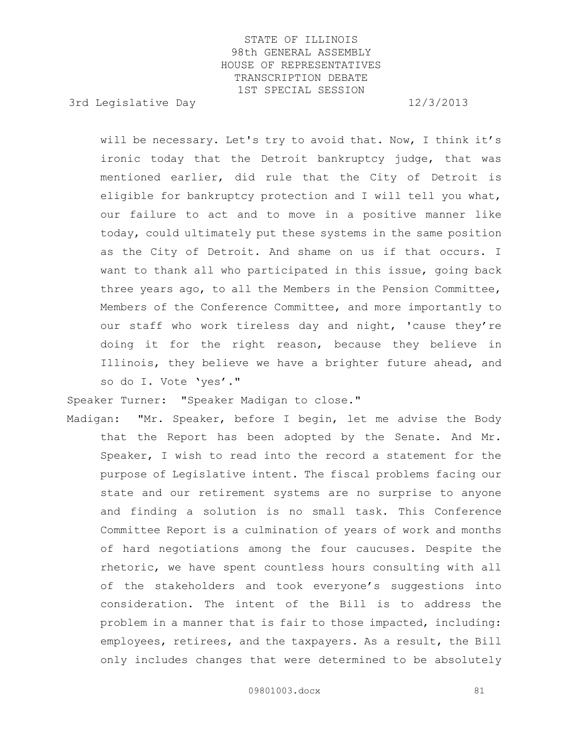will be necessary. Let's try to avoid that. Now, I think it's ironic today that the Detroit bankruptcy judge, that was mentioned earlier, did rule that the City of Detroit is eligible for bankruptcy protection and I will tell you what, our failure to act and to move in a positive manner like today, could ultimately put these systems in the same position as the City of Detroit. And shame on us if that occurs. I want to thank all who participated in this issue, going back three years ago, to all the Members in the Pension Committee, Members of the Conference Committee, and more importantly to our staff who work tireless day and night, 'cause they're doing it for the right reason, because they believe in Illinois, they believe we have a brighter future ahead, and so do I. Vote 'yes'."

Speaker Turner: "Speaker Madigan to close."

Madigan: "Mr. Speaker, before I begin, let me advise the Body that the Report has been adopted by the Senate. And Mr. Speaker, I wish to read into the record a statement for the purpose of Legislative intent. The fiscal problems facing our state and our retirement systems are no surprise to anyone and finding a solution is no small task. This Conference Committee Report is a culmination of years of work and months of hard negotiations among the four caucuses. Despite the rhetoric, we have spent countless hours consulting with all of the stakeholders and took everyone's suggestions into consideration. The intent of the Bill is to address the problem in a manner that is fair to those impacted, including: employees, retirees, and the taxpayers. As a result, the Bill only includes changes that were determined to be absolutely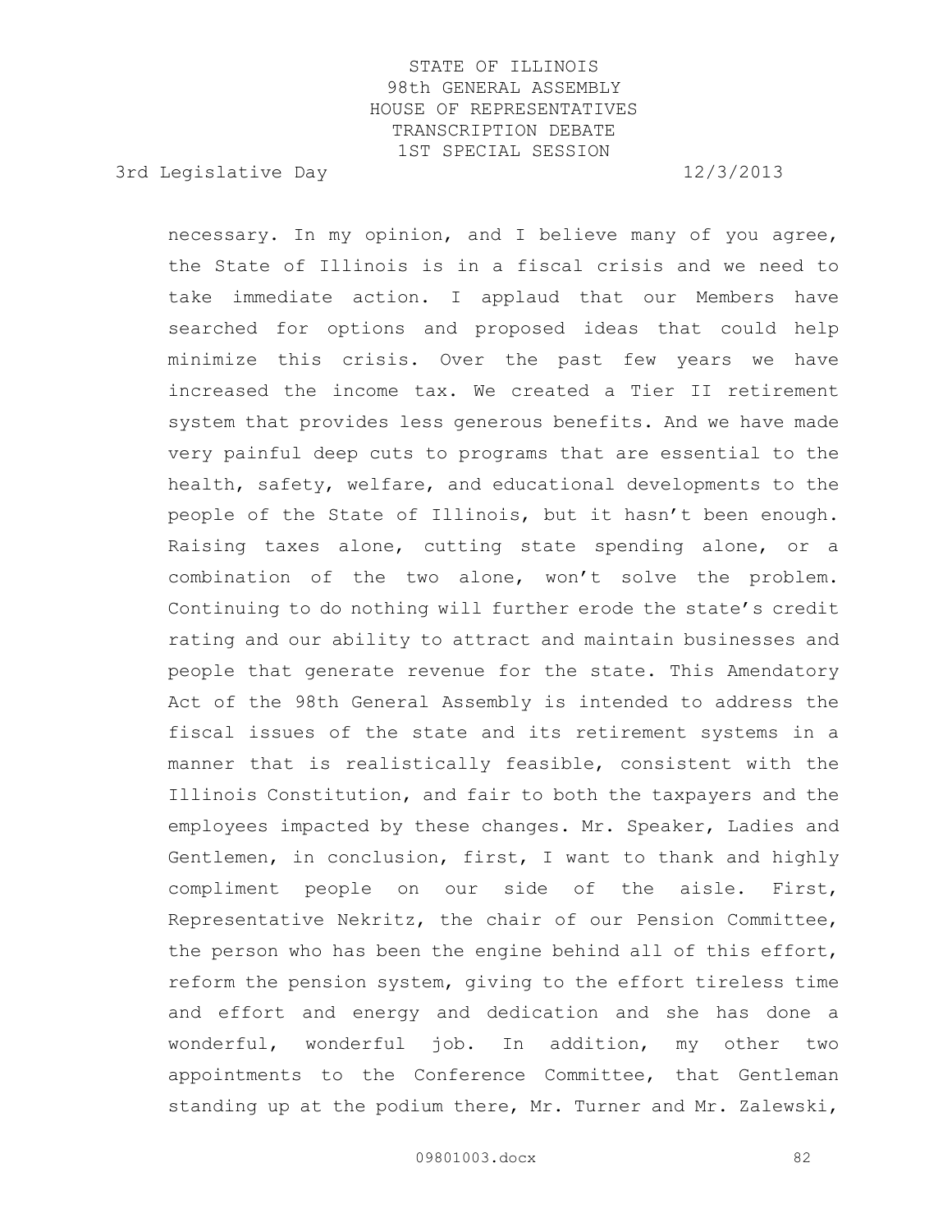necessary. In my opinion, and I believe many of you agree, the State of Illinois is in a fiscal crisis and we need to take immediate action. I applaud that our Members have searched for options and proposed ideas that could help minimize this crisis. Over the past few years we have increased the income tax. We created a Tier II retirement system that provides less generous benefits. And we have made very painful deep cuts to programs that are essential to the health, safety, welfare, and educational developments to the people of the State of Illinois, but it hasn't been enough. Raising taxes alone, cutting state spending alone, or a combination of the two alone, won't solve the problem. Continuing to do nothing will further erode the state's credit rating and our ability to attract and maintain businesses and people that generate revenue for the state. This Amendatory Act of the 98th General Assembly is intended to address the fiscal issues of the state and its retirement systems in a manner that is realistically feasible, consistent with the Illinois Constitution, and fair to both the taxpayers and the employees impacted by these changes. Mr. Speaker, Ladies and Gentlemen, in conclusion, first, I want to thank and highly compliment people on our side of the aisle. First, Representative Nekritz, the chair of our Pension Committee, the person who has been the engine behind all of this effort, reform the pension system, giving to the effort tireless time and effort and energy and dedication and she has done a wonderful, wonderful job. In addition, my other two appointments to the Conference Committee, that Gentleman standing up at the podium there, Mr. Turner and Mr. Zalewski,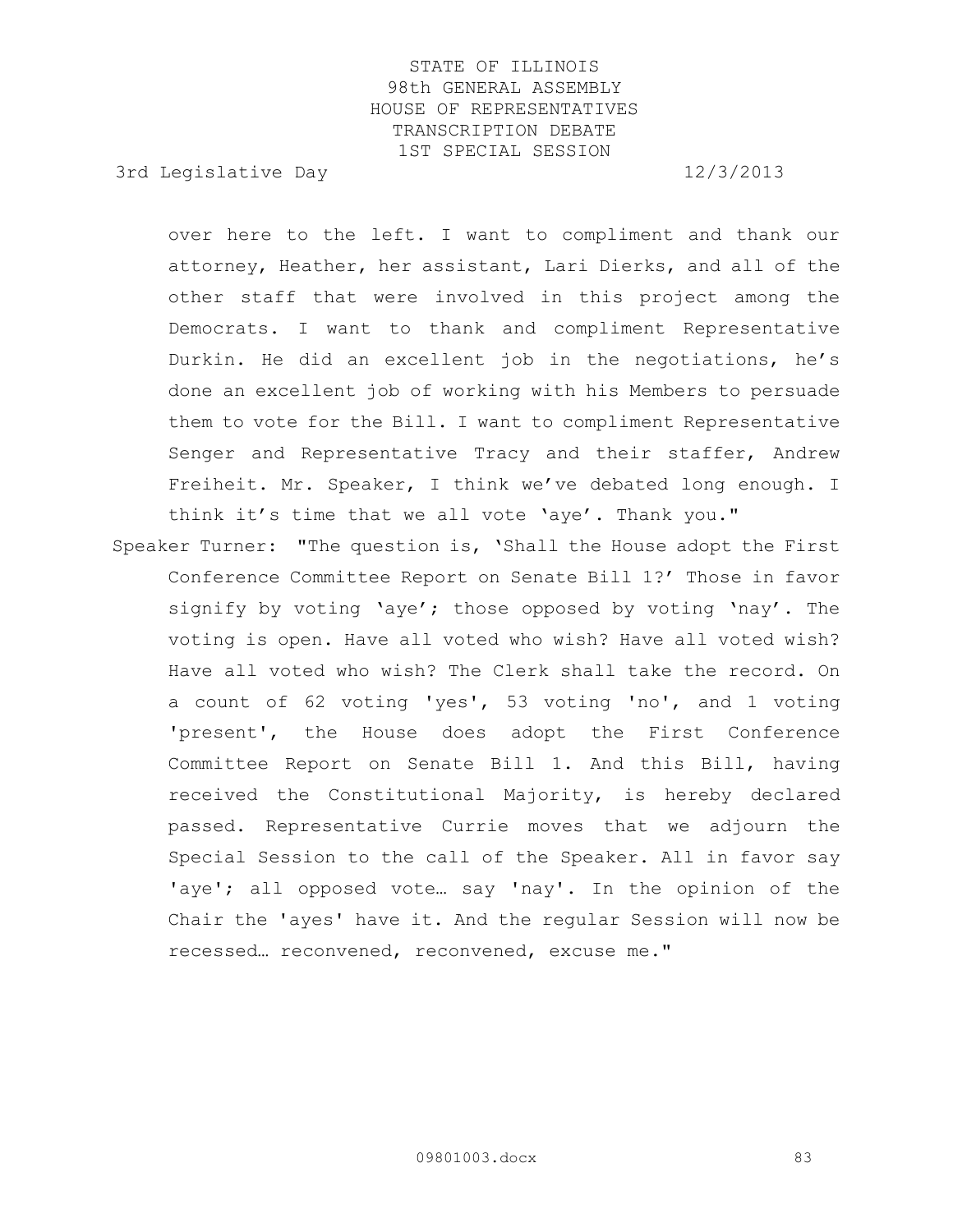over here to the left. I want to compliment and thank our attorney, Heather, her assistant, Lari Dierks, and all of the other staff that were involved in this project among the Democrats. I want to thank and compliment Representative Durkin. He did an excellent job in the negotiations, he's done an excellent job of working with his Members to persuade them to vote for the Bill. I want to compliment Representative Senger and Representative Tracy and their staffer, Andrew Freiheit. Mr. Speaker, I think we've debated long enough. I think it's time that we all vote 'aye'. Thank you."

Speaker Turner: "The question is, 'Shall the House adopt the First Conference Committee Report on Senate Bill 1?' Those in favor signify by voting 'aye'; those opposed by voting 'nay'. The voting is open. Have all voted who wish? Have all voted wish? Have all voted who wish? The Clerk shall take the record. On a count of 62 voting 'yes', 53 voting 'no', and 1 voting 'present', the House does adopt the First Conference Committee Report on Senate Bill 1. And this Bill, having received the Constitutional Majority, is hereby declared passed. Representative Currie moves that we adjourn the Special Session to the call of the Speaker. All in favor say 'aye'; all opposed vote… say 'nay'. In the opinion of the Chair the 'ayes' have it. And the regular Session will now be recessed… reconvened, reconvened, excuse me."